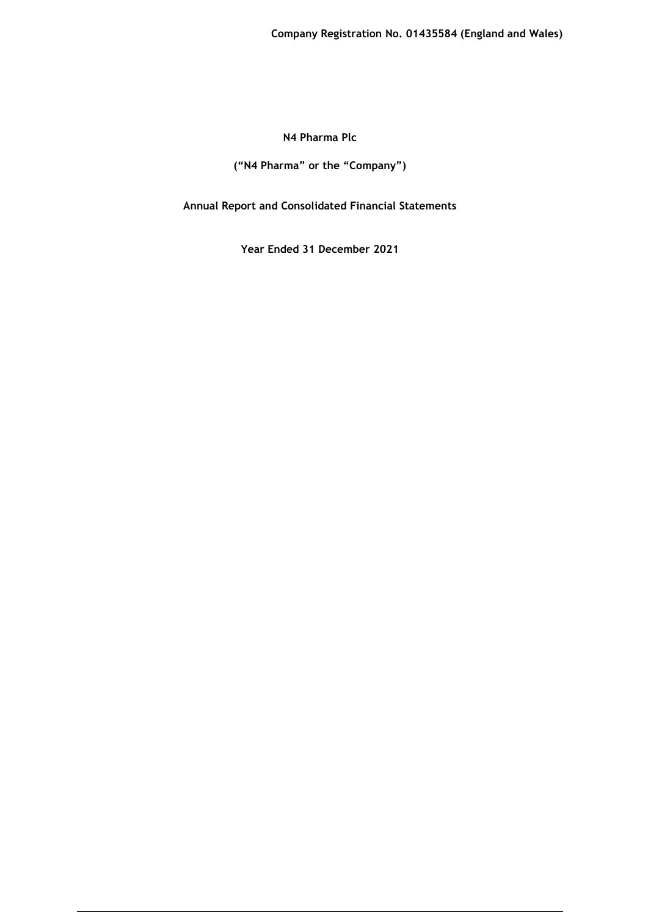**Company Registration No. 01435584 (England and Wales)**

# N4 Pharma Plc

**("N4 Pharma" or the "Company")**

**Annual Report and Consolidated Financial Statements**

**Year Ended 31 December 2021**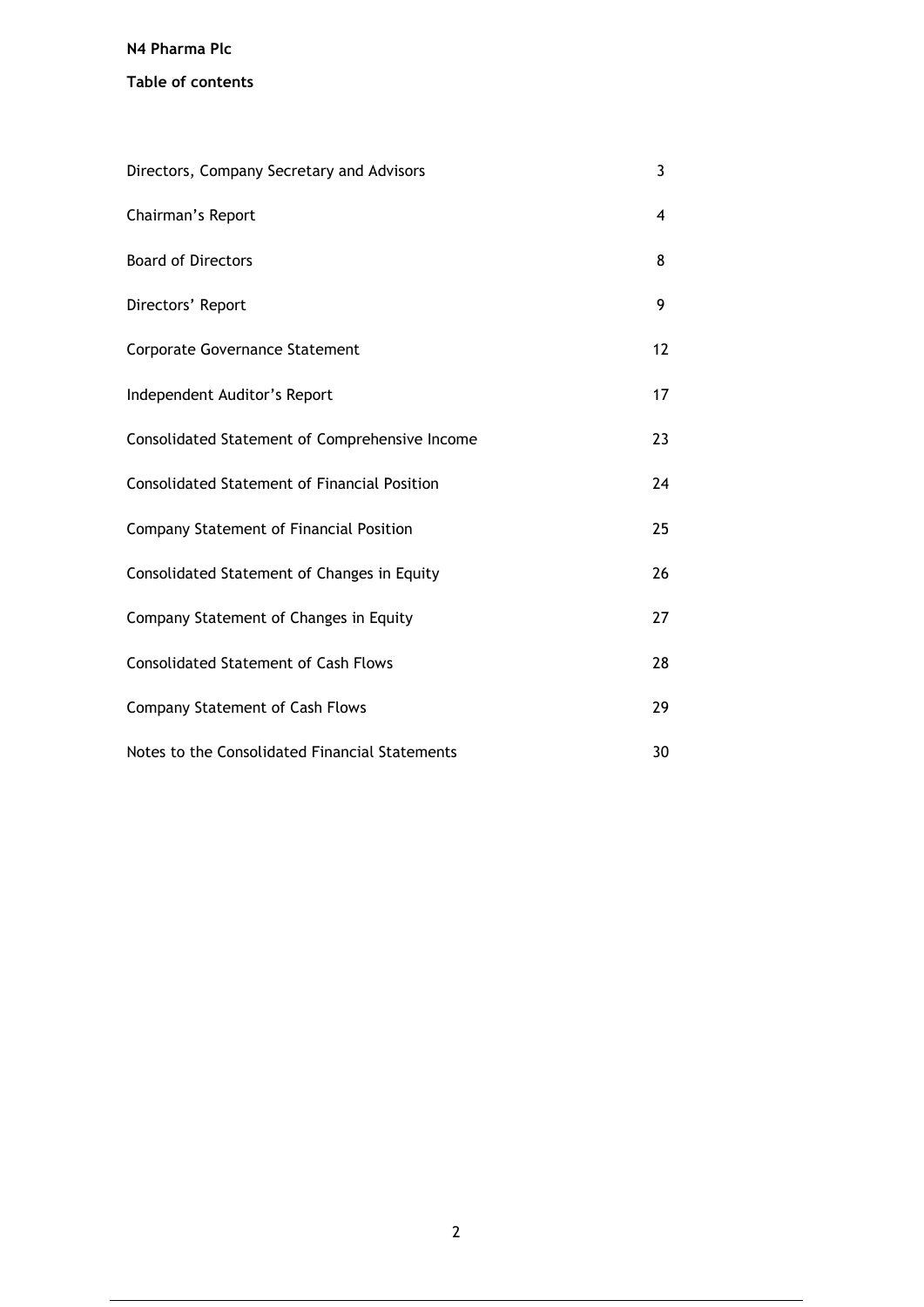**N4 Pharma Plc**

## Table of contents

| | |
|---|---|
| Directors, Company Secretary and Advisors | 3 |
| Chairman's Report | 4 |
| Board of Directors | 8 |
| Directors' Report | 9 |
| Corporate Governance Statement | 12 |
| Independent Auditor's Report | 17 |
| Consolidated Statement of Comprehensive Income | 23 |
| Consolidated Statement of Financial Position | 24 |
| Company Statement of Financial Position | 25 |
| Consolidated Statement of Changes in Equity | 26 |
| Company Statement of Changes in Equity | 27 |
| Consolidated Statement of Cash Flows | 28 |
| Company Statement of Cash Flows | 29 |
| Notes to the Consolidated Financial Statements | 30 |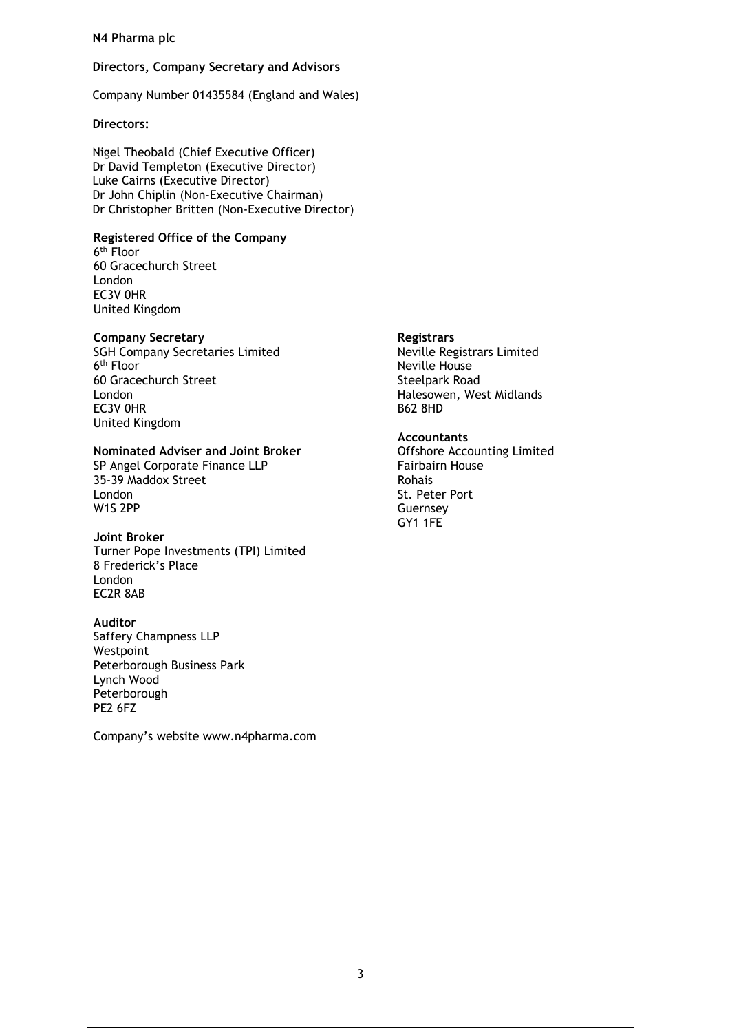**N4 Pharma plc**

## Directors, Company Secretary and Advisors

Company Number 01435584 (England and Wales)

**Directors:**

Nigel Theobald (Chief Executive Officer)
Dr David Templeton (Executive Director)
Luke Cairns (Executive Director)
Dr John Chiplin (Non-Executive Chairman)
Dr Christopher Britten (Non-Executive Director)

**Registered Office of the Company**
6th Floor
60 Gracechurch Street
London
EC3V 0HR
United Kingdom

**Company Secretary**
SGH Company Secretaries Limited
6th Floor
60 Gracechurch Street
London
EC3V 0HR
United Kingdom

**Nominated Adviser and Joint Broker**
SP Angel Corporate Finance LLP
35-39 Maddox Street
London
W1S 2PP

**Joint Broker**
Turner Pope Investments (TPI) Limited
8 Frederick's Place
London
EC2R 8AB

**Auditor**
Saffery Champness LLP
Westpoint
Peterborough Business Park
Lynch Wood
Peterborough
PE2 6FZ

**Registrars**
Neville Registrars Limited
Neville House
Steelpark Road
Halesowen, West Midlands
B62 8HD

**Accountants**
Offshore Accounting Limited
Fairbairn House
Rohais
St. Peter Port
Guernsey
GY1 1FE

Company's website www.n4pharma.com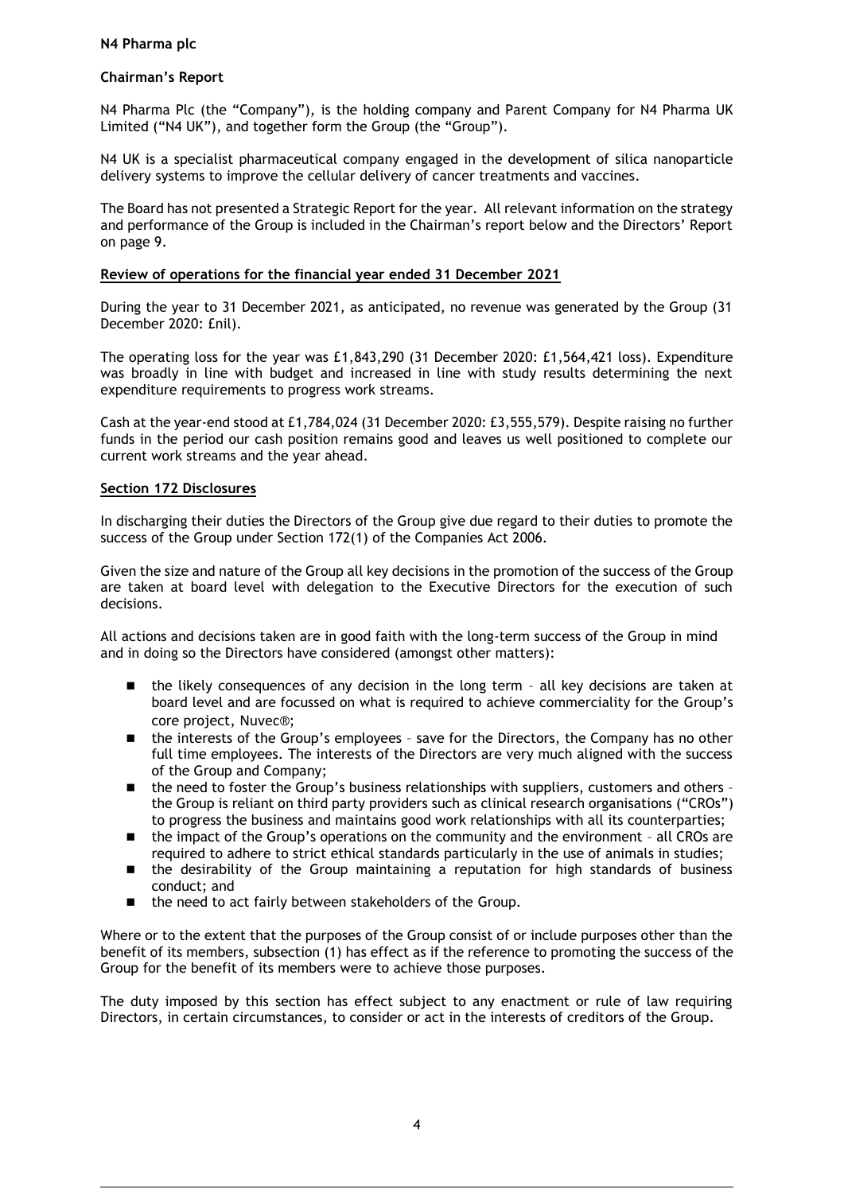**N4 Pharma plc**

## Chairman's Report

N4 Pharma Plc (the "Company"), is the holding company and Parent Company for N4 Pharma UK Limited ("N4 UK"), and together form the Group (the "Group").

N4 UK is a specialist pharmaceutical company engaged in the development of silica nanoparticle delivery systems to improve the cellular delivery of cancer treatments and vaccines.

The Board has not presented a Strategic Report for the year. All relevant information on the strategy and performance of the Group is included in the Chairman's report below and the Directors' Report on page 9.

### Review of operations for the financial year ended 31 December 2021

During the year to 31 December 2021, as anticipated, no revenue was generated by the Group (31 December 2020: £nil).

The operating loss for the year was £1,843,290 (31 December 2020: £1,564,421 loss). Expenditure was broadly in line with budget and increased in line with study results determining the next expenditure requirements to progress work streams.

Cash at the year-end stood at £1,784,024 (31 December 2020: £3,555,579). Despite raising no further funds in the period our cash position remains good and leaves us well positioned to complete our current work streams and the year ahead.

### Section 172 Disclosures

In discharging their duties the Directors of the Group give due regard to their duties to promote the success of the Group under Section 172(1) of the Companies Act 2006.

Given the size and nature of the Group all key decisions in the promotion of the success of the Group are taken at board level with delegation to the Executive Directors for the execution of such decisions.

All actions and decisions taken are in good faith with the long-term success of the Group in mind and in doing so the Directors have considered (amongst other matters):

- the likely consequences of any decision in the long term – all key decisions are taken at board level and are focussed on what is required to achieve commerciality for the Group's core project, Nuvec®;
- the interests of the Group's employees – save for the Directors, the Company has no other full time employees. The interests of the Directors are very much aligned with the success of the Group and Company;
- the need to foster the Group's business relationships with suppliers, customers and others – the Group is reliant on third party providers such as clinical research organisations ("CROs") to progress the business and maintains good work relationships with all its counterparties;
- the impact of the Group's operations on the community and the environment – all CROs are required to adhere to strict ethical standards particularly in the use of animals in studies;
- the desirability of the Group maintaining a reputation for high standards of business conduct; and
- the need to act fairly between stakeholders of the Group.

Where or to the extent that the purposes of the Group consist of or include purposes other than the benefit of its members, subsection (1) has effect as if the reference to promoting the success of the Group for the benefit of its members were to achieve those purposes.

The duty imposed by this section has effect subject to any enactment or rule of law requiring Directors, in certain circumstances, to consider or act in the interests of creditors of the Group.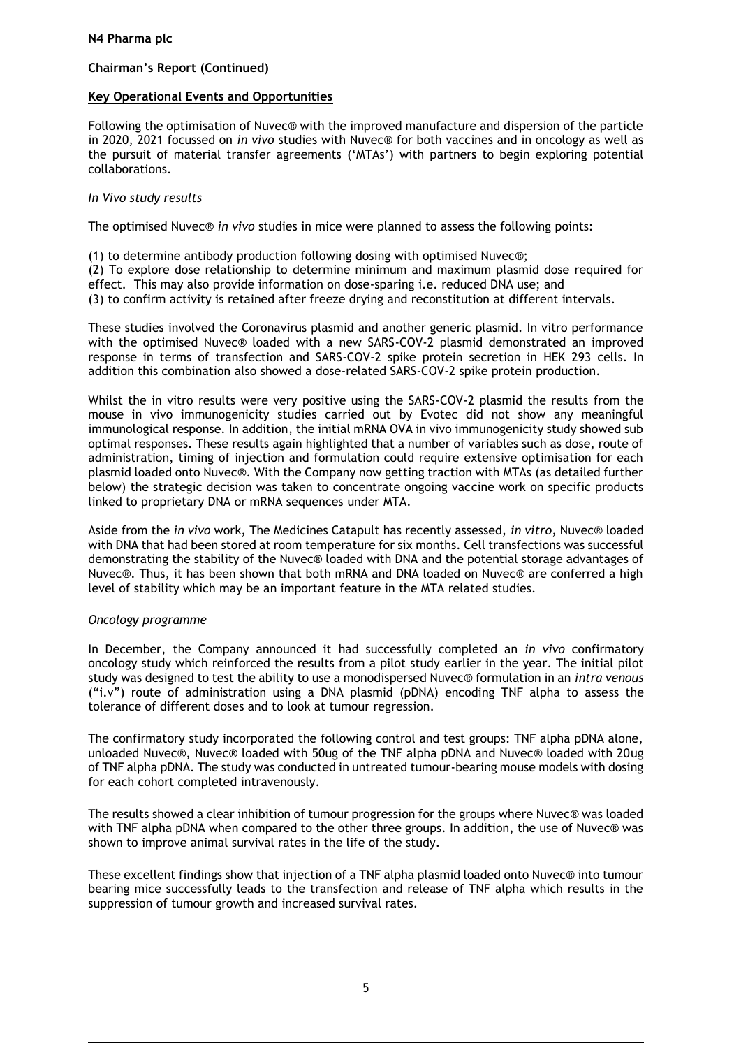**Chairman's Report (Continued)**

## Key Operational Events and Opportunities

Following the optimisation of Nuvec® with the improved manufacture and dispersion of the particle in 2020, 2021 focussed on *in vivo* studies with Nuvec® for both vaccines and in oncology as well as the pursuit of material transfer agreements ('MTAs') with partners to begin exploring potential collaborations.

### *In Vivo study results*

The optimised Nuvec® *in vivo* studies in mice were planned to assess the following points:

(1) to determine antibody production following dosing with optimised Nuvec®;
(2) To explore dose relationship to determine minimum and maximum plasmid dose required for effect. This may also provide information on dose-sparing i.e. reduced DNA use; and
(3) to confirm activity is retained after freeze drying and reconstitution at different intervals.

These studies involved the Coronavirus plasmid and another generic plasmid. In vitro performance with the optimised Nuvec® loaded with a new SARS-COV-2 plasmid demonstrated an improved response in terms of transfection and SARS-COV-2 spike protein secretion in HEK 293 cells. In addition this combination also showed a dose-related SARS-COV-2 spike protein production.

Whilst the in vitro results were very positive using the SARS-COV-2 plasmid the results from the mouse in vivo immunogenicity studies carried out by Evotec did not show any meaningful immunological response. In addition, the initial mRNA OVA in vivo immunogenicity study showed sub optimal responses. These results again highlighted that a number of variables such as dose, route of administration, timing of injection and formulation could require extensive optimisation for each plasmid loaded onto Nuvec®. With the Company now getting traction with MTAs (as detailed further below) the strategic decision was taken to concentrate ongoing vaccine work on specific products linked to proprietary DNA or mRNA sequences under MTA.

Aside from the *in vivo* work, The Medicines Catapult has recently assessed, *in vitro*, Nuvec® loaded with DNA that had been stored at room temperature for six months. Cell transfections was successful demonstrating the stability of the Nuvec® loaded with DNA and the potential storage advantages of Nuvec®. Thus, it has been shown that both mRNA and DNA loaded on Nuvec® are conferred a high level of stability which may be an important feature in the MTA related studies.

### *Oncology programme*

In December, the Company announced it had successfully completed an *in vivo* confirmatory oncology study which reinforced the results from a pilot study earlier in the year. The initial pilot study was designed to test the ability to use a monodispersed Nuvec® formulation in an *intra venous* ("i.v") route of administration using a DNA plasmid (pDNA) encoding TNF alpha to assess the tolerance of different doses and to look at tumour regression.

The confirmatory study incorporated the following control and test groups: TNF alpha pDNA alone, unloaded Nuvec®, Nuvec® loaded with 50ug of the TNF alpha pDNA and Nuvec® loaded with 20ug of TNF alpha pDNA. The study was conducted in untreated tumour-bearing mouse models with dosing for each cohort completed intravenously.

The results showed a clear inhibition of tumour progression for the groups where Nuvec® was loaded with TNF alpha pDNA when compared to the other three groups. In addition, the use of Nuvec® was shown to improve animal survival rates in the life of the study.

These excellent findings show that injection of a TNF alpha plasmid loaded onto Nuvec® into tumour bearing mice successfully leads to the transfection and release of TNF alpha which results in the suppression of tumour growth and increased survival rates.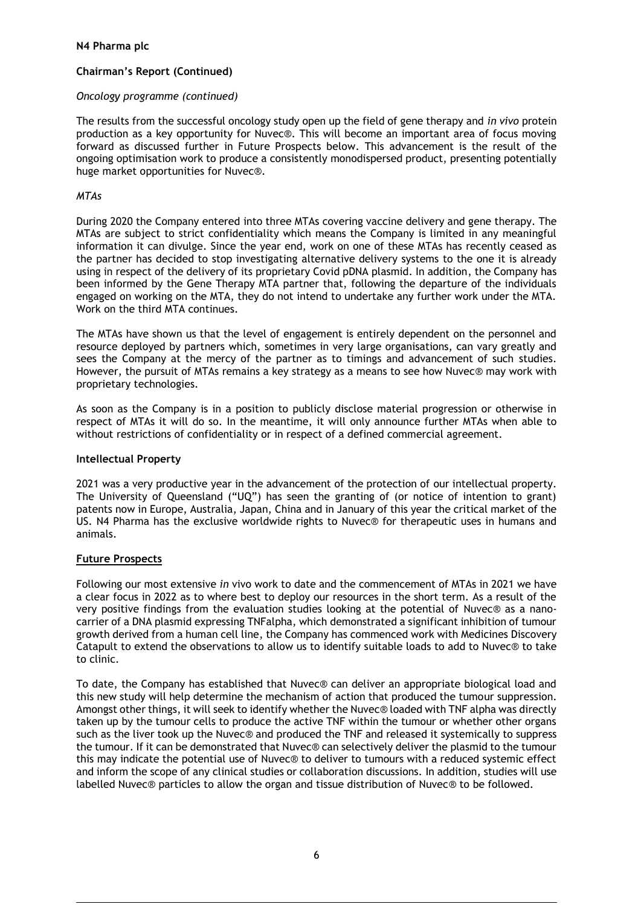**N4 Pharma plc**

**Chairman's Report (Continued)**

*Oncology programme (continued)*

The results from the successful oncology study open up the field of gene therapy and *in vivo* protein production as a key opportunity for Nuvec®. This will become an important area of focus moving forward as discussed further in Future Prospects below. This advancement is the result of the ongoing optimisation work to produce a consistently monodispersed product, presenting potentially huge market opportunities for Nuvec®.

*MTAs*

During 2020 the Company entered into three MTAs covering vaccine delivery and gene therapy. The MTAs are subject to strict confidentiality which means the Company is limited in any meaningful information it can divulge. Since the year end, work on one of these MTAs has recently ceased as the partner has decided to stop investigating alternative delivery systems to the one it is already using in respect of the delivery of its proprietary Covid pDNA plasmid. In addition, the Company has been informed by the Gene Therapy MTA partner that, following the departure of the individuals engaged on working on the MTA, they do not intend to undertake any further work under the MTA. Work on the third MTA continues.

The MTAs have shown us that the level of engagement is entirely dependent on the personnel and resource deployed by partners which, sometimes in very large organisations, can vary greatly and sees the Company at the mercy of the partner as to timings and advancement of such studies. However, the pursuit of MTAs remains a key strategy as a means to see how Nuvec® may work with proprietary technologies.

As soon as the Company is in a position to publicly disclose material progression or otherwise in respect of MTAs it will do so. In the meantime, it will only announce further MTAs when able to without restrictions of confidentiality or in respect of a defined commercial agreement.

**Intellectual Property**

2021 was a very productive year in the advancement of the protection of our intellectual property. The University of Queensland ("UQ") has seen the granting of (or notice of intention to grant) patents now in Europe, Australia, Japan, China and in January of this year the critical market of the US. N4 Pharma has the exclusive worldwide rights to Nuvec® for therapeutic uses in humans and animals.

**Future Prospects**

Following our most extensive *in* vivo work to date and the commencement of MTAs in 2021 we have a clear focus in 2022 as to where best to deploy our resources in the short term. As a result of the very positive findings from the evaluation studies looking at the potential of Nuvec® as a nano-carrier of a DNA plasmid expressing TNFalpha, which demonstrated a significant inhibition of tumour growth derived from a human cell line, the Company has commenced work with Medicines Discovery Catapult to extend the observations to allow us to identify suitable loads to add to Nuvec® to take to clinic.

To date, the Company has established that Nuvec® can deliver an appropriate biological load and this new study will help determine the mechanism of action that produced the tumour suppression. Amongst other things, it will seek to identify whether the Nuvec® loaded with TNF alpha was directly taken up by the tumour cells to produce the active TNF within the tumour or whether other organs such as the liver took up the Nuvec® and produced the TNF and released it systemically to suppress the tumour. If it can be demonstrated that Nuvec® can selectively deliver the plasmid to the tumour this may indicate the potential use of Nuvec® to deliver to tumours with a reduced systemic effect and inform the scope of any clinical studies or collaboration discussions. In addition, studies will use labelled Nuvec® particles to allow the organ and tissue distribution of Nuvec® to be followed.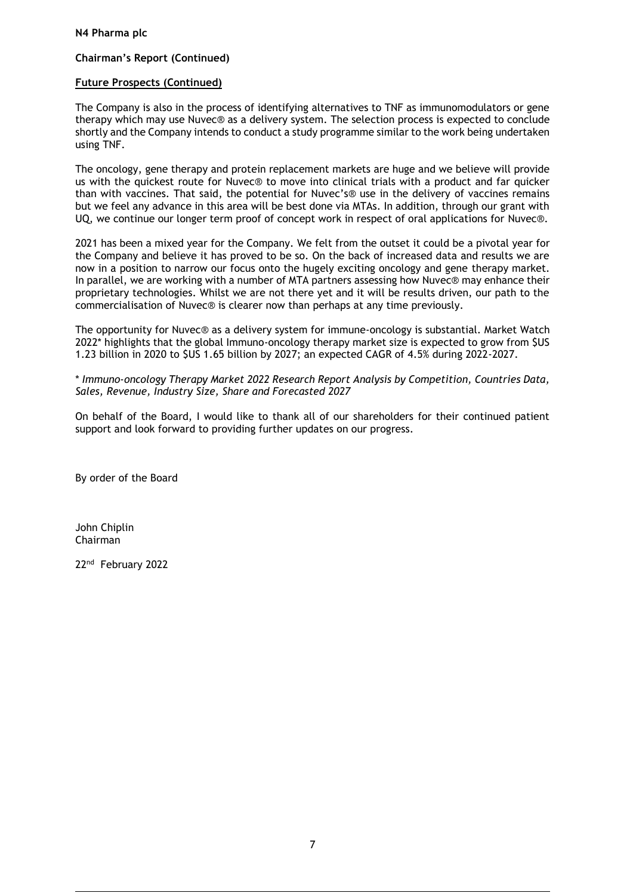**Chairman's Report (Continued)**

**Future Prospects (Continued)**

The Company is also in the process of identifying alternatives to TNF as immunomodulators or gene therapy which may use Nuvec® as a delivery system. The selection process is expected to conclude shortly and the Company intends to conduct a study programme similar to the work being undertaken using TNF.

The oncology, gene therapy and protein replacement markets are huge and we believe will provide us with the quickest route for Nuvec® to move into clinical trials with a product and far quicker than with vaccines. That said, the potential for Nuvec's® use in the delivery of vaccines remains but we feel any advance in this area will be best done via MTAs. In addition, through our grant with UQ, we continue our longer term proof of concept work in respect of oral applications for Nuvec®.

2021 has been a mixed year for the Company. We felt from the outset it could be a pivotal year for the Company and believe it has proved to be so. On the back of increased data and results we are now in a position to narrow our focus onto the hugely exciting oncology and gene therapy market. In parallel, we are working with a number of MTA partners assessing how Nuvec® may enhance their proprietary technologies. Whilst we are not there yet and it will be results driven, our path to the commercialisation of Nuvec® is clearer now than perhaps at any time previously.

The opportunity for Nuvec® as a delivery system for immune-oncology is substantial. Market Watch 2022* highlights that the global Immuno-oncology therapy market size is expected to grow from $US 1.23 billion in 2020 to $US 1.65 billion by 2027; an expected CAGR of 4.5% during 2022-2027.

* *Immuno-oncology Therapy Market 2022 Research Report Analysis by Competition, Countries Data, Sales, Revenue, Industry Size, Share and Forecasted 2027*

On behalf of the Board, I would like to thank all of our shareholders for their continued patient support and look forward to providing further updates on our progress.

By order of the Board

John Chiplin
Chairman

22nd February 2022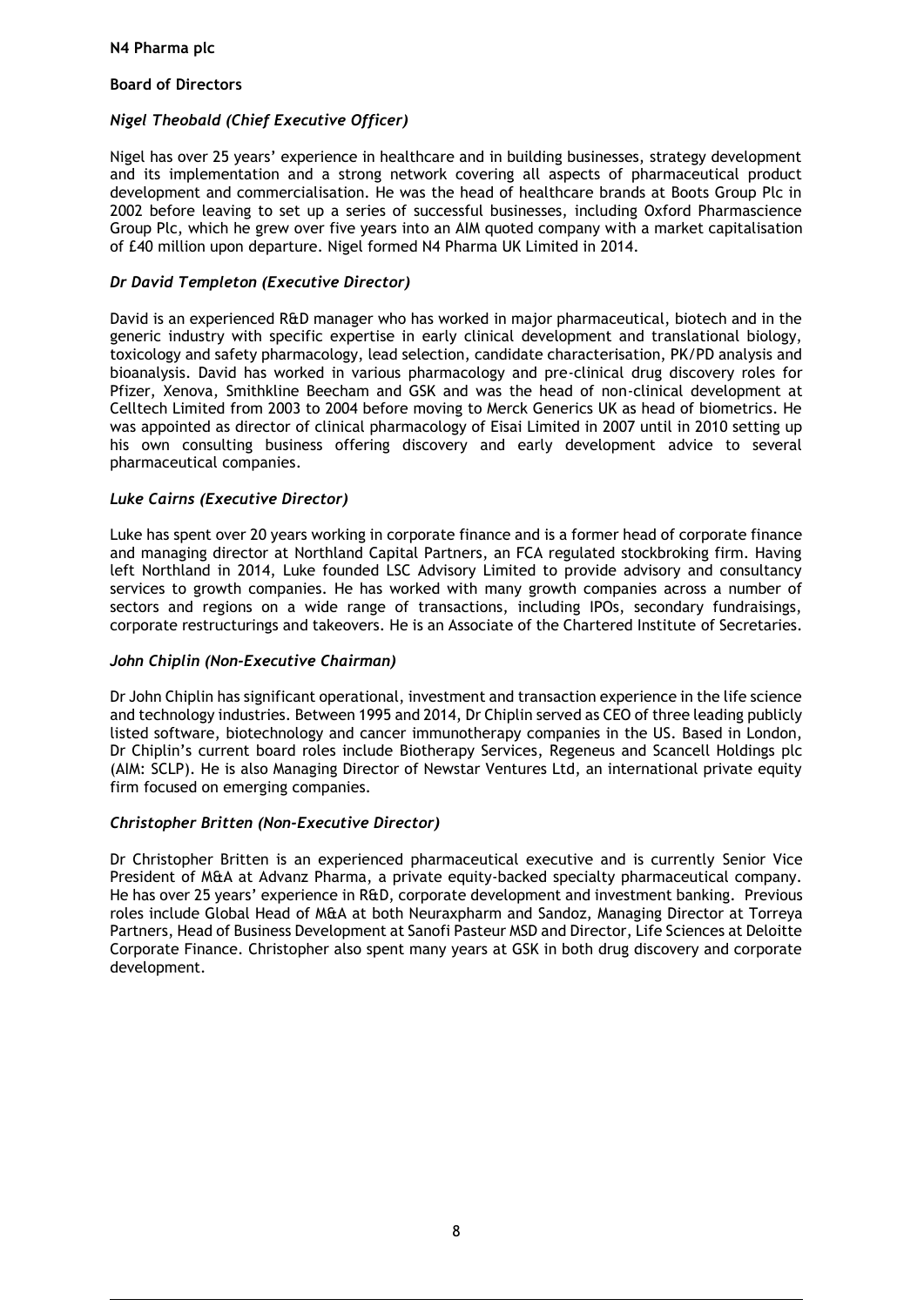**N4 Pharma plc**

**Board of Directors**

***Nigel Theobald (Chief Executive Officer)***

Nigel has over 25 years' experience in healthcare and in building businesses, strategy development and its implementation and a strong network covering all aspects of pharmaceutical product development and commercialisation. He was the head of healthcare brands at Boots Group Plc in 2002 before leaving to set up a series of successful businesses, including Oxford Pharmascience Group Plc, which he grew over five years into an AIM quoted company with a market capitalisation of £40 million upon departure. Nigel formed N4 Pharma UK Limited in 2014.

***Dr David Templeton (Executive Director)***

David is an experienced R&D manager who has worked in major pharmaceutical, biotech and in the generic industry with specific expertise in early clinical development and translational biology, toxicology and safety pharmacology, lead selection, candidate characterisation, PK/PD analysis and bioanalysis. David has worked in various pharmacology and pre-clinical drug discovery roles for Pfizer, Xenova, Smithkline Beecham and GSK and was the head of non-clinical development at Celltech Limited from 2003 to 2004 before moving to Merck Generics UK as head of biometrics. He was appointed as director of clinical pharmacology of Eisai Limited in 2007 until in 2010 setting up his own consulting business offering discovery and early development advice to several pharmaceutical companies.

***Luke Cairns (Executive Director)***

Luke has spent over 20 years working in corporate finance and is a former head of corporate finance and managing director at Northland Capital Partners, an FCA regulated stockbroking firm. Having left Northland in 2014, Luke founded LSC Advisory Limited to provide advisory and consultancy services to growth companies. He has worked with many growth companies across a number of sectors and regions on a wide range of transactions, including IPOs, secondary fundraisings, corporate restructurings and takeovers. He is an Associate of the Chartered Institute of Secretaries.

***John Chiplin (Non-Executive Chairman)***

Dr John Chiplin has significant operational, investment and transaction experience in the life science and technology industries. Between 1995 and 2014, Dr Chiplin served as CEO of three leading publicly listed software, biotechnology and cancer immunotherapy companies in the US. Based in London, Dr Chiplin's current board roles include Biotherapy Services, Regeneus and Scancell Holdings plc (AIM: SCLP). He is also Managing Director of Newstar Ventures Ltd, an international private equity firm focused on emerging companies.

***Christopher Britten (Non-Executive Director)***

Dr Christopher Britten is an experienced pharmaceutical executive and is currently Senior Vice President of M&A at Advanz Pharma, a private equity-backed specialty pharmaceutical company. He has over 25 years' experience in R&D, corporate development and investment banking. Previous roles include Global Head of M&A at both Neuraxpharm and Sandoz, Managing Director at Torreya Partners, Head of Business Development at Sanofi Pasteur MSD and Director, Life Sciences at Deloitte Corporate Finance. Christopher also spent many years at GSK in both drug discovery and corporate development.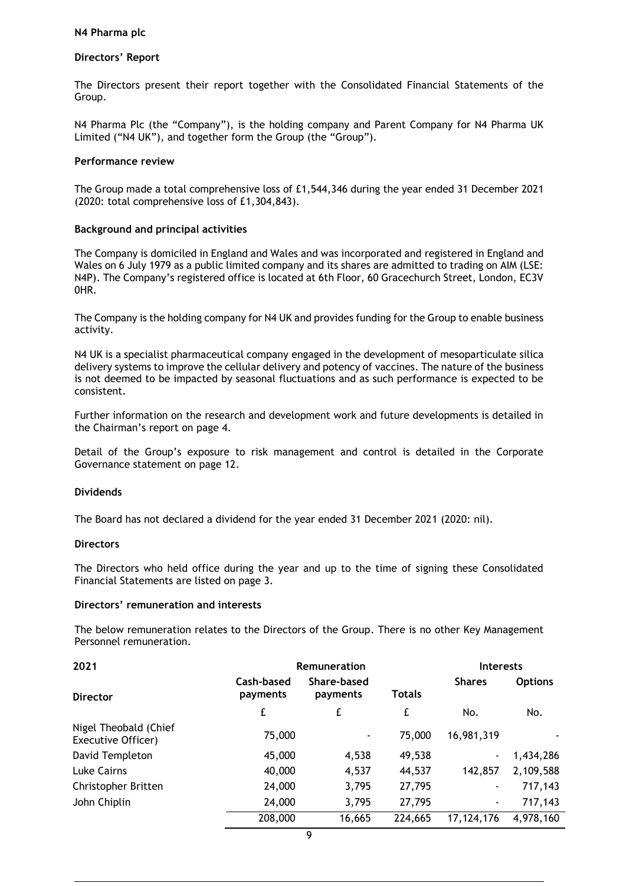**N4 Pharma plc**

## Directors' Report

The Directors present their report together with the Consolidated Financial Statements of the Group.

N4 Pharma Plc (the "Company"), is the holding company and Parent Company for N4 Pharma UK Limited ("N4 UK"), and together form the Group (the "Group").

### Performance review

The Group made a total comprehensive loss of £1,544,346 during the year ended 31 December 2021 (2020: total comprehensive loss of £1,304,843).

### Background and principal activities

The Company is domiciled in England and Wales and was incorporated and registered in England and Wales on 6 July 1979 as a public limited company and its shares are admitted to trading on AIM (LSE: N4P). The Company's registered office is located at 6th Floor, 60 Gracechurch Street, London, EC3V 0HR.

The Company is the holding company for N4 UK and provides funding for the Group to enable business activity.

N4 UK is a specialist pharmaceutical company engaged in the development of mesoparticulate silica delivery systems to improve the cellular delivery and potency of vaccines. The nature of the business is not deemed to be impacted by seasonal fluctuations and as such performance is expected to be consistent.

Further information on the research and development work and future developments is detailed in the Chairman's report on page 4.

Detail of the Group's exposure to risk management and control is detailed in the Corporate Governance statement on page 12.

### Dividends

The Board has not declared a dividend for the year ended 31 December 2021 (2020: nil).

### Directors

The Directors who held office during the year and up to the time of signing these Consolidated Financial Statements are listed on page 3.

### Directors' remuneration and interests

The below remuneration relates to the Directors of the Group. There is no other Key Management Personnel remuneration.

| 2021 | Remuneration | | | Interests | |
|---|---|---|---|---|---|
| Director | Cash-based payments | Share-based payments | Totals | Shares | Options |
| | £ | £ | £ | No. | No. |
| Nigel Theobald (Chief Executive Officer) | 75,000 | - | 75,000 | 16,981,319 | - |
| David Templeton | 45,000 | 4,538 | 49,538 | - | 1,434,286 |
| Luke Cairns | 40,000 | 4,537 | 44,537 | 142,857 | 2,109,588 |
| Christopher Britten | 24,000 | 3,795 | 27,795 | - | 717,143 |
| John Chiplin | 24,000 | 3,795 | 27,795 | - | 717,143 |
| | 208,000 | 16,665 | 224,665 | 17,124,176 | 4,978,160 |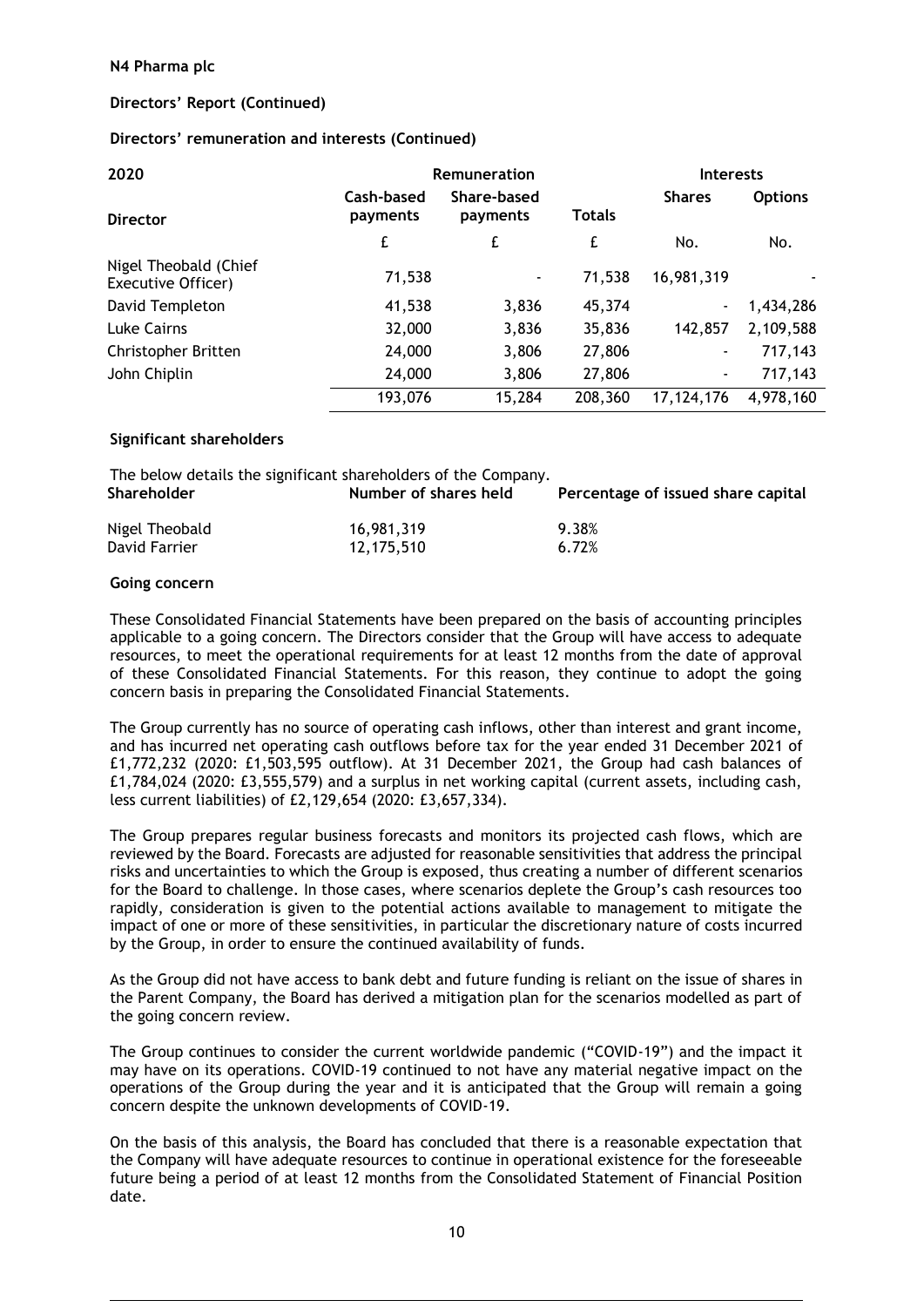**N4 Pharma plc**

**Directors' Report (Continued)**

**Directors' remuneration and interests (Continued)**

| 2020 | Remuneration | | | Interests | |
|---|---|---|---|---|---|
| Director | Cash-based payments | Share-based payments | Totals | Shares | Options |
| | £ | £ | £ | No. | No. |
| Nigel Theobald (Chief Executive Officer) | 71,538 | - | 71,538 | 16,981,319 | - |
| David Templeton | 41,538 | 3,836 | 45,374 | - | 1,434,286 |
| Luke Cairns | 32,000 | 3,836 | 35,836 | 142,857 | 2,109,588 |
| Christopher Britten | 24,000 | 3,806 | 27,806 | - | 717,143 |
| John Chiplin | 24,000 | 3,806 | 27,806 | - | 717,143 |
| | 193,076 | 15,284 | 208,360 | 17,124,176 | 4,978,160 |

**Significant shareholders**

The below details the significant shareholders of the Company.

| Shareholder | Number of shares held | Percentage of issued share capital |
|---|---|---|
| Nigel Theobald | 16,981,319 | 9.38% |
| David Farrier | 12,175,510 | 6.72% |

**Going concern**

These Consolidated Financial Statements have been prepared on the basis of accounting principles applicable to a going concern. The Directors consider that the Group will have access to adequate resources, to meet the operational requirements for at least 12 months from the date of approval of these Consolidated Financial Statements. For this reason, they continue to adopt the going concern basis in preparing the Consolidated Financial Statements.

The Group currently has no source of operating cash inflows, other than interest and grant income, and has incurred net operating cash outflows before tax for the year ended 31 December 2021 of £1,772,232 (2020: £1,503,595 outflow). At 31 December 2021, the Group had cash balances of £1,784,024 (2020: £3,555,579) and a surplus in net working capital (current assets, including cash, less current liabilities) of £2,129,654 (2020: £3,657,334).

The Group prepares regular business forecasts and monitors its projected cash flows, which are reviewed by the Board. Forecasts are adjusted for reasonable sensitivities that address the principal risks and uncertainties to which the Group is exposed, thus creating a number of different scenarios for the Board to challenge. In those cases, where scenarios deplete the Group's cash resources too rapidly, consideration is given to the potential actions available to management to mitigate the impact of one or more of these sensitivities, in particular the discretionary nature of costs incurred by the Group, in order to ensure the continued availability of funds.

As the Group did not have access to bank debt and future funding is reliant on the issue of shares in the Parent Company, the Board has derived a mitigation plan for the scenarios modelled as part of the going concern review.

The Group continues to consider the current worldwide pandemic ("COVID-19") and the impact it may have on its operations. COVID-19 continued to not have any material negative impact on the operations of the Group during the year and it is anticipated that the Group will remain a going concern despite the unknown developments of COVID-19.

On the basis of this analysis, the Board has concluded that there is a reasonable expectation that the Company will have adequate resources to continue in operational existence for the foreseeable future being a period of at least 12 months from the Consolidated Statement of Financial Position date.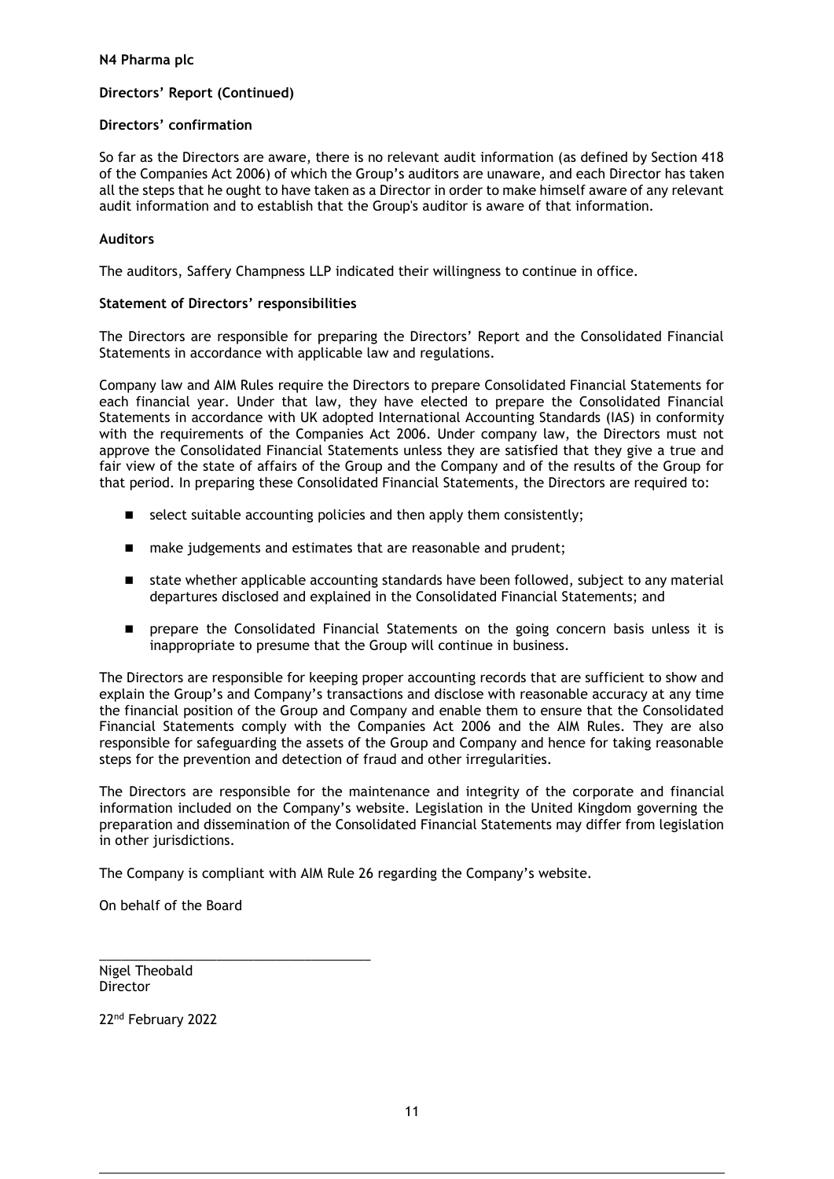**N4 Pharma plc**

## Directors' Report (Continued)

### Directors' confirmation

So far as the Directors are aware, there is no relevant audit information (as defined by Section 418 of the Companies Act 2006) of which the Group's auditors are unaware, and each Director has taken all the steps that he ought to have taken as a Director in order to make himself aware of any relevant audit information and to establish that the Group's auditor is aware of that information.

### Auditors

The auditors, Saffery Champness LLP indicated their willingness to continue in office.

### Statement of Directors' responsibilities

The Directors are responsible for preparing the Directors' Report and the Consolidated Financial Statements in accordance with applicable law and regulations.

Company law and AIM Rules require the Directors to prepare Consolidated Financial Statements for each financial year. Under that law, they have elected to prepare the Consolidated Financial Statements in accordance with UK adopted International Accounting Standards (IAS) in conformity with the requirements of the Companies Act 2006. Under company law, the Directors must not approve the Consolidated Financial Statements unless they are satisfied that they give a true and fair view of the state of affairs of the Group and the Company and of the results of the Group for that period. In preparing these Consolidated Financial Statements, the Directors are required to:

- select suitable accounting policies and then apply them consistently;
- make judgements and estimates that are reasonable and prudent;
- state whether applicable accounting standards have been followed, subject to any material departures disclosed and explained in the Consolidated Financial Statements; and
- prepare the Consolidated Financial Statements on the going concern basis unless it is inappropriate to presume that the Group will continue in business.

The Directors are responsible for keeping proper accounting records that are sufficient to show and explain the Group's and Company's transactions and disclose with reasonable accuracy at any time the financial position of the Group and Company and enable them to ensure that the Consolidated Financial Statements comply with the Companies Act 2006 and the AIM Rules. They are also responsible for safeguarding the assets of the Group and Company and hence for taking reasonable steps for the prevention and detection of fraud and other irregularities.

The Directors are responsible for the maintenance and integrity of the corporate and financial information included on the Company's website. Legislation in the United Kingdom governing the preparation and dissemination of the Consolidated Financial Statements may differ from legislation in other jurisdictions.

The Company is compliant with AIM Rule 26 regarding the Company's website.

On behalf of the Board

\_\_\_\_\_\_\_\_\_\_\_\_\_\_\_\_\_\_\_\_\_\_\_\_\_\_\_\_\_\_\_\_\_\_\_\_

Nigel Theobald
Director

22nd February 2022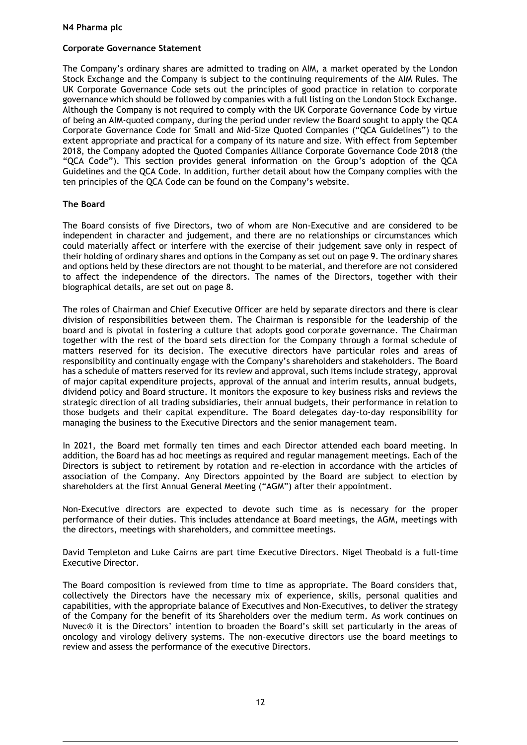**N4 Pharma plc**

## Corporate Governance Statement

The Company's ordinary shares are admitted to trading on AIM, a market operated by the London Stock Exchange and the Company is subject to the continuing requirements of the AIM Rules. The UK Corporate Governance Code sets out the principles of good practice in relation to corporate governance which should be followed by companies with a full listing on the London Stock Exchange. Although the Company is not required to comply with the UK Corporate Governance Code by virtue of being an AIM-quoted company, during the period under review the Board sought to apply the QCA Corporate Governance Code for Small and Mid-Size Quoted Companies ("QCA Guidelines") to the extent appropriate and practical for a company of its nature and size. With effect from September 2018, the Company adopted the Quoted Companies Alliance Corporate Governance Code 2018 (the "QCA Code"). This section provides general information on the Group's adoption of the QCA Guidelines and the QCA Code. In addition, further detail about how the Company complies with the ten principles of the QCA Code can be found on the Company's website.

### The Board

The Board consists of five Directors, two of whom are Non-Executive and are considered to be independent in character and judgement, and there are no relationships or circumstances which could materially affect or interfere with the exercise of their judgement save only in respect of their holding of ordinary shares and options in the Company as set out on page 9. The ordinary shares and options held by these directors are not thought to be material, and therefore are not considered to affect the independence of the directors. The names of the Directors, together with their biographical details, are set out on page 8.

The roles of Chairman and Chief Executive Officer are held by separate directors and there is clear division of responsibilities between them. The Chairman is responsible for the leadership of the board and is pivotal in fostering a culture that adopts good corporate governance. The Chairman together with the rest of the board sets direction for the Company through a formal schedule of matters reserved for its decision. The executive directors have particular roles and areas of responsibility and continually engage with the Company's shareholders and stakeholders. The Board has a schedule of matters reserved for its review and approval, such items include strategy, approval of major capital expenditure projects, approval of the annual and interim results, annual budgets, dividend policy and Board structure. It monitors the exposure to key business risks and reviews the strategic direction of all trading subsidiaries, their annual budgets, their performance in relation to those budgets and their capital expenditure. The Board delegates day-to-day responsibility for managing the business to the Executive Directors and the senior management team.

In 2021, the Board met formally ten times and each Director attended each board meeting. In addition, the Board has ad hoc meetings as required and regular management meetings. Each of the Directors is subject to retirement by rotation and re-election in accordance with the articles of association of the Company. Any Directors appointed by the Board are subject to election by shareholders at the first Annual General Meeting ("AGM") after their appointment.

Non-Executive directors are expected to devote such time as is necessary for the proper performance of their duties. This includes attendance at Board meetings, the AGM, meetings with the directors, meetings with shareholders, and committee meetings.

David Templeton and Luke Cairns are part time Executive Directors. Nigel Theobald is a full-time Executive Director.

The Board composition is reviewed from time to time as appropriate. The Board considers that, collectively the Directors have the necessary mix of experience, skills, personal qualities and capabilities, with the appropriate balance of Executives and Non-Executives, to deliver the strategy of the Company for the benefit of its Shareholders over the medium term. As work continues on Nuvec® it is the Directors' intention to broaden the Board's skill set particularly in the areas of oncology and virology delivery systems. The non-executive directors use the board meetings to review and assess the performance of the executive Directors.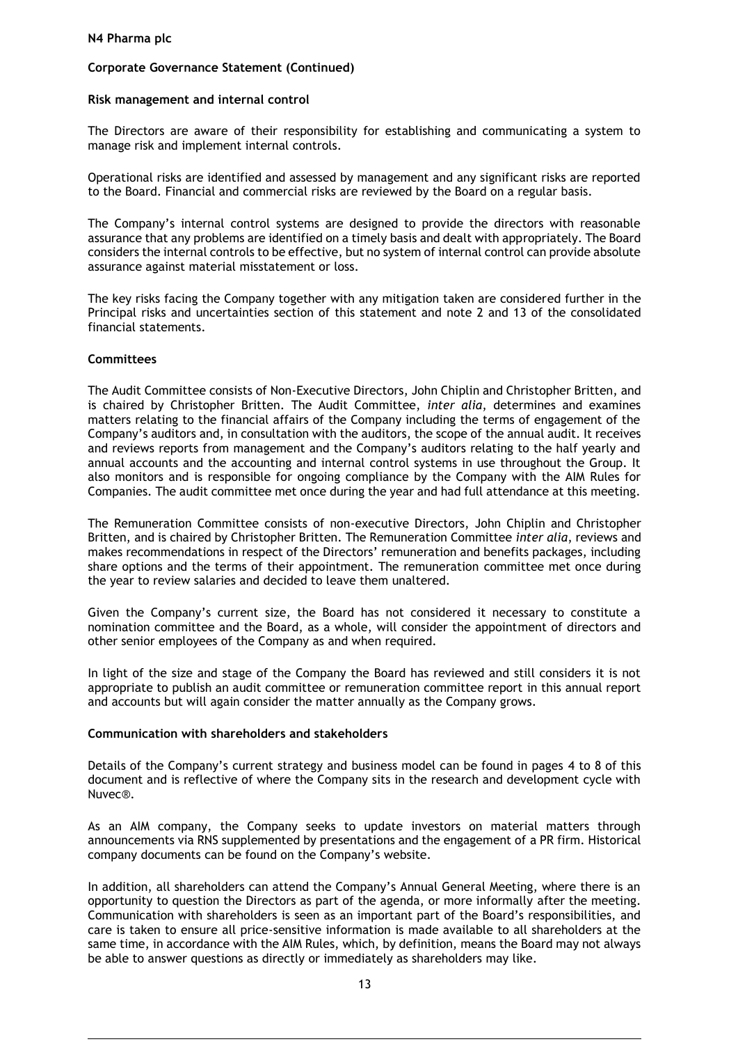**N4 Pharma plc**

**Corporate Governance Statement (Continued)**

**Risk management and internal control**

The Directors are aware of their responsibility for establishing and communicating a system to manage risk and implement internal controls.

Operational risks are identified and assessed by management and any significant risks are reported to the Board. Financial and commercial risks are reviewed by the Board on a regular basis.

The Company's internal control systems are designed to provide the directors with reasonable assurance that any problems are identified on a timely basis and dealt with appropriately. The Board considers the internal controls to be effective, but no system of internal control can provide absolute assurance against material misstatement or loss.

The key risks facing the Company together with any mitigation taken are considered further in the Principal risks and uncertainties section of this statement and note 2 and 13 of the consolidated financial statements.

**Committees**

The Audit Committee consists of Non-Executive Directors, John Chiplin and Christopher Britten, and is chaired by Christopher Britten. The Audit Committee, *inter alia*, determines and examines matters relating to the financial affairs of the Company including the terms of engagement of the Company's auditors and, in consultation with the auditors, the scope of the annual audit. It receives and reviews reports from management and the Company's auditors relating to the half yearly and annual accounts and the accounting and internal control systems in use throughout the Group. It also monitors and is responsible for ongoing compliance by the Company with the AIM Rules for Companies. The audit committee met once during the year and had full attendance at this meeting.

The Remuneration Committee consists of non-executive Directors, John Chiplin and Christopher Britten, and is chaired by Christopher Britten. The Remuneration Committee *inter alia*, reviews and makes recommendations in respect of the Directors' remuneration and benefits packages, including share options and the terms of their appointment. The remuneration committee met once during the year to review salaries and decided to leave them unaltered.

Given the Company's current size, the Board has not considered it necessary to constitute a nomination committee and the Board, as a whole, will consider the appointment of directors and other senior employees of the Company as and when required.

In light of the size and stage of the Company the Board has reviewed and still considers it is not appropriate to publish an audit committee or remuneration committee report in this annual report and accounts but will again consider the matter annually as the Company grows.

**Communication with shareholders and stakeholders**

Details of the Company's current strategy and business model can be found in pages 4 to 8 of this document and is reflective of where the Company sits in the research and development cycle with Nuvec®.

As an AIM company, the Company seeks to update investors on material matters through announcements via RNS supplemented by presentations and the engagement of a PR firm. Historical company documents can be found on the Company's website.

In addition, all shareholders can attend the Company's Annual General Meeting, where there is an opportunity to question the Directors as part of the agenda, or more informally after the meeting. Communication with shareholders is seen as an important part of the Board's responsibilities, and care is taken to ensure all price-sensitive information is made available to all shareholders at the same time, in accordance with the AIM Rules, which, by definition, means the Board may not always be able to answer questions as directly or immediately as shareholders may like.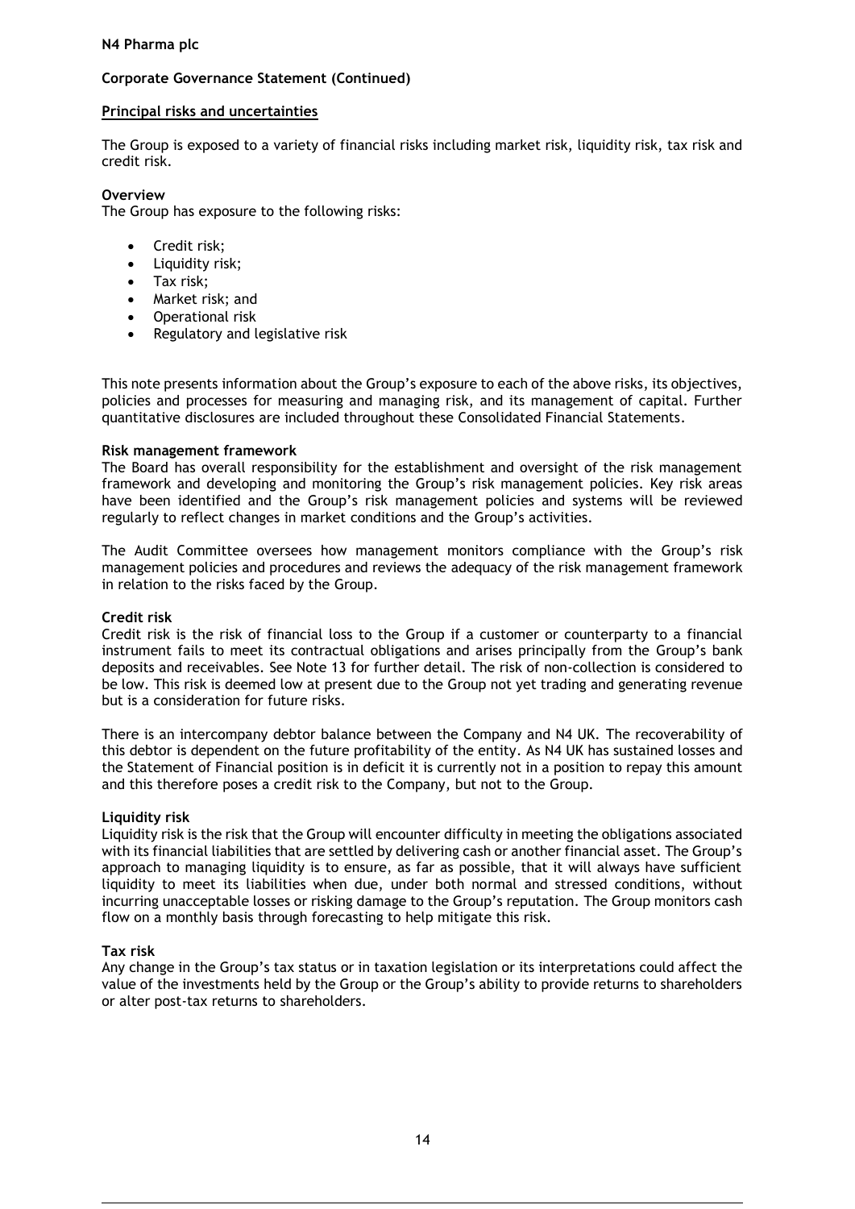**N4 Pharma plc**

**Corporate Governance Statement (Continued)**

## Principal risks and uncertainties

The Group is exposed to a variety of financial risks including market risk, liquidity risk, tax risk and credit risk.

**Overview**

The Group has exposure to the following risks:

- Credit risk;
- Liquidity risk;
- Tax risk;
- Market risk; and
- Operational risk
- Regulatory and legislative risk

This note presents information about the Group's exposure to each of the above risks, its objectives, policies and processes for measuring and managing risk, and its management of capital. Further quantitative disclosures are included throughout these Consolidated Financial Statements.

**Risk management framework**

The Board has overall responsibility for the establishment and oversight of the risk management framework and developing and monitoring the Group's risk management policies. Key risk areas have been identified and the Group's risk management policies and systems will be reviewed regularly to reflect changes in market conditions and the Group's activities.

The Audit Committee oversees how management monitors compliance with the Group's risk management policies and procedures and reviews the adequacy of the risk management framework in relation to the risks faced by the Group.

**Credit risk**

Credit risk is the risk of financial loss to the Group if a customer or counterparty to a financial instrument fails to meet its contractual obligations and arises principally from the Group's bank deposits and receivables. See Note 13 for further detail. The risk of non-collection is considered to be low. This risk is deemed low at present due to the Group not yet trading and generating revenue but is a consideration for future risks.

There is an intercompany debtor balance between the Company and N4 UK. The recoverability of this debtor is dependent on the future profitability of the entity. As N4 UK has sustained losses and the Statement of Financial position is in deficit it is currently not in a position to repay this amount and this therefore poses a credit risk to the Company, but not to the Group.

**Liquidity risk**

Liquidity risk is the risk that the Group will encounter difficulty in meeting the obligations associated with its financial liabilities that are settled by delivering cash or another financial asset. The Group's approach to managing liquidity is to ensure, as far as possible, that it will always have sufficient liquidity to meet its liabilities when due, under both normal and stressed conditions, without incurring unacceptable losses or risking damage to the Group's reputation. The Group monitors cash flow on a monthly basis through forecasting to help mitigate this risk.

**Tax risk**

Any change in the Group's tax status or in taxation legislation or its interpretations could affect the value of the investments held by the Group or the Group's ability to provide returns to shareholders or alter post-tax returns to shareholders.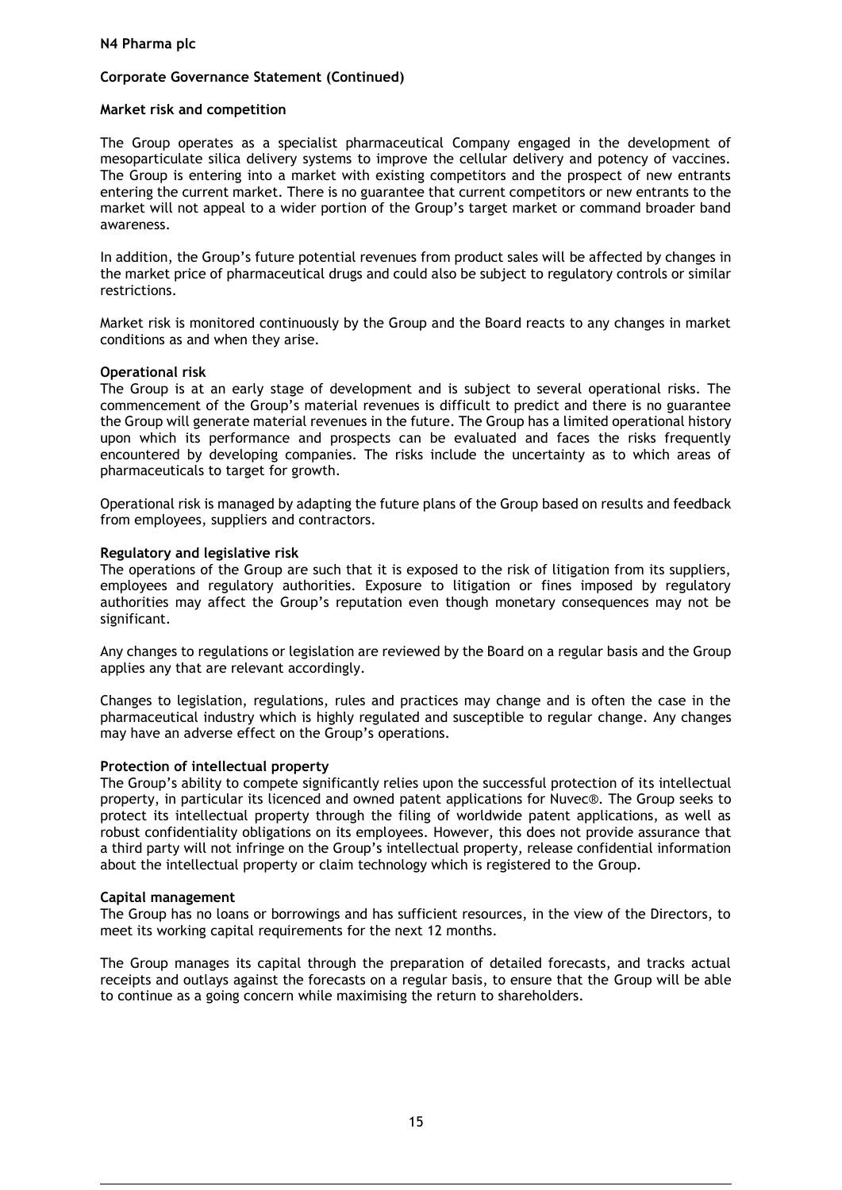## Corporate Governance Statement (Continued)

**Market risk and competition**

The Group operates as a specialist pharmaceutical Company engaged in the development of mesoparticulate silica delivery systems to improve the cellular delivery and potency of vaccines. The Group is entering into a market with existing competitors and the prospect of new entrants entering the current market. There is no guarantee that current competitors or new entrants to the market will not appeal to a wider portion of the Group's target market or command broader band awareness.

In addition, the Group's future potential revenues from product sales will be affected by changes in the market price of pharmaceutical drugs and could also be subject to regulatory controls or similar restrictions.

Market risk is monitored continuously by the Group and the Board reacts to any changes in market conditions as and when they arise.

**Operational risk**

The Group is at an early stage of development and is subject to several operational risks. The commencement of the Group's material revenues is difficult to predict and there is no guarantee the Group will generate material revenues in the future. The Group has a limited operational history upon which its performance and prospects can be evaluated and faces the risks frequently encountered by developing companies. The risks include the uncertainty as to which areas of pharmaceuticals to target for growth.

Operational risk is managed by adapting the future plans of the Group based on results and feedback from employees, suppliers and contractors.

**Regulatory and legislative risk**

The operations of the Group are such that it is exposed to the risk of litigation from its suppliers, employees and regulatory authorities. Exposure to litigation or fines imposed by regulatory authorities may affect the Group's reputation even though monetary consequences may not be significant.

Any changes to regulations or legislation are reviewed by the Board on a regular basis and the Group applies any that are relevant accordingly.

Changes to legislation, regulations, rules and practices may change and is often the case in the pharmaceutical industry which is highly regulated and susceptible to regular change. Any changes may have an adverse effect on the Group's operations.

**Protection of intellectual property**

The Group's ability to compete significantly relies upon the successful protection of its intellectual property, in particular its licenced and owned patent applications for Nuvec®. The Group seeks to protect its intellectual property through the filing of worldwide patent applications, as well as robust confidentiality obligations on its employees. However, this does not provide assurance that a third party will not infringe on the Group's intellectual property, release confidential information about the intellectual property or claim technology which is registered to the Group.

**Capital management**

The Group has no loans or borrowings and has sufficient resources, in the view of the Directors, to meet its working capital requirements for the next 12 months.

The Group manages its capital through the preparation of detailed forecasts, and tracks actual receipts and outlays against the forecasts on a regular basis, to ensure that the Group will be able to continue as a going concern while maximising the return to shareholders.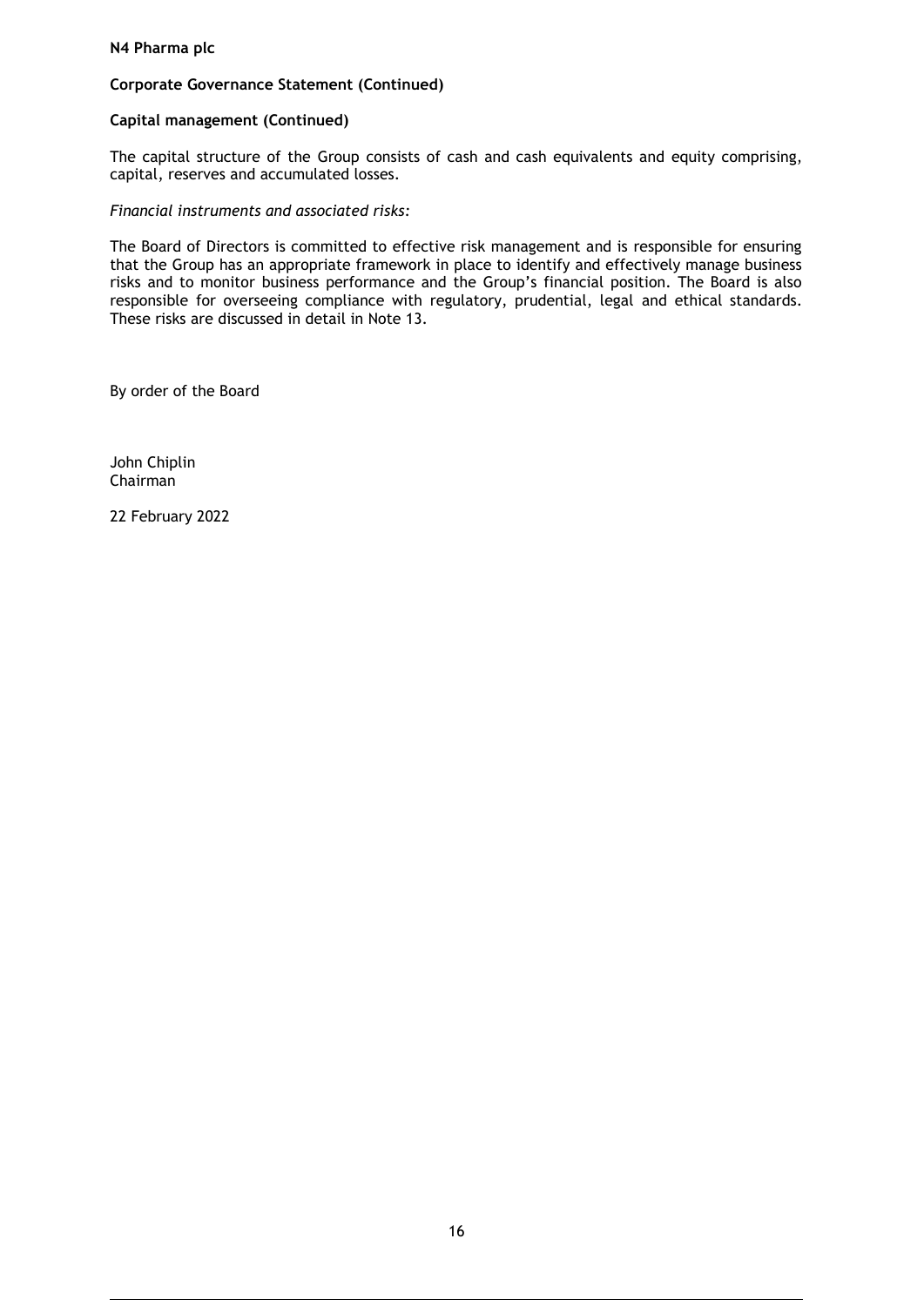**N4 Pharma plc**

**Corporate Governance Statement (Continued)**

**Capital management (Continued)**

The capital structure of the Group consists of cash and cash equivalents and equity comprising, capital, reserves and accumulated losses.

*Financial instruments and associated risks:*

The Board of Directors is committed to effective risk management and is responsible for ensuring that the Group has an appropriate framework in place to identify and effectively manage business risks and to monitor business performance and the Group's financial position. The Board is also responsible for overseeing compliance with regulatory, prudential, legal and ethical standards. These risks are discussed in detail in Note 13.

By order of the Board

John Chiplin
Chairman

22 February 2022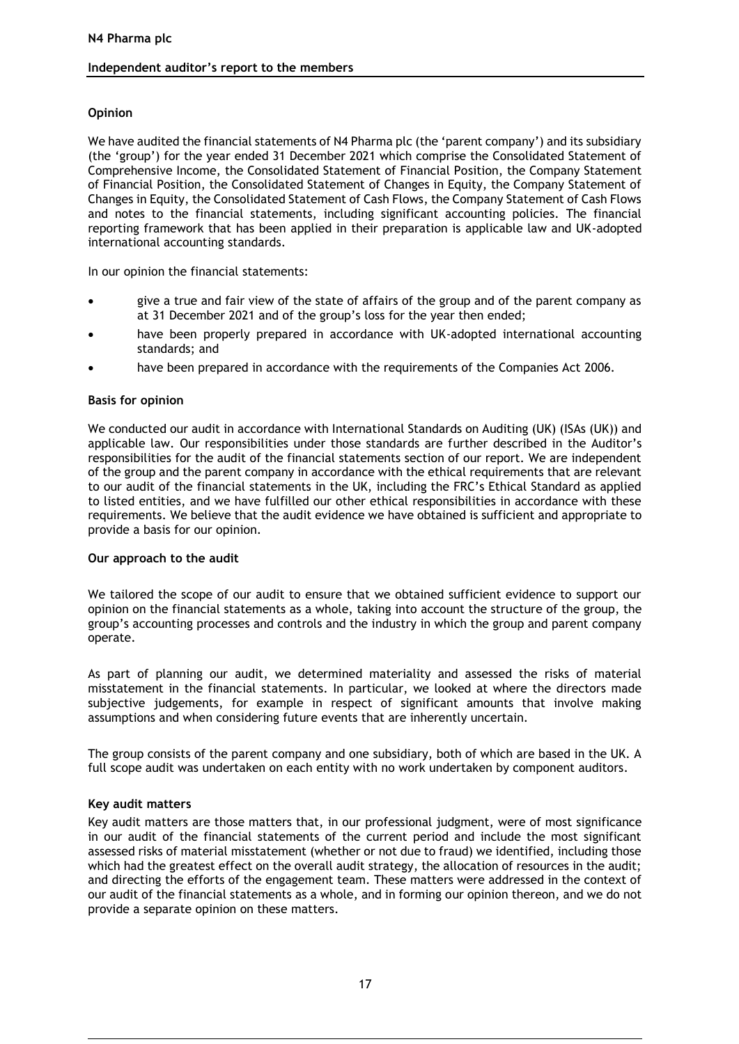## Independent auditor's report to the members

### Opinion

We have audited the financial statements of N4 Pharma plc (the 'parent company') and its subsidiary (the 'group') for the year ended 31 December 2021 which comprise the Consolidated Statement of Comprehensive Income, the Consolidated Statement of Financial Position, the Company Statement of Financial Position, the Consolidated Statement of Changes in Equity, the Company Statement of Changes in Equity, the Consolidated Statement of Cash Flows, the Company Statement of Cash Flows and notes to the financial statements, including significant accounting policies. The financial reporting framework that has been applied in their preparation is applicable law and UK-adopted international accounting standards.

In our opinion the financial statements:

- give a true and fair view of the state of affairs of the group and of the parent company as at 31 December 2021 and of the group's loss for the year then ended;
- have been properly prepared in accordance with UK-adopted international accounting standards; and
- have been prepared in accordance with the requirements of the Companies Act 2006.

### Basis for opinion

We conducted our audit in accordance with International Standards on Auditing (UK) (ISAs (UK)) and applicable law. Our responsibilities under those standards are further described in the Auditor's responsibilities for the audit of the financial statements section of our report. We are independent of the group and the parent company in accordance with the ethical requirements that are relevant to our audit of the financial statements in the UK, including the FRC's Ethical Standard as applied to listed entities, and we have fulfilled our other ethical responsibilities in accordance with these requirements. We believe that the audit evidence we have obtained is sufficient and appropriate to provide a basis for our opinion.

### Our approach to the audit

We tailored the scope of our audit to ensure that we obtained sufficient evidence to support our opinion on the financial statements as a whole, taking into account the structure of the group, the group's accounting processes and controls and the industry in which the group and parent company operate.

As part of planning our audit, we determined materiality and assessed the risks of material misstatement in the financial statements. In particular, we looked at where the directors made subjective judgements, for example in respect of significant amounts that involve making assumptions and when considering future events that are inherently uncertain.

The group consists of the parent company and one subsidiary, both of which are based in the UK. A full scope audit was undertaken on each entity with no work undertaken by component auditors.

### Key audit matters

Key audit matters are those matters that, in our professional judgment, were of most significance in our audit of the financial statements of the current period and include the most significant assessed risks of material misstatement (whether or not due to fraud) we identified, including those which had the greatest effect on the overall audit strategy, the allocation of resources in the audit; and directing the efforts of the engagement team. These matters were addressed in the context of our audit of the financial statements as a whole, and in forming our opinion thereon, and we do not provide a separate opinion on these matters.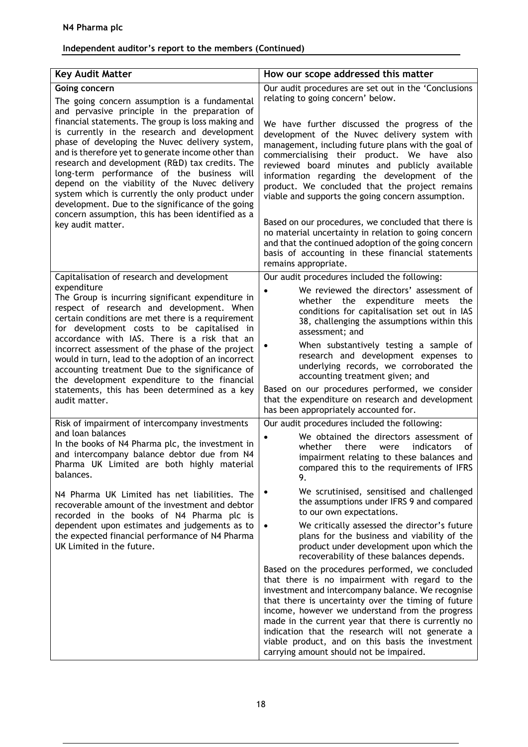**N4 Pharma plc**

**Independent auditor's report to the members (Continued)**

| **Key Audit Matter** | **How our scope addressed this matter** |
|---|---|
| **Going concern**<br><br>The going concern assumption is a fundamental and pervasive principle in the preparation of financial statements. The group is loss making and is currently in the research and development phase of developing the Nuvec delivery system, and is therefore yet to generate income other than research and development (R&D) tax credits. The long-term performance of the business will depend on the viability of the Nuvec delivery system which is currently the only product under development. Due to the significance of the going concern assumption, this has been identified as a key audit matter. | Our audit procedures are set out in the 'Conclusions relating to going concern' below.<br><br>We have further discussed the progress of the development of the Nuvec delivery system with management, including future plans with the goal of commercialising their product. We have also reviewed board minutes and publicly available information regarding the development of the product. We concluded that the project remains viable and supports the going concern assumption.<br><br>Based on our procedures, we concluded that there is no material uncertainty in relation to going concern and that the continued adoption of the going concern basis of accounting in these financial statements remains appropriate. |
| Capitalisation of research and development expenditure<br>The Group is incurring significant expenditure in respect of research and development. When certain conditions are met there is a requirement for development costs to be capitalised in accordance with IAS. There is a risk that an incorrect assessment of the phase of the project would in turn, lead to the adoption of an incorrect accounting treatment Due to the significance of the development expenditure to the financial statements, this has been determined as a key audit matter. | Our audit procedures included the following:<br>• We reviewed the directors' assessment of whether the expenditure meets the conditions for capitalisation set out in IAS 38, challenging the assumptions within this assessment; and<br>• When substantively testing a sample of research and development expenses to underlying records, we corroborated the accounting treatment given; and<br><br>Based on our procedures performed, we consider that the expenditure on research and development has been appropriately accounted for. |
| Risk of impairment of intercompany investments and loan balances<br>In the books of N4 Pharma plc, the investment in and intercompany balance debtor due from N4 Pharma UK Limited are both highly material balances.<br><br>N4 Pharma UK Limited has net liabilities. The recoverable amount of the investment and debtor recorded in the books of N4 Pharma plc is dependent upon estimates and judgements as to the expected financial performance of N4 Pharma UK Limited in the future. | Our audit procedures included the following:<br>• We obtained the directors assessment of whether there were indicators of impairment relating to these balances and compared this to the requirements of IFRS 9.<br>• We scrutinised, sensitised and challenged the assumptions under IFRS 9 and compared to our own expectations.<br>• We critically assessed the director's future plans for the business and viability of the product under development upon which the recoverability of these balances depends.<br><br>Based on the procedures performed, we concluded that there is no impairment with regard to the investment and intercompany balance. We recognise that there is uncertainty over the timing of future income, however we understand from the progress made in the current year that there is currently no indication that the research will not generate a viable product, and on this basis the investment carrying amount should not be impaired. |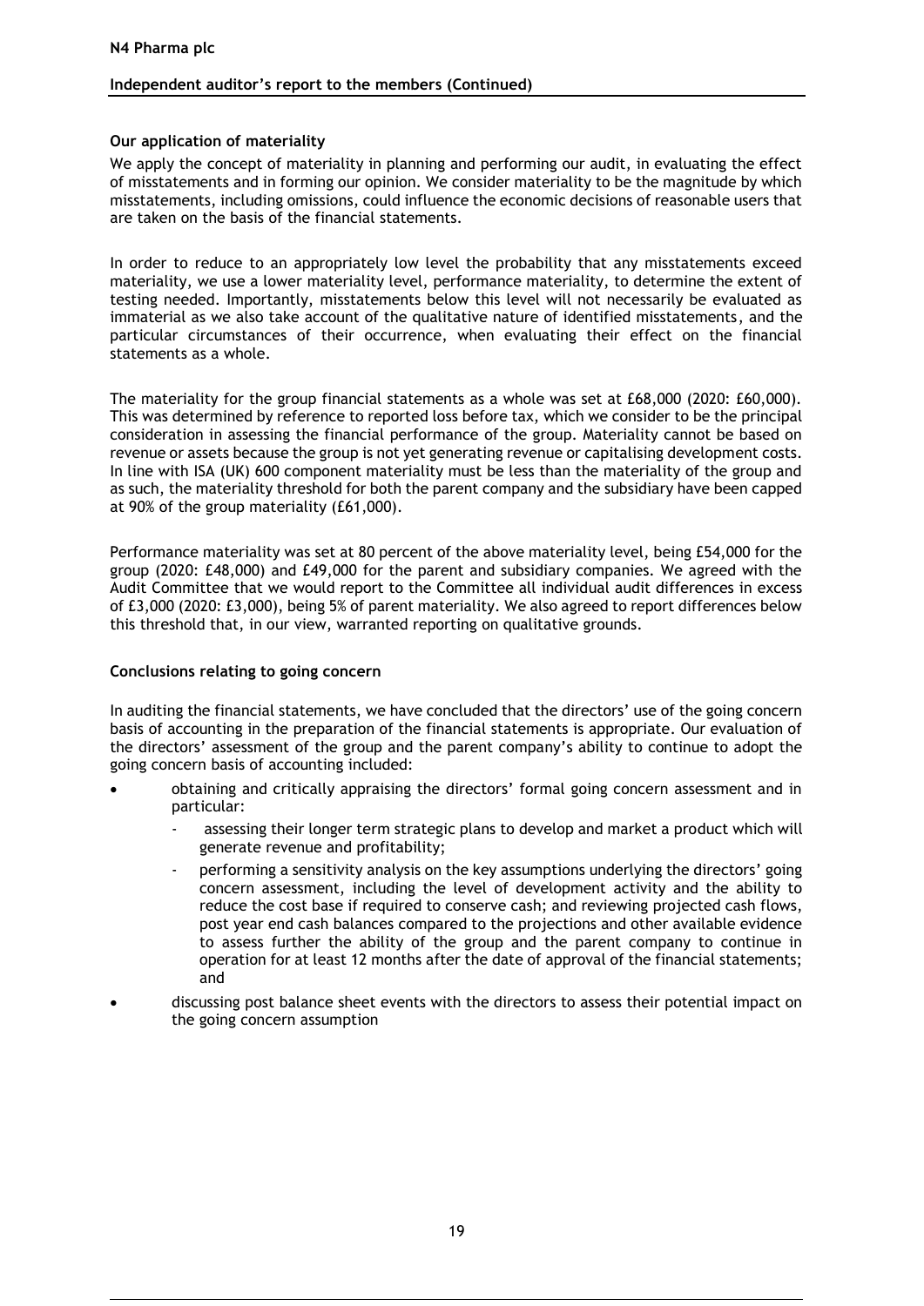### Our application of materiality

We apply the concept of materiality in planning and performing our audit, in evaluating the effect of misstatements and in forming our opinion. We consider materiality to be the magnitude by which misstatements, including omissions, could influence the economic decisions of reasonable users that are taken on the basis of the financial statements.

In order to reduce to an appropriately low level the probability that any misstatements exceed materiality, we use a lower materiality level, performance materiality, to determine the extent of testing needed. Importantly, misstatements below this level will not necessarily be evaluated as immaterial as we also take account of the qualitative nature of identified misstatements, and the particular circumstances of their occurrence, when evaluating their effect on the financial statements as a whole.

The materiality for the group financial statements as a whole was set at £68,000 (2020: £60,000). This was determined by reference to reported loss before tax, which we consider to be the principal consideration in assessing the financial performance of the group. Materiality cannot be based on revenue or assets because the group is not yet generating revenue or capitalising development costs. In line with ISA (UK) 600 component materiality must be less than the materiality of the group and as such, the materiality threshold for both the parent company and the subsidiary have been capped at 90% of the group materiality (£61,000).

Performance materiality was set at 80 percent of the above materiality level, being £54,000 for the group (2020: £48,000) and £49,000 for the parent and subsidiary companies. We agreed with the Audit Committee that we would report to the Committee all individual audit differences in excess of £3,000 (2020: £3,000), being 5% of parent materiality. We also agreed to report differences below this threshold that, in our view, warranted reporting on qualitative grounds.

### Conclusions relating to going concern

In auditing the financial statements, we have concluded that the directors' use of the going concern basis of accounting in the preparation of the financial statements is appropriate. Our evaluation of the directors' assessment of the group and the parent company's ability to continue to adopt the going concern basis of accounting included:

- obtaining and critically appraising the directors' formal going concern assessment and in particular:
  - assessing their longer term strategic plans to develop and market a product which will generate revenue and profitability;
  - performing a sensitivity analysis on the key assumptions underlying the directors' going concern assessment, including the level of development activity and the ability to reduce the cost base if required to conserve cash; and reviewing projected cash flows, post year end cash balances compared to the projections and other available evidence to assess further the ability of the group and the parent company to continue in operation for at least 12 months after the date of approval of the financial statements; and
- discussing post balance sheet events with the directors to assess their potential impact on the going concern assumption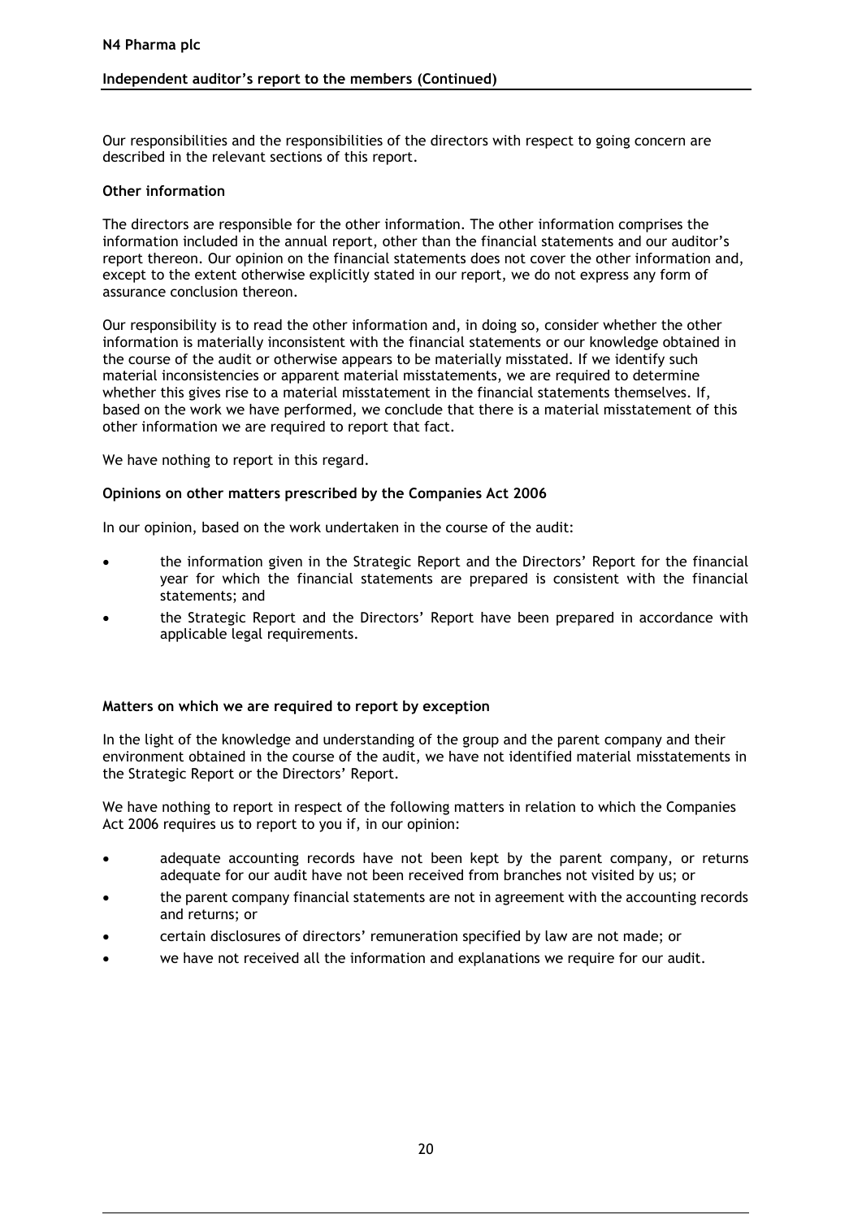Our responsibilities and the responsibilities of the directors with respect to going concern are described in the relevant sections of this report.

**Other information**

The directors are responsible for the other information. The other information comprises the information included in the annual report, other than the financial statements and our auditor's report thereon. Our opinion on the financial statements does not cover the other information and, except to the extent otherwise explicitly stated in our report, we do not express any form of assurance conclusion thereon.

Our responsibility is to read the other information and, in doing so, consider whether the other information is materially inconsistent with the financial statements or our knowledge obtained in the course of the audit or otherwise appears to be materially misstated. If we identify such material inconsistencies or apparent material misstatements, we are required to determine whether this gives rise to a material misstatement in the financial statements themselves. If, based on the work we have performed, we conclude that there is a material misstatement of this other information we are required to report that fact.

We have nothing to report in this regard.

**Opinions on other matters prescribed by the Companies Act 2006**

In our opinion, based on the work undertaken in the course of the audit:

- the information given in the Strategic Report and the Directors' Report for the financial year for which the financial statements are prepared is consistent with the financial statements; and
- the Strategic Report and the Directors' Report have been prepared in accordance with applicable legal requirements.

**Matters on which we are required to report by exception**

In the light of the knowledge and understanding of the group and the parent company and their environment obtained in the course of the audit, we have not identified material misstatements in the Strategic Report or the Directors' Report.

We have nothing to report in respect of the following matters in relation to which the Companies Act 2006 requires us to report to you if, in our opinion:

- adequate accounting records have not been kept by the parent company, or returns adequate for our audit have not been received from branches not visited by us; or
- the parent company financial statements are not in agreement with the accounting records and returns; or
- certain disclosures of directors' remuneration specified by law are not made; or
- we have not received all the information and explanations we require for our audit.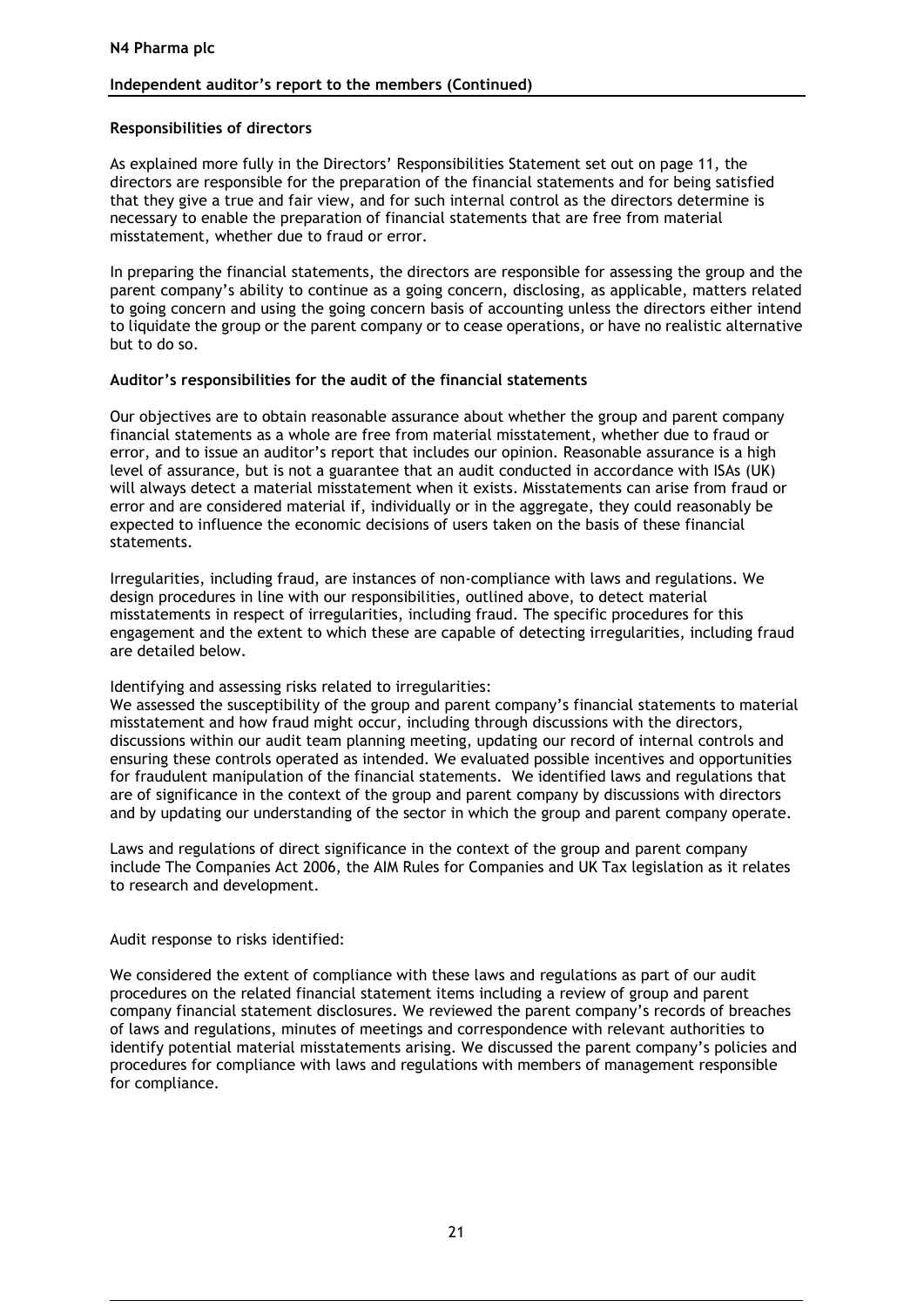### Responsibilities of directors

As explained more fully in the Directors' Responsibilities Statement set out on page 11, the directors are responsible for the preparation of the financial statements and for being satisfied that they give a true and fair view, and for such internal control as the directors determine is necessary to enable the preparation of financial statements that are free from material misstatement, whether due to fraud or error.

In preparing the financial statements, the directors are responsible for assessing the group and the parent company's ability to continue as a going concern, disclosing, as applicable, matters related to going concern and using the going concern basis of accounting unless the directors either intend to liquidate the group or the parent company or to cease operations, or have no realistic alternative but to do so.

### Auditor's responsibilities for the audit of the financial statements

Our objectives are to obtain reasonable assurance about whether the group and parent company financial statements as a whole are free from material misstatement, whether due to fraud or error, and to issue an auditor's report that includes our opinion. Reasonable assurance is a high level of assurance, but is not a guarantee that an audit conducted in accordance with ISAs (UK) will always detect a material misstatement when it exists. Misstatements can arise from fraud or error and are considered material if, individually or in the aggregate, they could reasonably be expected to influence the economic decisions of users taken on the basis of these financial statements.

Irregularities, including fraud, are instances of non-compliance with laws and regulations. We design procedures in line with our responsibilities, outlined above, to detect material misstatements in respect of irregularities, including fraud. The specific procedures for this engagement and the extent to which these are capable of detecting irregularities, including fraud are detailed below.

Identifying and assessing risks related to irregularities:
We assessed the susceptibility of the group and parent company's financial statements to material misstatement and how fraud might occur, including through discussions with the directors, discussions within our audit team planning meeting, updating our record of internal controls and ensuring these controls operated as intended. We evaluated possible incentives and opportunities for fraudulent manipulation of the financial statements. We identified laws and regulations that are of significance in the context of the group and parent company by discussions with directors and by updating our understanding of the sector in which the group and parent company operate.

Laws and regulations of direct significance in the context of the group and parent company include The Companies Act 2006, the AIM Rules for Companies and UK Tax legislation as it relates to research and development.

Audit response to risks identified:

We considered the extent of compliance with these laws and regulations as part of our audit procedures on the related financial statement items including a review of group and parent company financial statement disclosures. We reviewed the parent company's records of breaches of laws and regulations, minutes of meetings and correspondence with relevant authorities to identify potential material misstatements arising. We discussed the parent company's policies and procedures for compliance with laws and regulations with members of management responsible for compliance.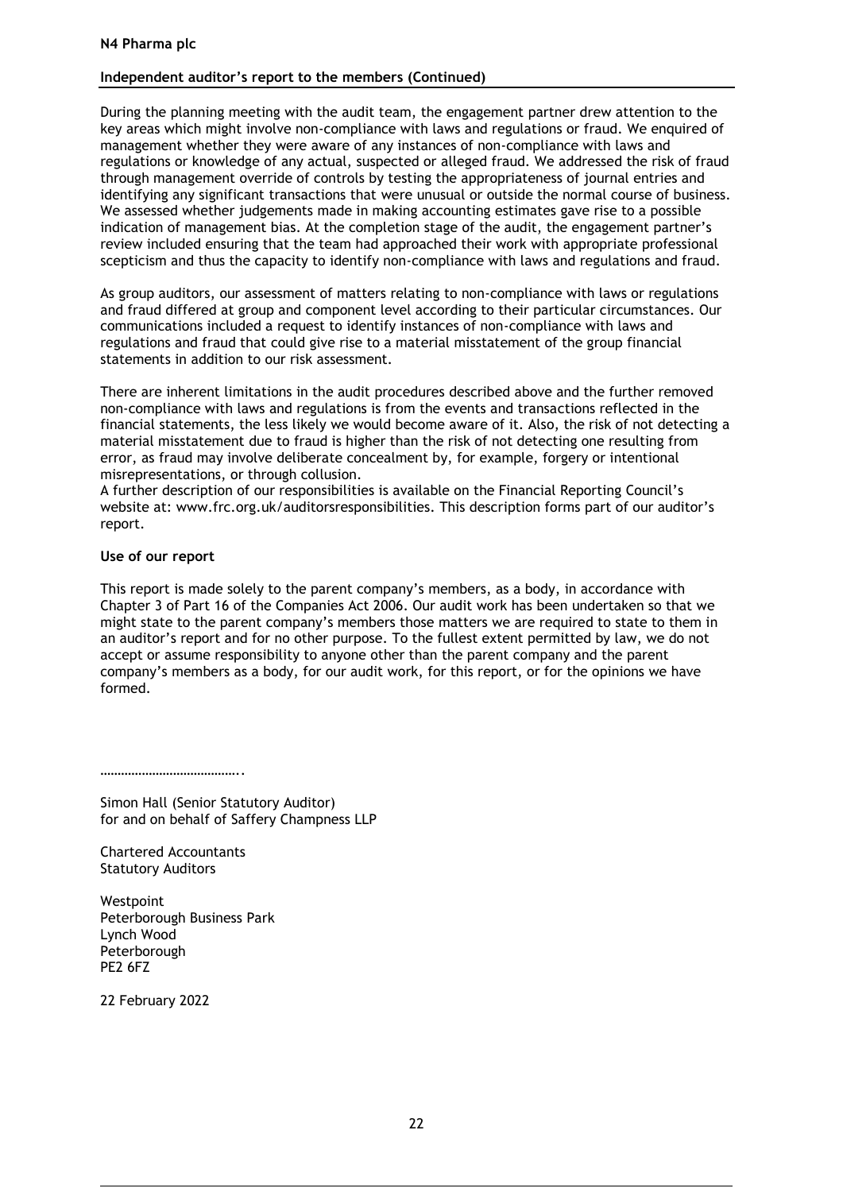During the planning meeting with the audit team, the engagement partner drew attention to the key areas which might involve non-compliance with laws and regulations or fraud. We enquired of management whether they were aware of any instances of non-compliance with laws and regulations or knowledge of any actual, suspected or alleged fraud. We addressed the risk of fraud through management override of controls by testing the appropriateness of journal entries and identifying any significant transactions that were unusual or outside the normal course of business. We assessed whether judgements made in making accounting estimates gave rise to a possible indication of management bias. At the completion stage of the audit, the engagement partner's review included ensuring that the team had approached their work with appropriate professional scepticism and thus the capacity to identify non-compliance with laws and regulations and fraud.

As group auditors, our assessment of matters relating to non-compliance with laws or regulations and fraud differed at group and component level according to their particular circumstances. Our communications included a request to identify instances of non-compliance with laws and regulations and fraud that could give rise to a material misstatement of the group financial statements in addition to our risk assessment.

There are inherent limitations in the audit procedures described above and the further removed non-compliance with laws and regulations is from the events and transactions reflected in the financial statements, the less likely we would become aware of it. Also, the risk of not detecting a material misstatement due to fraud is higher than the risk of not detecting one resulting from error, as fraud may involve deliberate concealment by, for example, forgery or intentional misrepresentations, or through collusion.
A further description of our responsibilities is available on the Financial Reporting Council's website at: www.frc.org.uk/auditorsresponsibilities. This description forms part of our auditor's report.

**Use of our report**

This report is made solely to the parent company's members, as a body, in accordance with Chapter 3 of Part 16 of the Companies Act 2006. Our audit work has been undertaken so that we might state to the parent company's members those matters we are required to state to them in an auditor's report and for no other purpose. To the fullest extent permitted by law, we do not accept or assume responsibility to anyone other than the parent company and the parent company's members as a body, for our audit work, for this report, or for the opinions we have formed.

…………………………………..

Simon Hall (Senior Statutory Auditor)
for and on behalf of Saffery Champness LLP

Chartered Accountants
Statutory Auditors

Westpoint
Peterborough Business Park
Lynch Wood
Peterborough
PE2 6FZ

22 February 2022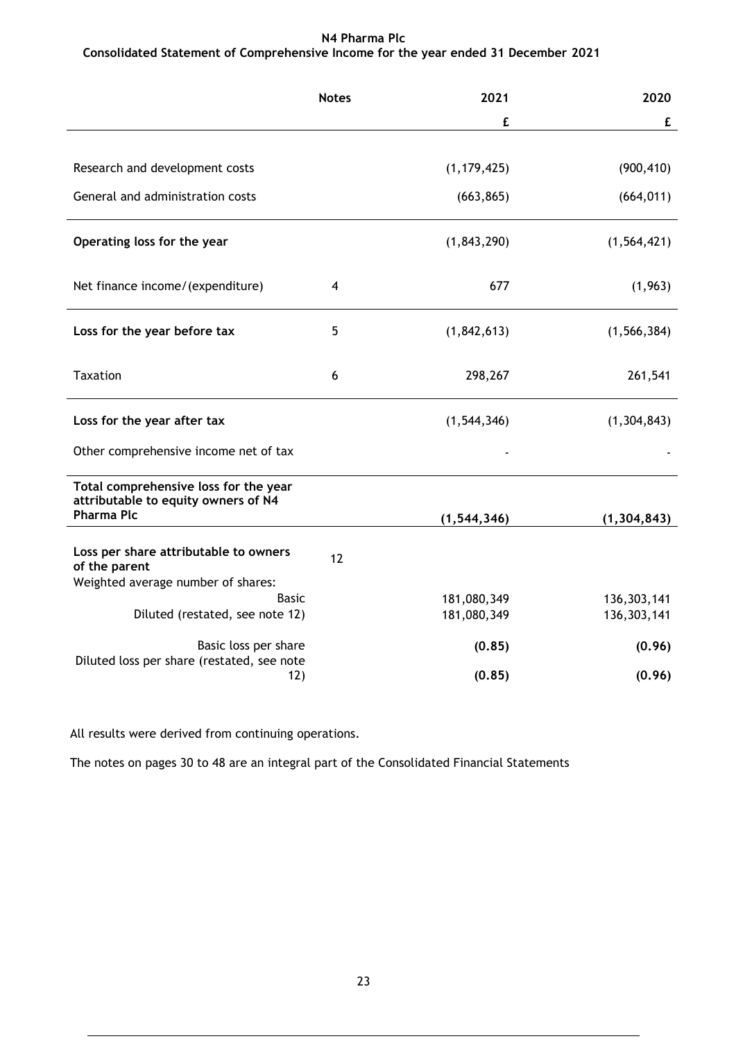**N4 Pharma Plc**

**Consolidated Statement of Comprehensive Income for the year ended 31 December 2021**

| | Notes | 2021 | 2020 |
|---|---|---|---|
| | | £ | £ |
| Research and development costs | | (1,179,425) | (900,410) |
| General and administration costs | | (663,865) | (664,011) |
| **Operating loss for the year** | | (1,843,290) | (1,564,421) |
| Net finance income/(expenditure) | 4 | 677 | (1,963) |
| **Loss for the year before tax** | 5 | (1,842,613) | (1,566,384) |
| Taxation | 6 | 298,267 | 261,541 |
| **Loss for the year after tax** | | (1,544,346) | (1,304,843) |
| Other comprehensive income net of tax | | - | - |
| **Total comprehensive loss for the year attributable to equity owners of N4 Pharma Plc** | | **(1,544,346)** | **(1,304,843)** |
| **Loss per share attributable to owners of the parent** | 12 | | |
| Weighted average number of shares: | | | |
| Basic | | 181,080,349 | 136,303,141 |
| Diluted (restated, see note 12) | | 181,080,349 | 136,303,141 |
| Basic loss per share | | **(0.85)** | **(0.96)** |
| Diluted loss per share (restated, see note 12) | | **(0.85)** | **(0.96)** |

All results were derived from continuing operations.

The notes on pages 30 to 48 are an integral part of the Consolidated Financial Statements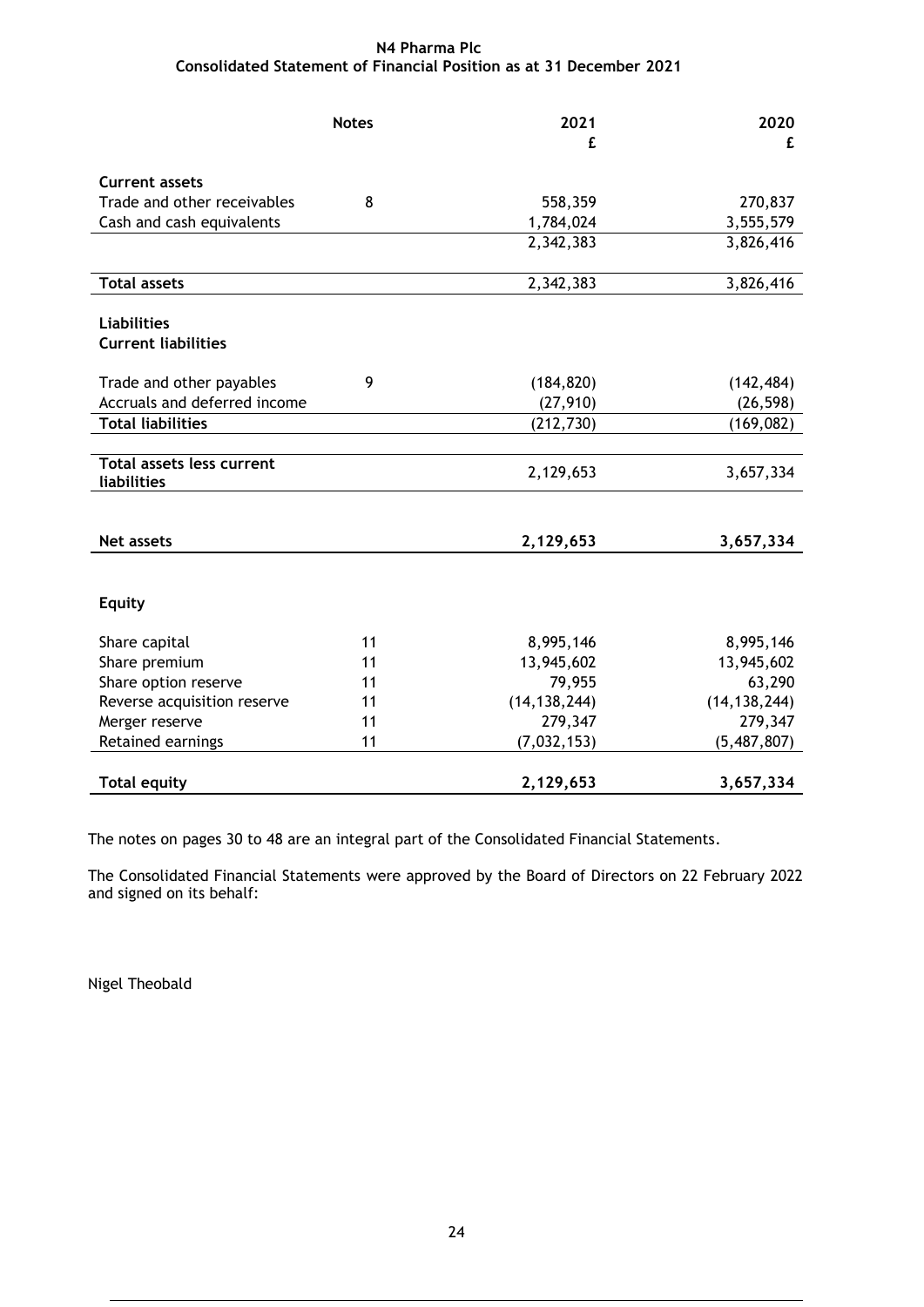# N4 Pharma Plc

## Consolidated Statement of Financial Position as at 31 December 2021

| | Notes | 2021<br>£ | 2020<br>£ |
|---|---|---|---|
| **Current assets** | | | |
| Trade and other receivables | 8 | 558,359 | 270,837 |
| Cash and cash equivalents | | 1,784,024 | 3,555,579 |
| | | 2,342,383 | 3,826,416 |
| **Total assets** | | 2,342,383 | 3,826,416 |
| **Liabilities** | | | |
| **Current liabilities** | | | |
| Trade and other payables | 9 | (184,820) | (142,484) |
| Accruals and deferred income | | (27,910) | (26,598) |
| **Total liabilities** | | (212,730) | (169,082) |
| **Total assets less current liabilities** | | 2,129,653 | 3,657,334 |
| **Net assets** | | **2,129,653** | **3,657,334** |
| **Equity** | | | |
| Share capital | 11 | 8,995,146 | 8,995,146 |
| Share premium | 11 | 13,945,602 | 13,945,602 |
| Share option reserve | 11 | 79,955 | 63,290 |
| Reverse acquisition reserve | 11 | (14,138,244) | (14,138,244) |
| Merger reserve | 11 | 279,347 | 279,347 |
| Retained earnings | 11 | (7,032,153) | (5,487,807) |
| **Total equity** | | **2,129,653** | **3,657,334** |

The notes on pages 30 to 48 are an integral part of the Consolidated Financial Statements.

The Consolidated Financial Statements were approved by the Board of Directors on 22 February 2022 and signed on its behalf:

Nigel Theobald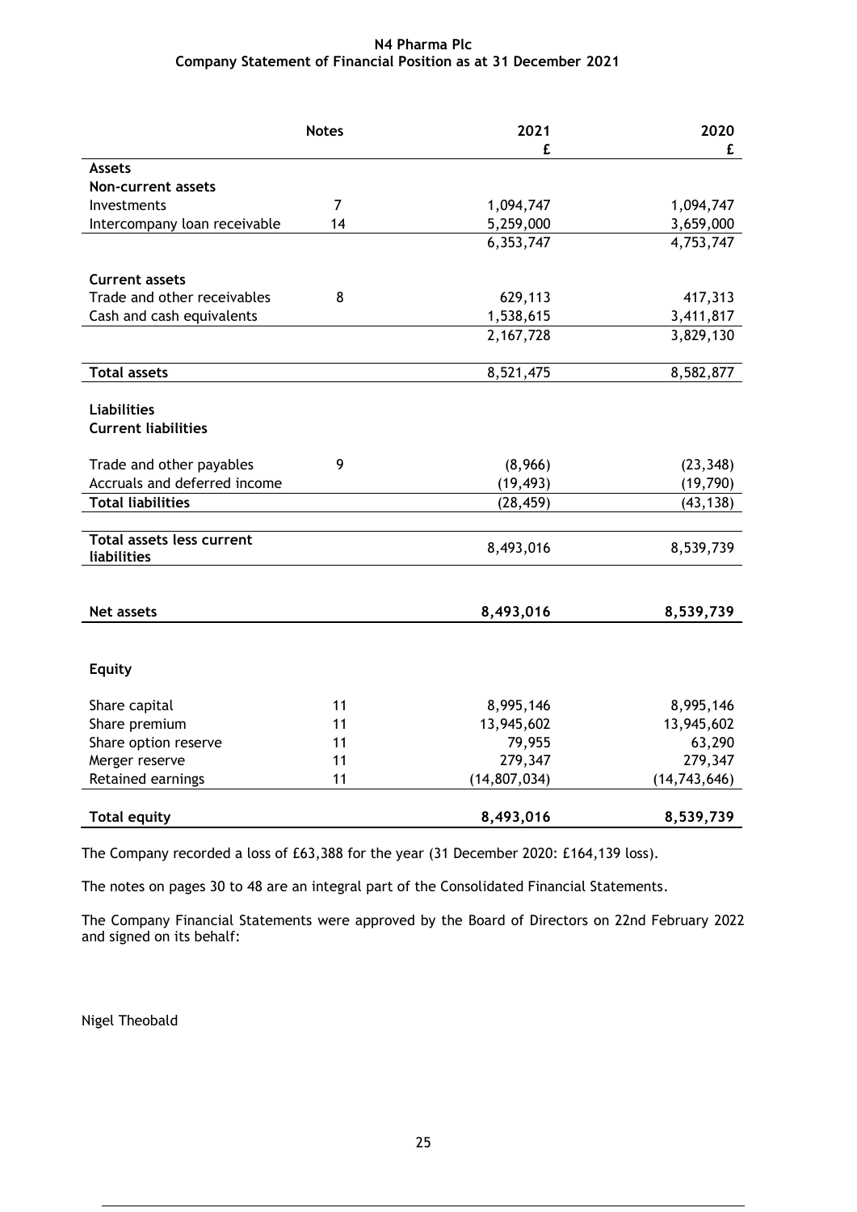# N4 Pharma Plc

## Company Statement of Financial Position as at 31 December 2021

| | Notes | 2021 £ | 2020 £ |
|---|---|---|---|
| **Assets** | | | |
| **Non-current assets** | | | |
| Investments | 7 | 1,094,747 | 1,094,747 |
| Intercompany loan receivable | 14 | 5,259,000 | 3,659,000 |
| | | 6,353,747 | 4,753,747 |
| **Current assets** | | | |
| Trade and other receivables | 8 | 629,113 | 417,313 |
| Cash and cash equivalents | | 1,538,615 | 3,411,817 |
| | | 2,167,728 | 3,829,130 |
| **Total assets** | | 8,521,475 | 8,582,877 |
| **Liabilities** | | | |
| **Current liabilities** | | | |
| Trade and other payables | 9 | (8,966) | (23,348) |
| Accruals and deferred income | | (19,493) | (19,790) |
| **Total liabilities** | | (28,459) | (43,138) |
| **Total assets less current liabilities** | | 8,493,016 | 8,539,739 |
| **Net assets** | | **8,493,016** | **8,539,739** |
| **Equity** | | | |
| Share capital | 11 | 8,995,146 | 8,995,146 |
| Share premium | 11 | 13,945,602 | 13,945,602 |
| Share option reserve | 11 | 79,955 | 63,290 |
| Merger reserve | 11 | 279,347 | 279,347 |
| Retained earnings | 11 | (14,807,034) | (14,743,646) |
| **Total equity** | | **8,493,016** | **8,539,739** |

The Company recorded a loss of £63,388 for the year (31 December 2020: £164,139 loss).

The notes on pages 30 to 48 are an integral part of the Consolidated Financial Statements.

The Company Financial Statements were approved by the Board of Directors on 22nd February 2022 and signed on its behalf:

Nigel Theobald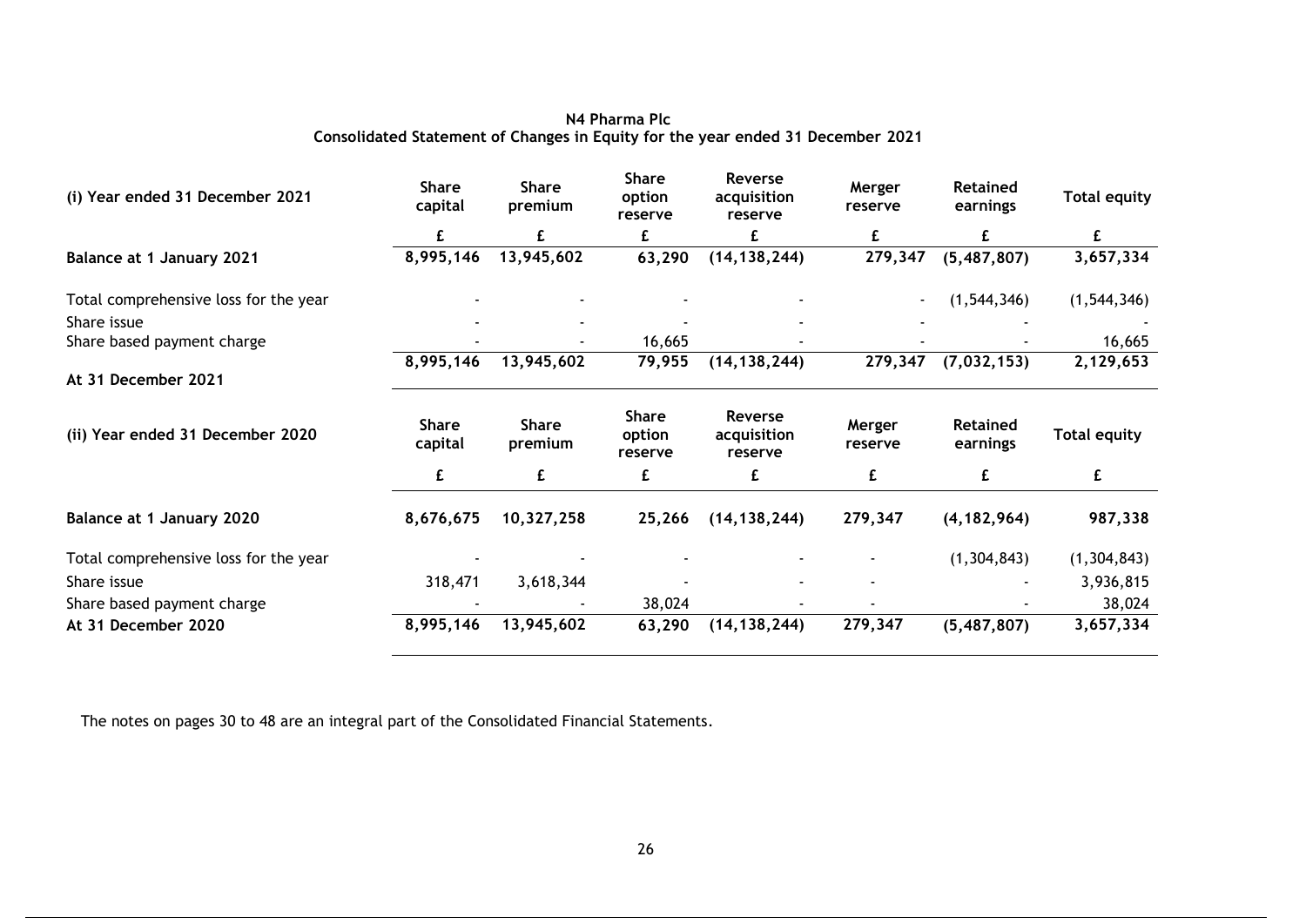**N4 Pharma Plc**
**Consolidated Statement of Changes in Equity for the year ended 31 December 2021**

| (i) Year ended 31 December 2021 | Share capital | Share premium | Share option reserve | Reverse acquisition reserve | Merger reserve | Retained earnings | Total equity |
|---|---|---|---|---|---|---|---|
| | £ | £ | £ | £ | £ | £ | £ |
| **Balance at 1 January 2021** | **8,995,146** | **13,945,602** | **63,290** | **(14,138,244)** | **279,347** | **(5,487,807)** | **3,657,334** |
| Total comprehensive loss for the year | - | - | - | - | - | (1,544,346) | (1,544,346) |
| Share issue | - | - | - | - | - | - | - |
| Share based payment charge | - | - | 16,665 | - | - | - | 16,665 |
| **At 31 December 2021** | **8,995,146** | **13,945,602** | **79,955** | **(14,138,244)** | **279,347** | **(7,032,153)** | **2,129,653** |

| (ii) Year ended 31 December 2020 | Share capital | Share premium | Share option reserve | Reverse acquisition reserve | Merger reserve | Retained earnings | Total equity |
|---|---|---|---|---|---|---|---|
| | £ | £ | £ | £ | £ | £ | £ |
| **Balance at 1 January 2020** | **8,676,675** | **10,327,258** | **25,266** | **(14,138,244)** | **279,347** | **(4,182,964)** | **987,338** |
| Total comprehensive loss for the year | - | - | - | - | - | (1,304,843) | (1,304,843) |
| Share issue | 318,471 | 3,618,344 | - | - | - | - | 3,936,815 |
| Share based payment charge | - | - | 38,024 | - | - | - | 38,024 |
| **At 31 December 2020** | **8,995,146** | **13,945,602** | **63,290** | **(14,138,244)** | **279,347** | **(5,487,807)** | **3,657,334** |

The notes on pages 30 to 48 are an integral part of the Consolidated Financial Statements.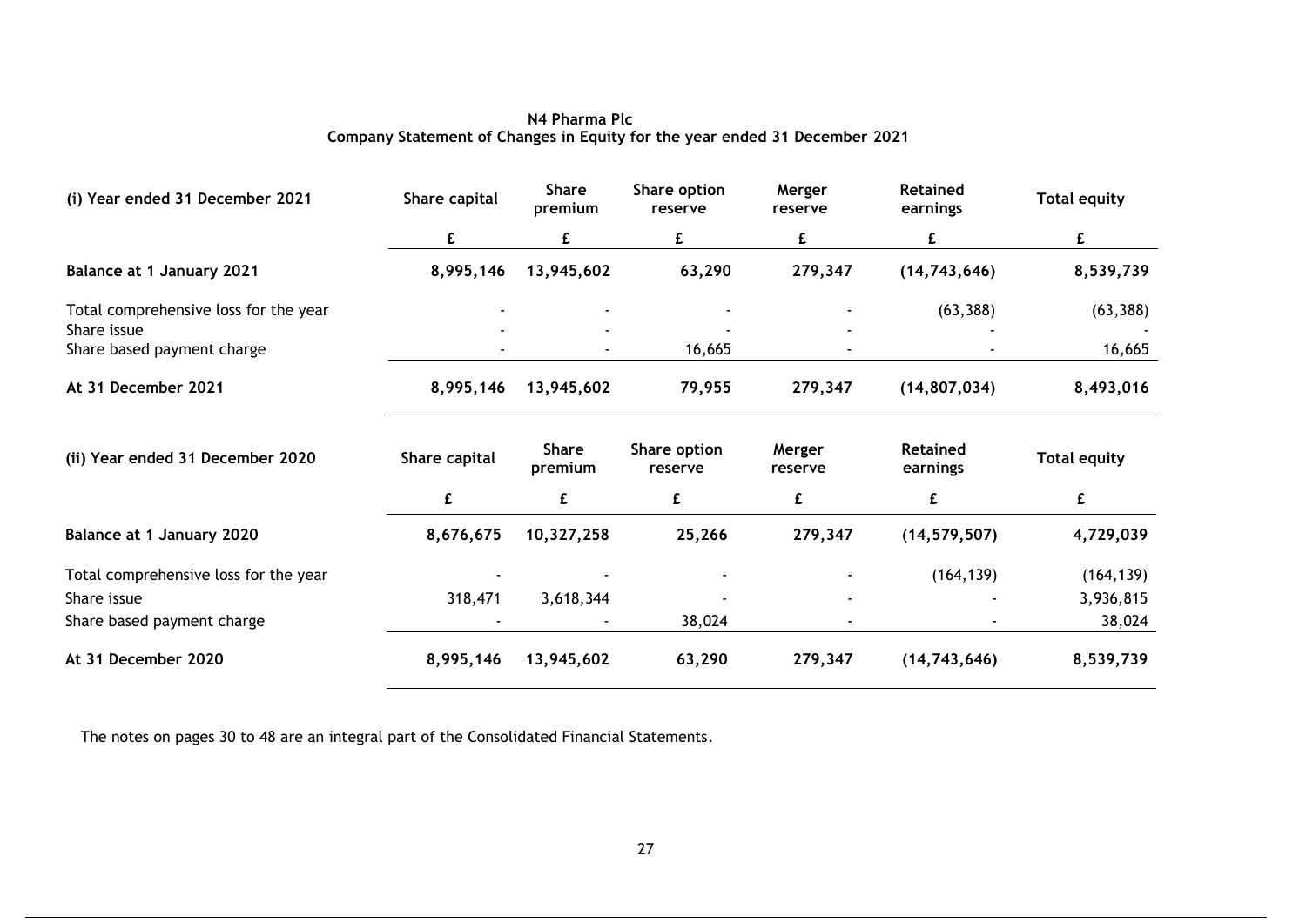# N4 Pharma Plc
## Company Statement of Changes in Equity for the year ended 31 December 2021

| (i) Year ended 31 December 2021 | Share capital | Share premium | Share option reserve | Merger reserve | Retained earnings | Total equity |
|---|---|---|---|---|---|---|
| | £ | £ | £ | £ | £ | £ |
| **Balance at 1 January 2021** | **8,995,146** | **13,945,602** | **63,290** | **279,347** | **(14,743,646)** | **8,539,739** |
| Total comprehensive loss for the year | - | - | - | - | (63,388) | (63,388) |
| Share issue | - | - | - | - | - | - |
| Share based payment charge | - | - | 16,665 | - | - | 16,665 |
| **At 31 December 2021** | **8,995,146** | **13,945,602** | **79,955** | **279,347** | **(14,807,034)** | **8,493,016** |

| (ii) Year ended 31 December 2020 | Share capital | Share premium | Share option reserve | Merger reserve | Retained earnings | Total equity |
|---|---|---|---|---|---|---|
| | £ | £ | £ | £ | £ | £ |
| **Balance at 1 January 2020** | **8,676,675** | **10,327,258** | **25,266** | **279,347** | **(14,579,507)** | **4,729,039** |
| Total comprehensive loss for the year | - | - | - | - | (164,139) | (164,139) |
| Share issue | 318,471 | 3,618,344 | - | - | - | 3,936,815 |
| Share based payment charge | - | - | 38,024 | - | - | 38,024 |
| **At 31 December 2020** | **8,995,146** | **13,945,602** | **63,290** | **279,347** | **(14,743,646)** | **8,539,739** |

The notes on pages 30 to 48 are an integral part of the Consolidated Financial Statements.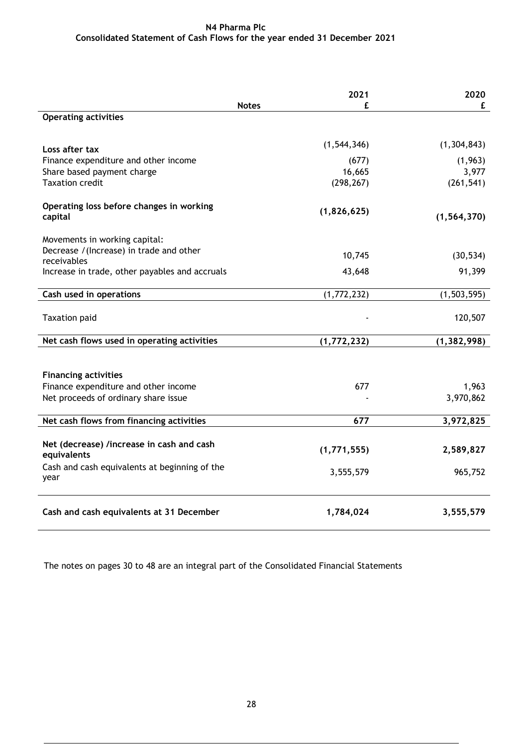# N4 Pharma Plc
## Consolidated Statement of Cash Flows for the year ended 31 December 2021

| | Notes | 2021 £ | 2020 £ |
|---|---|---|---|
| **Operating activities** | | | |
| Loss after tax | | (1,544,346) | (1,304,843) |
| Finance expenditure and other income | | (677) | (1,963) |
| Share based payment charge | | 16,665 | 3,977 |
| Taxation credit | | (298,267) | (261,541) |
| **Operating loss before changes in working capital** | | **(1,826,625)** | **(1,564,370)** |
| Movements in working capital: | | | |
| Decrease /(Increase) in trade and other receivables | | 10,745 | (30,534) |
| Increase in trade, other payables and accruals | | 43,648 | 91,399 |
| **Cash used in operations** | | (1,772,232) | (1,503,595) |
| Taxation paid | | - | 120,507 |
| **Net cash flows used in operating activities** | | **(1,772,232)** | **(1,382,998)** |
| **Financing activities** | | | |
| Finance expenditure and other income | | 677 | 1,963 |
| Net proceeds of ordinary share issue | | - | 3,970,862 |
| **Net cash flows from financing activities** | | **677** | **3,972,825** |
| **Net (decrease) /increase in cash and cash equivalents** | | **(1,771,555)** | **2,589,827** |
| Cash and cash equivalents at beginning of the year | | 3,555,579 | 965,752 |
| **Cash and cash equivalents at 31 December** | | **1,784,024** | **3,555,579** |

The notes on pages 30 to 48 are an integral part of the Consolidated Financial Statements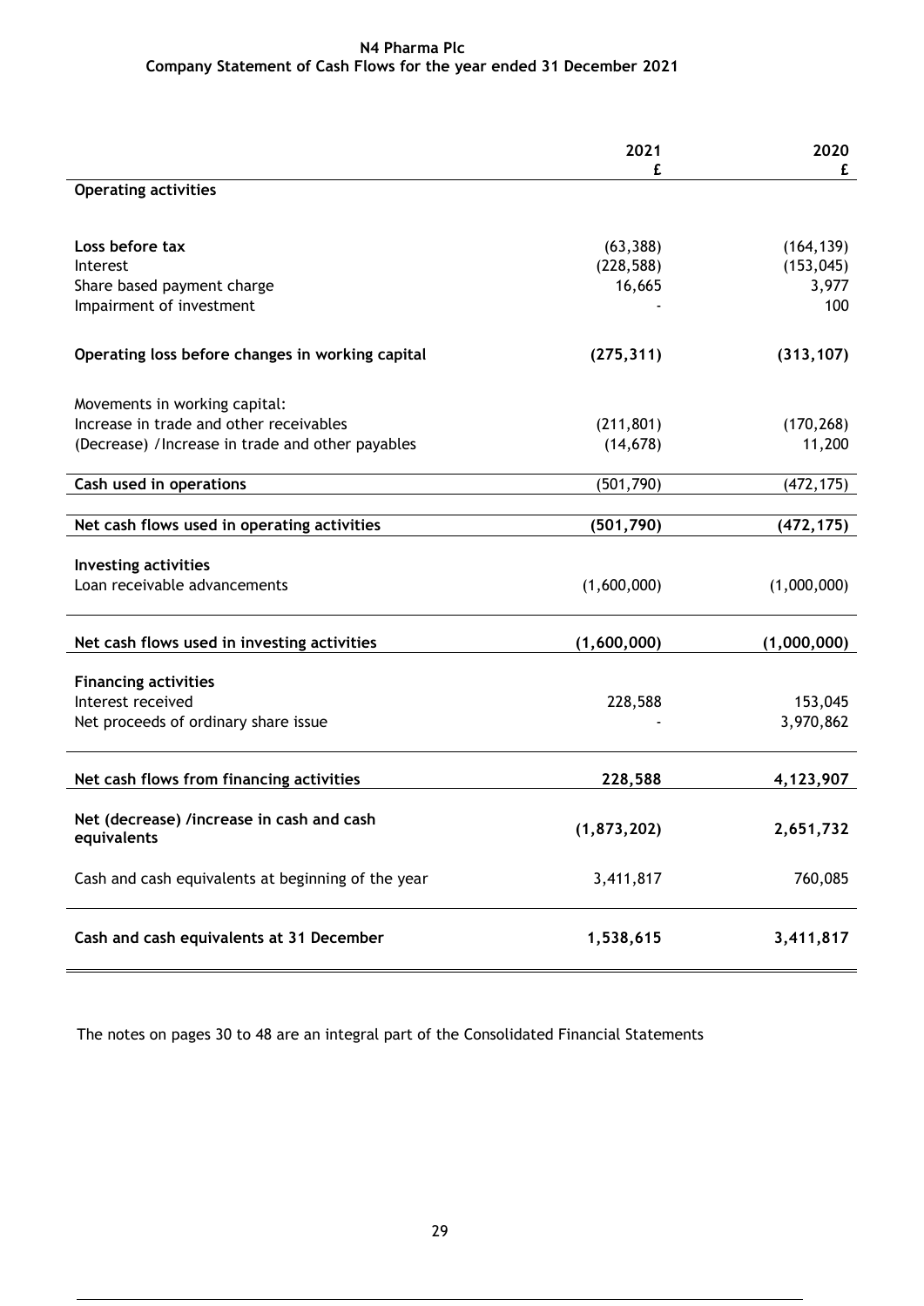**N4 Pharma Plc**
**Company Statement of Cash Flows for the year ended 31 December 2021**

| | 2021 £ | 2020 £ |
|---|---|---|
| **Operating activities** | | |
| **Loss before tax** | (63,388) | (164,139) |
| Interest | (228,588) | (153,045) |
| Share based payment charge | 16,665 | 3,977 |
| Impairment of investment | - | 100 |
| **Operating loss before changes in working capital** | **(275,311)** | **(313,107)** |
| Movements in working capital: | | |
| Increase in trade and other receivables | (211,801) | (170,268) |
| (Decrease) /Increase in trade and other payables | (14,678) | 11,200 |
| **Cash used in operations** | (501,790) | (472,175) |
| **Net cash flows used in operating activities** | **(501,790)** | **(472,175)** |
| **Investing activities** | | |
| Loan receivable advancements | (1,600,000) | (1,000,000) |
| **Net cash flows used in investing activities** | **(1,600,000)** | **(1,000,000)** |
| **Financing activities** | | |
| Interest received | 228,588 | 153,045 |
| Net proceeds of ordinary share issue | - | 3,970,862 |
| **Net cash flows from financing activities** | **228,588** | **4,123,907** |
| **Net (decrease) /increase in cash and cash equivalents** | **(1,873,202)** | **2,651,732** |
| Cash and cash equivalents at beginning of the year | 3,411,817 | 760,085 |
| **Cash and cash equivalents at 31 December** | **1,538,615** | **3,411,817** |

The notes on pages 30 to 48 are an integral part of the Consolidated Financial Statements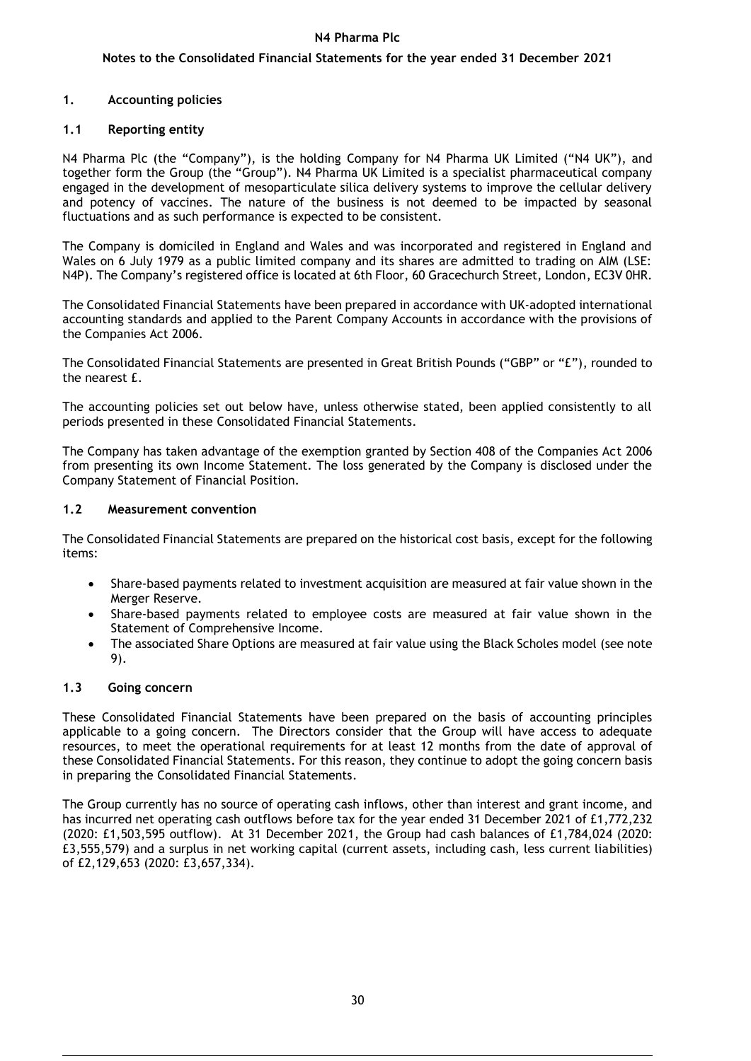## 1. Accounting policies

### 1.1 Reporting entity

N4 Pharma Plc (the "Company"), is the holding Company for N4 Pharma UK Limited ("N4 UK"), and together form the Group (the "Group"). N4 Pharma UK Limited is a specialist pharmaceutical company engaged in the development of mesoparticulate silica delivery systems to improve the cellular delivery and potency of vaccines. The nature of the business is not deemed to be impacted by seasonal fluctuations and as such performance is expected to be consistent.

The Company is domiciled in England and Wales and was incorporated and registered in England and Wales on 6 July 1979 as a public limited company and its shares are admitted to trading on AIM (LSE: N4P). The Company's registered office is located at 6th Floor, 60 Gracechurch Street, London, EC3V 0HR.

The Consolidated Financial Statements have been prepared in accordance with UK-adopted international accounting standards and applied to the Parent Company Accounts in accordance with the provisions of the Companies Act 2006.

The Consolidated Financial Statements are presented in Great British Pounds ("GBP" or "£"), rounded to the nearest £.

The accounting policies set out below have, unless otherwise stated, been applied consistently to all periods presented in these Consolidated Financial Statements.

The Company has taken advantage of the exemption granted by Section 408 of the Companies Act 2006 from presenting its own Income Statement. The loss generated by the Company is disclosed under the Company Statement of Financial Position.

### 1.2 Measurement convention

The Consolidated Financial Statements are prepared on the historical cost basis, except for the following items:

- Share-based payments related to investment acquisition are measured at fair value shown in the Merger Reserve.
- Share-based payments related to employee costs are measured at fair value shown in the Statement of Comprehensive Income.
- The associated Share Options are measured at fair value using the Black Scholes model (see note 9).

### 1.3 Going concern

These Consolidated Financial Statements have been prepared on the basis of accounting principles applicable to a going concern. The Directors consider that the Group will have access to adequate resources, to meet the operational requirements for at least 12 months from the date of approval of these Consolidated Financial Statements. For this reason, they continue to adopt the going concern basis in preparing the Consolidated Financial Statements.

The Group currently has no source of operating cash inflows, other than interest and grant income, and has incurred net operating cash outflows before tax for the year ended 31 December 2021 of £1,772,232 (2020: £1,503,595 outflow). At 31 December 2021, the Group had cash balances of £1,784,024 (2020: £3,555,579) and a surplus in net working capital (current assets, including cash, less current liabilities) of £2,129,653 (2020: £3,657,334).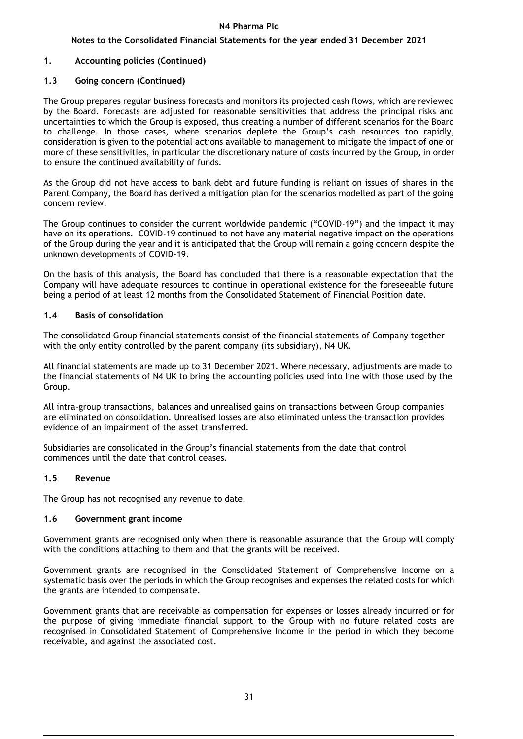## 1. Accounting policies (Continued)

### 1.3 Going concern (Continued)

The Group prepares regular business forecasts and monitors its projected cash flows, which are reviewed by the Board. Forecasts are adjusted for reasonable sensitivities that address the principal risks and uncertainties to which the Group is exposed, thus creating a number of different scenarios for the Board to challenge. In those cases, where scenarios deplete the Group's cash resources too rapidly, consideration is given to the potential actions available to management to mitigate the impact of one or more of these sensitivities, in particular the discretionary nature of costs incurred by the Group, in order to ensure the continued availability of funds.

As the Group did not have access to bank debt and future funding is reliant on issues of shares in the Parent Company, the Board has derived a mitigation plan for the scenarios modelled as part of the going concern review.

The Group continues to consider the current worldwide pandemic ("COVID-19") and the impact it may have on its operations. COVID-19 continued to not have any material negative impact on the operations of the Group during the year and it is anticipated that the Group will remain a going concern despite the unknown developments of COVID-19.

On the basis of this analysis, the Board has concluded that there is a reasonable expectation that the Company will have adequate resources to continue in operational existence for the foreseeable future being a period of at least 12 months from the Consolidated Statement of Financial Position date.

### 1.4 Basis of consolidation

The consolidated Group financial statements consist of the financial statements of Company together with the only entity controlled by the parent company (its subsidiary), N4 UK.

All financial statements are made up to 31 December 2021. Where necessary, adjustments are made to the financial statements of N4 UK to bring the accounting policies used into line with those used by the Group.

All intra-group transactions, balances and unrealised gains on transactions between Group companies are eliminated on consolidation. Unrealised losses are also eliminated unless the transaction provides evidence of an impairment of the asset transferred.

Subsidiaries are consolidated in the Group's financial statements from the date that control commences until the date that control ceases.

### 1.5 Revenue

The Group has not recognised any revenue to date.

### 1.6 Government grant income

Government grants are recognised only when there is reasonable assurance that the Group will comply with the conditions attaching to them and that the grants will be received.

Government grants are recognised in the Consolidated Statement of Comprehensive Income on a systematic basis over the periods in which the Group recognises and expenses the related costs for which the grants are intended to compensate.

Government grants that are receivable as compensation for expenses or losses already incurred or for the purpose of giving immediate financial support to the Group with no future related costs are recognised in Consolidated Statement of Comprehensive Income in the period in which they become receivable, and against the associated cost.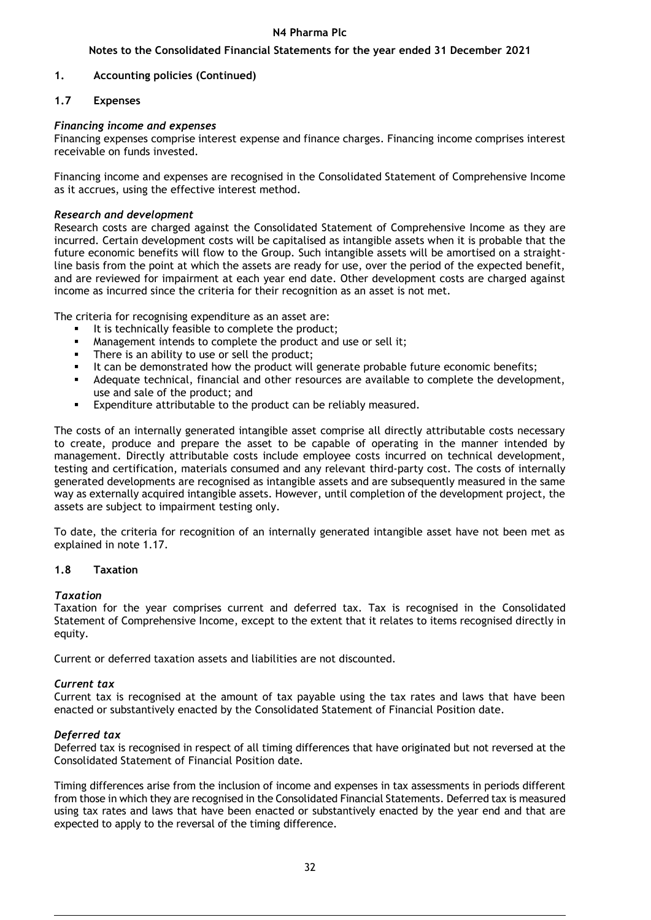## 1. Accounting policies (Continued)

### 1.7 Expenses

*Financing income and expenses*

Financing expenses comprise interest expense and finance charges. Financing income comprises interest receivable on funds invested.

Financing income and expenses are recognised in the Consolidated Statement of Comprehensive Income as it accrues, using the effective interest method.

*Research and development*

Research costs are charged against the Consolidated Statement of Comprehensive Income as they are incurred. Certain development costs will be capitalised as intangible assets when it is probable that the future economic benefits will flow to the Group. Such intangible assets will be amortised on a straight-line basis from the point at which the assets are ready for use, over the period of the expected benefit, and are reviewed for impairment at each year end date. Other development costs are charged against income as incurred since the criteria for their recognition as an asset is not met.

The criteria for recognising expenditure as an asset are:

- It is technically feasible to complete the product;
- Management intends to complete the product and use or sell it;
- There is an ability to use or sell the product;
- It can be demonstrated how the product will generate probable future economic benefits;
- Adequate technical, financial and other resources are available to complete the development, use and sale of the product; and
- Expenditure attributable to the product can be reliably measured.

The costs of an internally generated intangible asset comprise all directly attributable costs necessary to create, produce and prepare the asset to be capable of operating in the manner intended by management. Directly attributable costs include employee costs incurred on technical development, testing and certification, materials consumed and any relevant third-party cost. The costs of internally generated developments are recognised as intangible assets and are subsequently measured in the same way as externally acquired intangible assets. However, until completion of the development project, the assets are subject to impairment testing only.

To date, the criteria for recognition of an internally generated intangible asset have not been met as explained in note 1.17.

### 1.8 Taxation

*Taxation*

Taxation for the year comprises current and deferred tax. Tax is recognised in the Consolidated Statement of Comprehensive Income, except to the extent that it relates to items recognised directly in equity.

Current or deferred taxation assets and liabilities are not discounted.

*Current tax*

Current tax is recognised at the amount of tax payable using the tax rates and laws that have been enacted or substantively enacted by the Consolidated Statement of Financial Position date.

*Deferred tax*

Deferred tax is recognised in respect of all timing differences that have originated but not reversed at the Consolidated Statement of Financial Position date.

Timing differences arise from the inclusion of income and expenses in tax assessments in periods different from those in which they are recognised in the Consolidated Financial Statements. Deferred tax is measured using tax rates and laws that have been enacted or substantively enacted by the year end and that are expected to apply to the reversal of the timing difference.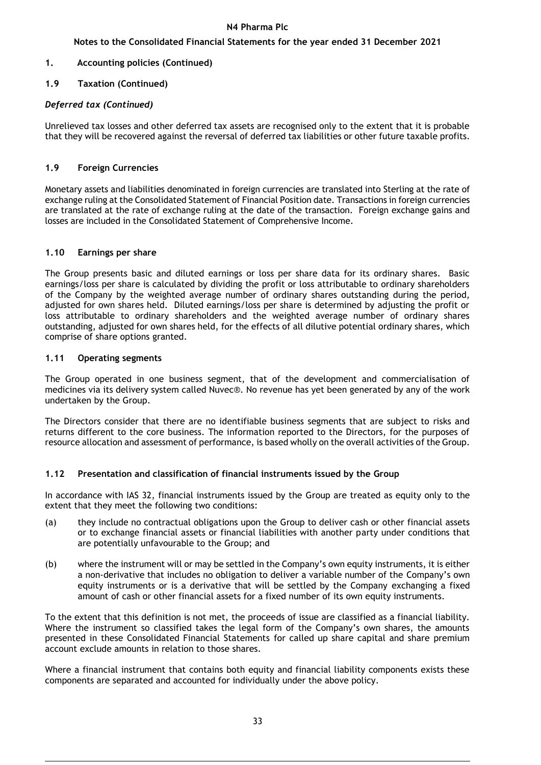## 1. Accounting policies (Continued)

### 1.9 Taxation (Continued)

#### *Deferred tax (Continued)*

Unrelieved tax losses and other deferred tax assets are recognised only to the extent that it is probable that they will be recovered against the reversal of deferred tax liabilities or other future taxable profits.

### 1.9 Foreign Currencies

Monetary assets and liabilities denominated in foreign currencies are translated into Sterling at the rate of exchange ruling at the Consolidated Statement of Financial Position date. Transactions in foreign currencies are translated at the rate of exchange ruling at the date of the transaction. Foreign exchange gains and losses are included in the Consolidated Statement of Comprehensive Income.

### 1.10 Earnings per share

The Group presents basic and diluted earnings or loss per share data for its ordinary shares. Basic earnings/loss per share is calculated by dividing the profit or loss attributable to ordinary shareholders of the Company by the weighted average number of ordinary shares outstanding during the period, adjusted for own shares held. Diluted earnings/loss per share is determined by adjusting the profit or loss attributable to ordinary shareholders and the weighted average number of ordinary shares outstanding, adjusted for own shares held, for the effects of all dilutive potential ordinary shares, which comprise of share options granted.

### 1.11 Operating segments

The Group operated in one business segment, that of the development and commercialisation of medicines via its delivery system called Nuvec®. No revenue has yet been generated by any of the work undertaken by the Group.

The Directors consider that there are no identifiable business segments that are subject to risks and returns different to the core business. The information reported to the Directors, for the purposes of resource allocation and assessment of performance, is based wholly on the overall activities of the Group.

### 1.12 Presentation and classification of financial instruments issued by the Group

In accordance with IAS 32, financial instruments issued by the Group are treated as equity only to the extent that they meet the following two conditions:

(a) they include no contractual obligations upon the Group to deliver cash or other financial assets or to exchange financial assets or financial liabilities with another party under conditions that are potentially unfavourable to the Group; and

(b) where the instrument will or may be settled in the Company's own equity instruments, it is either a non-derivative that includes no obligation to deliver a variable number of the Company's own equity instruments or is a derivative that will be settled by the Company exchanging a fixed amount of cash or other financial assets for a fixed number of its own equity instruments.

To the extent that this definition is not met, the proceeds of issue are classified as a financial liability. Where the instrument so classified takes the legal form of the Company's own shares, the amounts presented in these Consolidated Financial Statements for called up share capital and share premium account exclude amounts in relation to those shares.

Where a financial instrument that contains both equity and financial liability components exists these components are separated and accounted for individually under the above policy.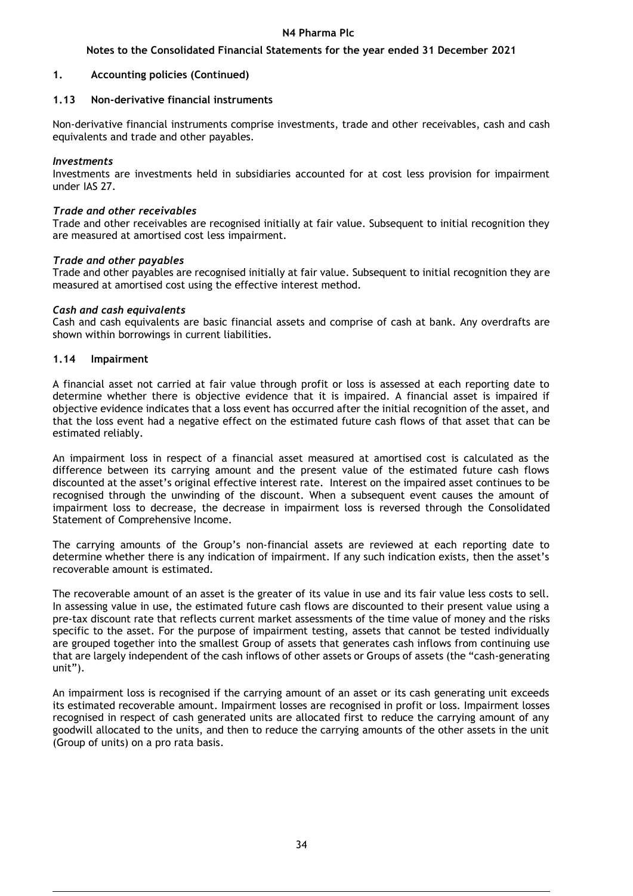## 1. Accounting policies (Continued)

### 1.13 Non-derivative financial instruments

Non-derivative financial instruments comprise investments, trade and other receivables, cash and cash equivalents and trade and other payables.

***Investments***
Investments are investments held in subsidiaries accounted for at cost less provision for impairment under IAS 27.

***Trade and other receivables***
Trade and other receivables are recognised initially at fair value. Subsequent to initial recognition they are measured at amortised cost less impairment.

***Trade and other payables***
Trade and other payables are recognised initially at fair value. Subsequent to initial recognition they are measured at amortised cost using the effective interest method.

***Cash and cash equivalents***
Cash and cash equivalents are basic financial assets and comprise of cash at bank. Any overdrafts are shown within borrowings in current liabilities.

### 1.14 Impairment

A financial asset not carried at fair value through profit or loss is assessed at each reporting date to determine whether there is objective evidence that it is impaired. A financial asset is impaired if objective evidence indicates that a loss event has occurred after the initial recognition of the asset, and that the loss event had a negative effect on the estimated future cash flows of that asset that can be estimated reliably.

An impairment loss in respect of a financial asset measured at amortised cost is calculated as the difference between its carrying amount and the present value of the estimated future cash flows discounted at the asset's original effective interest rate. Interest on the impaired asset continues to be recognised through the unwinding of the discount. When a subsequent event causes the amount of impairment loss to decrease, the decrease in impairment loss is reversed through the Consolidated Statement of Comprehensive Income.

The carrying amounts of the Group's non-financial assets are reviewed at each reporting date to determine whether there is any indication of impairment. If any such indication exists, then the asset's recoverable amount is estimated.

The recoverable amount of an asset is the greater of its value in use and its fair value less costs to sell. In assessing value in use, the estimated future cash flows are discounted to their present value using a pre-tax discount rate that reflects current market assessments of the time value of money and the risks specific to the asset. For the purpose of impairment testing, assets that cannot be tested individually are grouped together into the smallest Group of assets that generates cash inflows from continuing use that are largely independent of the cash inflows of other assets or Groups of assets (the "cash-generating unit").

An impairment loss is recognised if the carrying amount of an asset or its cash generating unit exceeds its estimated recoverable amount. Impairment losses are recognised in profit or loss. Impairment losses recognised in respect of cash generated units are allocated first to reduce the carrying amount of any goodwill allocated to the units, and then to reduce the carrying amounts of the other assets in the unit (Group of units) on a pro rata basis.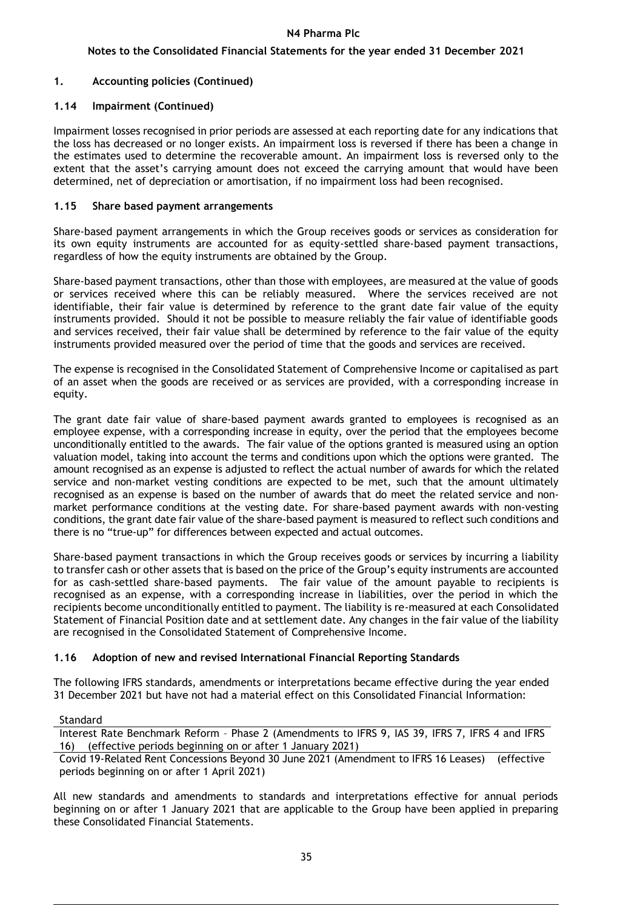## 1. Accounting policies (Continued)

### 1.14 Impairment (Continued)

Impairment losses recognised in prior periods are assessed at each reporting date for any indications that the loss has decreased or no longer exists. An impairment loss is reversed if there has been a change in the estimates used to determine the recoverable amount. An impairment loss is reversed only to the extent that the asset's carrying amount does not exceed the carrying amount that would have been determined, net of depreciation or amortisation, if no impairment loss had been recognised.

### 1.15 Share based payment arrangements

Share-based payment arrangements in which the Group receives goods or services as consideration for its own equity instruments are accounted for as equity-settled share-based payment transactions, regardless of how the equity instruments are obtained by the Group.

Share-based payment transactions, other than those with employees, are measured at the value of goods or services received where this can be reliably measured. Where the services received are not identifiable, their fair value is determined by reference to the grant date fair value of the equity instruments provided. Should it not be possible to measure reliably the fair value of identifiable goods and services received, their fair value shall be determined by reference to the fair value of the equity instruments provided measured over the period of time that the goods and services are received.

The expense is recognised in the Consolidated Statement of Comprehensive Income or capitalised as part of an asset when the goods are received or as services are provided, with a corresponding increase in equity.

The grant date fair value of share-based payment awards granted to employees is recognised as an employee expense, with a corresponding increase in equity, over the period that the employees become unconditionally entitled to the awards. The fair value of the options granted is measured using an option valuation model, taking into account the terms and conditions upon which the options were granted. The amount recognised as an expense is adjusted to reflect the actual number of awards for which the related service and non-market vesting conditions are expected to be met, such that the amount ultimately recognised as an expense is based on the number of awards that do meet the related service and non-market performance conditions at the vesting date. For share-based payment awards with non-vesting conditions, the grant date fair value of the share-based payment is measured to reflect such conditions and there is no "true-up" for differences between expected and actual outcomes.

Share-based payment transactions in which the Group receives goods or services by incurring a liability to transfer cash or other assets that is based on the price of the Group's equity instruments are accounted for as cash-settled share-based payments. The fair value of the amount payable to recipients is recognised as an expense, with a corresponding increase in liabilities, over the period in which the recipients become unconditionally entitled to payment. The liability is re-measured at each Consolidated Statement of Financial Position date and at settlement date. Any changes in the fair value of the liability are recognised in the Consolidated Statement of Comprehensive Income.

### 1.16 Adoption of new and revised International Financial Reporting Standards

The following IFRS standards, amendments or interpretations became effective during the year ended 31 December 2021 but have not had a material effect on this Consolidated Financial Information:

| Standard |
|---|
| Interest Rate Benchmark Reform – Phase 2 (Amendments to IFRS 9, IAS 39, IFRS 7, IFRS 4 and IFRS 16) (effective periods beginning on or after 1 January 2021) |
| Covid 19-Related Rent Concessions Beyond 30 June 2021 (Amendment to IFRS 16 Leases) (effective periods beginning on or after 1 April 2021) |

All new standards and amendments to standards and interpretations effective for annual periods beginning on or after 1 January 2021 that are applicable to the Group have been applied in preparing these Consolidated Financial Statements.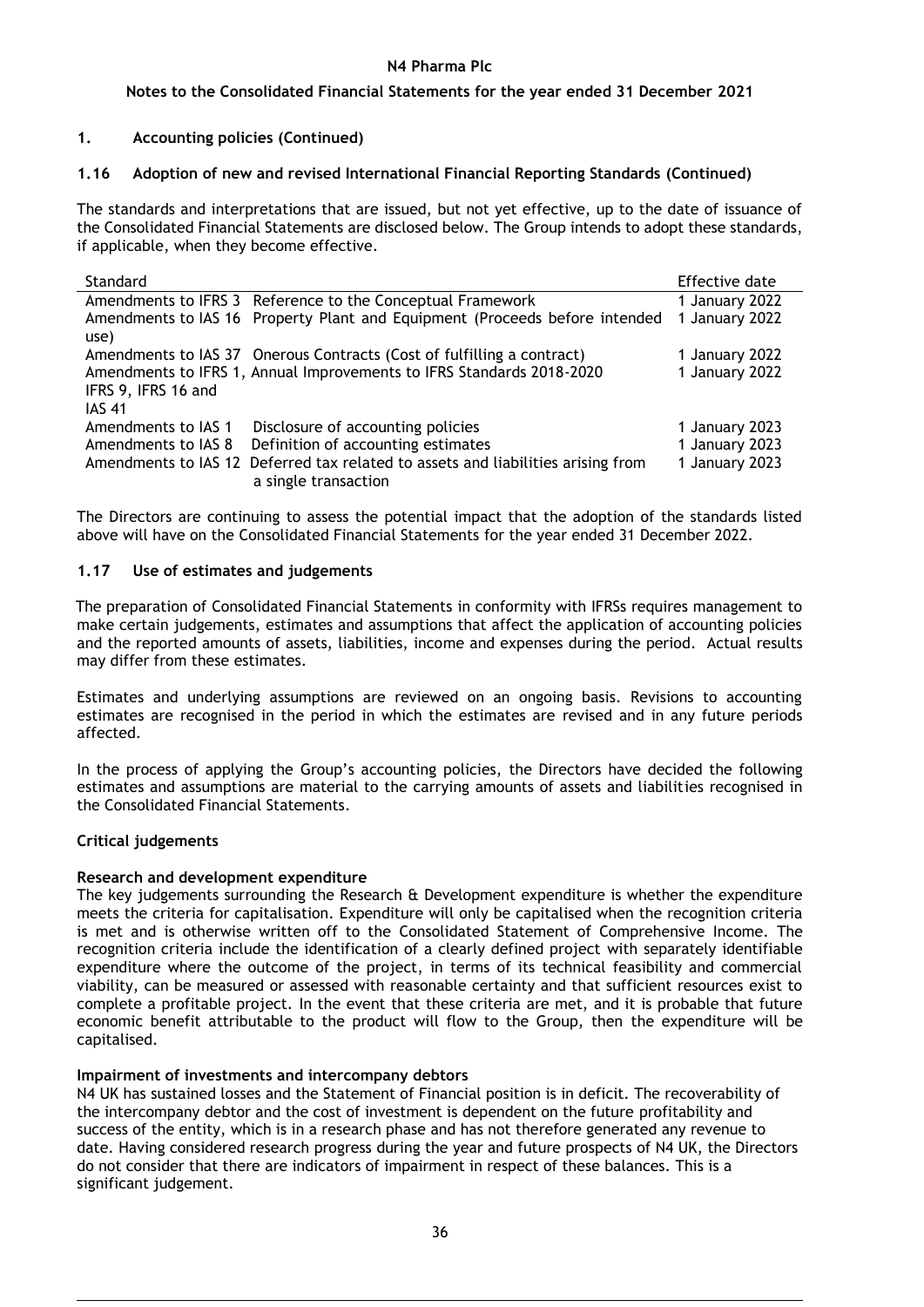# N4 Pharma Plc

## Notes to the Consolidated Financial Statements for the year ended 31 December 2021

### 1. Accounting policies (Continued)

### 1.16 Adoption of new and revised International Financial Reporting Standards (Continued)

The standards and interpretations that are issued, but not yet effective, up to the date of issuance of the Consolidated Financial Statements are disclosed below. The Group intends to adopt these standards, if applicable, when they become effective.

| Standard | | Effective date |
|---|---|---|
| Amendments to IFRS 3 | Reference to the Conceptual Framework | 1 January 2022 |
| Amendments to IAS 16 | Property Plant and Equipment (Proceeds before intended use) | 1 January 2022 |
| Amendments to IAS 37 | Onerous Contracts (Cost of fulfilling a contract) | 1 January 2022 |
| Amendments to IFRS 1, IFRS 9, IFRS 16 and IAS 41 | Annual Improvements to IFRS Standards 2018-2020 | 1 January 2022 |
| Amendments to IAS 1 | Disclosure of accounting policies | 1 January 2023 |
| Amendments to IAS 8 | Definition of accounting estimates | 1 January 2023 |
| Amendments to IAS 12 | Deferred tax related to assets and liabilities arising from a single transaction | 1 January 2023 |

The Directors are continuing to assess the potential impact that the adoption of the standards listed above will have on the Consolidated Financial Statements for the year ended 31 December 2022.

### 1.17 Use of estimates and judgements

The preparation of Consolidated Financial Statements in conformity with IFRSs requires management to make certain judgements, estimates and assumptions that affect the application of accounting policies and the reported amounts of assets, liabilities, income and expenses during the period. Actual results may differ from these estimates.

Estimates and underlying assumptions are reviewed on an ongoing basis. Revisions to accounting estimates are recognised in the period in which the estimates are revised and in any future periods affected.

In the process of applying the Group's accounting policies, the Directors have decided the following estimates and assumptions are material to the carrying amounts of assets and liabilities recognised in the Consolidated Financial Statements.

**Critical judgements**

**Research and development expenditure**

The key judgements surrounding the Research & Development expenditure is whether the expenditure meets the criteria for capitalisation. Expenditure will only be capitalised when the recognition criteria is met and is otherwise written off to the Consolidated Statement of Comprehensive Income. The recognition criteria include the identification of a clearly defined project with separately identifiable expenditure where the outcome of the project, in terms of its technical feasibility and commercial viability, can be measured or assessed with reasonable certainty and that sufficient resources exist to complete a profitable project. In the event that these criteria are met, and it is probable that future economic benefit attributable to the product will flow to the Group, then the expenditure will be capitalised.

**Impairment of investments and intercompany debtors**

N4 UK has sustained losses and the Statement of Financial position is in deficit. The recoverability of the intercompany debtor and the cost of investment is dependent on the future profitability and success of the entity, which is in a research phase and has not therefore generated any revenue to date. Having considered research progress during the year and future prospects of N4 UK, the Directors do not consider that there are indicators of impairment in respect of these balances. This is a significant judgement.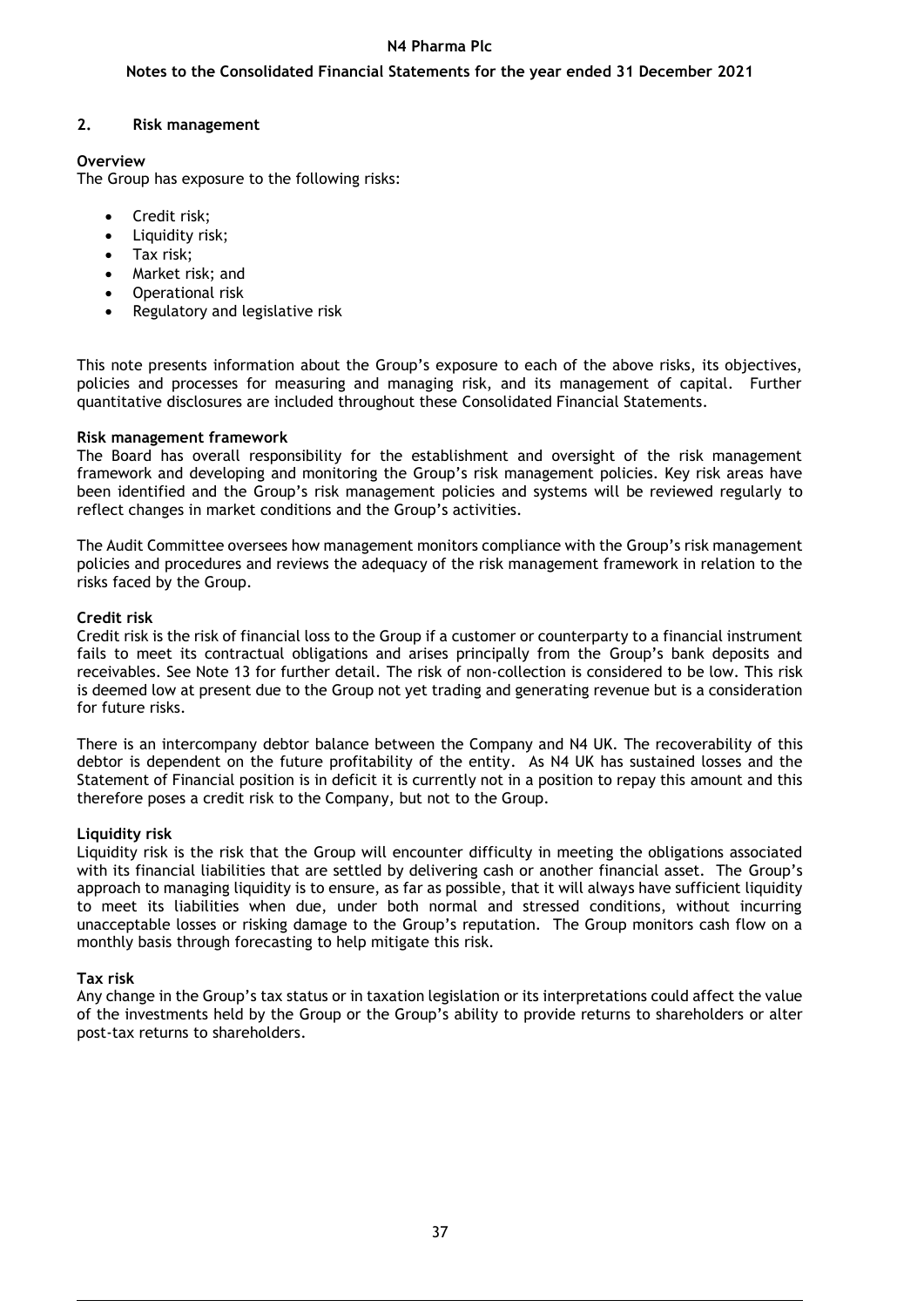## 2. Risk management

### Overview

The Group has exposure to the following risks:

- Credit risk;
- Liquidity risk;
- Tax risk;
- Market risk; and
- Operational risk
- Regulatory and legislative risk

This note presents information about the Group's exposure to each of the above risks, its objectives, policies and processes for measuring and managing risk, and its management of capital. Further quantitative disclosures are included throughout these Consolidated Financial Statements.

### Risk management framework

The Board has overall responsibility for the establishment and oversight of the risk management framework and developing and monitoring the Group's risk management policies. Key risk areas have been identified and the Group's risk management policies and systems will be reviewed regularly to reflect changes in market conditions and the Group's activities.

The Audit Committee oversees how management monitors compliance with the Group's risk management policies and procedures and reviews the adequacy of the risk management framework in relation to the risks faced by the Group.

### Credit risk

Credit risk is the risk of financial loss to the Group if a customer or counterparty to a financial instrument fails to meet its contractual obligations and arises principally from the Group's bank deposits and receivables. See Note 13 for further detail. The risk of non-collection is considered to be low. This risk is deemed low at present due to the Group not yet trading and generating revenue but is a consideration for future risks.

There is an intercompany debtor balance between the Company and N4 UK. The recoverability of this debtor is dependent on the future profitability of the entity. As N4 UK has sustained losses and the Statement of Financial position is in deficit it is currently not in a position to repay this amount and this therefore poses a credit risk to the Company, but not to the Group.

### Liquidity risk

Liquidity risk is the risk that the Group will encounter difficulty in meeting the obligations associated with its financial liabilities that are settled by delivering cash or another financial asset. The Group's approach to managing liquidity is to ensure, as far as possible, that it will always have sufficient liquidity to meet its liabilities when due, under both normal and stressed conditions, without incurring unacceptable losses or risking damage to the Group's reputation. The Group monitors cash flow on a monthly basis through forecasting to help mitigate this risk.

### Tax risk

Any change in the Group's tax status or in taxation legislation or its interpretations could affect the value of the investments held by the Group or the Group's ability to provide returns to shareholders or alter post-tax returns to shareholders.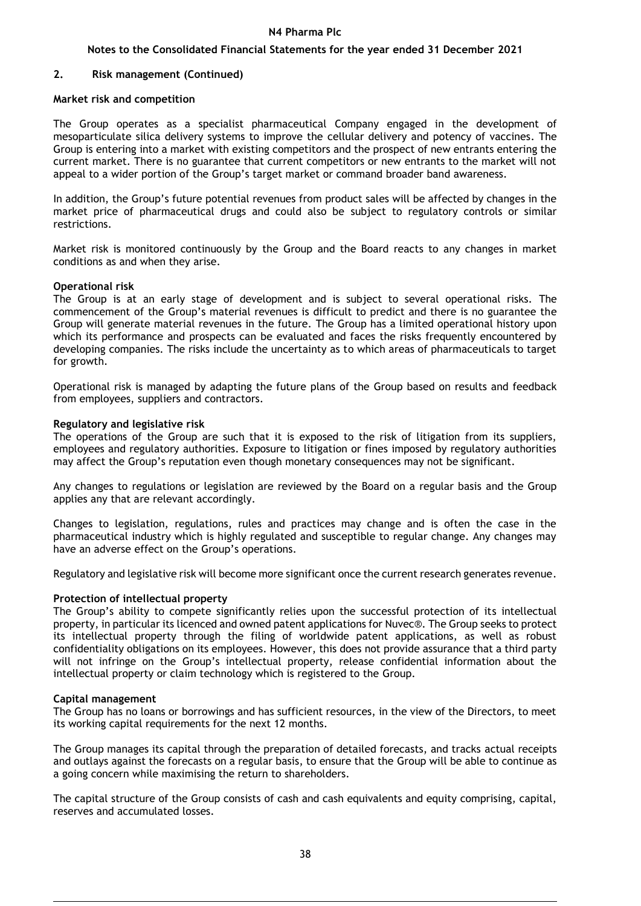## 2. Risk management (Continued)

**Market risk and competition**

The Group operates as a specialist pharmaceutical Company engaged in the development of mesoparticulate silica delivery systems to improve the cellular delivery and potency of vaccines. The Group is entering into a market with existing competitors and the prospect of new entrants entering the current market. There is no guarantee that current competitors or new entrants to the market will not appeal to a wider portion of the Group's target market or command broader band awareness.

In addition, the Group's future potential revenues from product sales will be affected by changes in the market price of pharmaceutical drugs and could also be subject to regulatory controls or similar restrictions.

Market risk is monitored continuously by the Group and the Board reacts to any changes in market conditions as and when they arise.

**Operational risk**

The Group is at an early stage of development and is subject to several operational risks. The commencement of the Group's material revenues is difficult to predict and there is no guarantee the Group will generate material revenues in the future. The Group has a limited operational history upon which its performance and prospects can be evaluated and faces the risks frequently encountered by developing companies. The risks include the uncertainty as to which areas of pharmaceuticals to target for growth.

Operational risk is managed by adapting the future plans of the Group based on results and feedback from employees, suppliers and contractors.

**Regulatory and legislative risk**

The operations of the Group are such that it is exposed to the risk of litigation from its suppliers, employees and regulatory authorities. Exposure to litigation or fines imposed by regulatory authorities may affect the Group's reputation even though monetary consequences may not be significant.

Any changes to regulations or legislation are reviewed by the Board on a regular basis and the Group applies any that are relevant accordingly.

Changes to legislation, regulations, rules and practices may change and is often the case in the pharmaceutical industry which is highly regulated and susceptible to regular change. Any changes may have an adverse effect on the Group's operations.

Regulatory and legislative risk will become more significant once the current research generates revenue.

**Protection of intellectual property**

The Group's ability to compete significantly relies upon the successful protection of its intellectual property, in particular its licenced and owned patent applications for Nuvec®. The Group seeks to protect its intellectual property through the filing of worldwide patent applications, as well as robust confidentiality obligations on its employees. However, this does not provide assurance that a third party will not infringe on the Group's intellectual property, release confidential information about the intellectual property or claim technology which is registered to the Group.

**Capital management**

The Group has no loans or borrowings and has sufficient resources, in the view of the Directors, to meet its working capital requirements for the next 12 months.

The Group manages its capital through the preparation of detailed forecasts, and tracks actual receipts and outlays against the forecasts on a regular basis, to ensure that the Group will be able to continue as a going concern while maximising the return to shareholders.

The capital structure of the Group consists of cash and cash equivalents and equity comprising, capital, reserves and accumulated losses.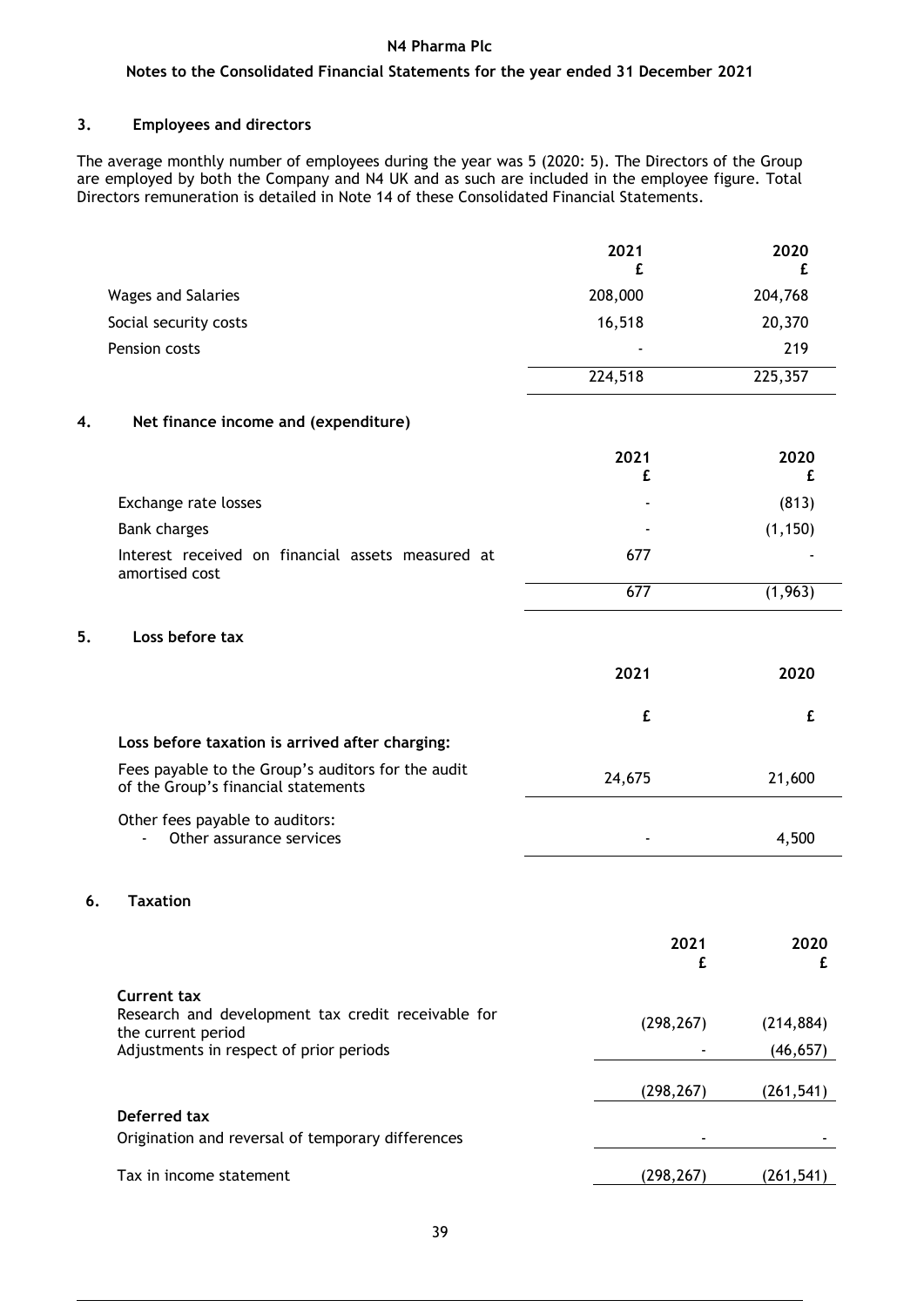# N4 Pharma Plc

## Notes to the Consolidated Financial Statements for the year ended 31 December 2021

### 3. Employees and directors

The average monthly number of employees during the year was 5 (2020: 5). The Directors of the Group are employed by both the Company and N4 UK and as such are included in the employee figure. Total Directors remuneration is detailed in Note 14 of these Consolidated Financial Statements.

| | 2021 £ | 2020 £ |
|---|---|---|
| Wages and Salaries | 208,000 | 204,768 |
| Social security costs | 16,518 | 20,370 |
| Pension costs | - | 219 |
| | 224,518 | 225,357 |

### 4. Net finance income and (expenditure)

| | 2021 £ | 2020 £ |
|---|---|---|
| Exchange rate losses | - | (813) |
| Bank charges | - | (1,150) |
| Interest received on financial assets measured at amortised cost | 677 | - |
| | 677 | (1,963) |

### 5. Loss before tax

| | 2021 £ | 2020 £ |
|---|---|---|
| **Loss before taxation is arrived after charging:** | | |
| Fees payable to the Group's auditors for the audit of the Group's financial statements | 24,675 | 21,600 |
| Other fees payable to auditors: | | |
| - Other assurance services | - | 4,500 |

### 6. Taxation

| | 2021 £ | 2020 £ |
|---|---|---|
| **Current tax** | | |
| Research and development tax credit receivable for the current period | (298,267) | (214,884) |
| Adjustments in respect of prior periods | - | (46,657) |
| | (298,267) | (261,541) |
| **Deferred tax** | | |
| Origination and reversal of temporary differences | - | - |
| Tax in income statement | (298,267) | (261,541) |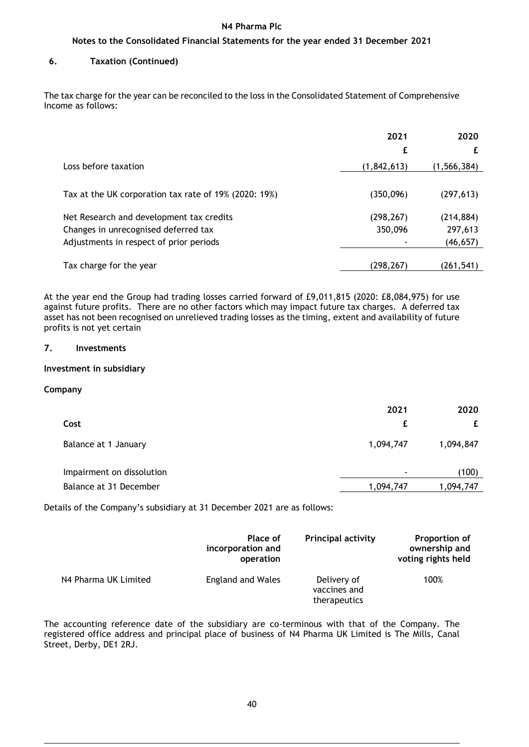## 6. Taxation (Continued)

The tax charge for the year can be reconciled to the loss in the Consolidated Statement of Comprehensive Income as follows:

| | 2021 | 2020 |
|---|---|---|
| | £ | £ |
| Loss before taxation | (1,842,613) | (1,566,384) |
| Tax at the UK corporation tax rate of 19% (2020: 19%) | (350,096) | (297,613) |
| Net Research and development tax credits | (298,267) | (214,884) |
| Changes in unrecognised deferred tax | 350,096 | 297,613 |
| Adjustments in respect of prior periods | - | (46,657) |
| Tax charge for the year | (298,267) | (261,541) |

At the year end the Group had trading losses carried forward of £9,011,815 (2020: £8,084,975) for use against future profits. There are no other factors which may impact future tax charges. A deferred tax asset has not been recognised on unrelieved trading losses as the timing, extent and availability of future profits is not yet certain

## 7. Investments

### Investment in subsidiary

### Company

| Cost | 2021 £ | 2020 £ |
|---|---|---|
| Balance at 1 January | 1,094,747 | 1,094,847 |
| Impairment on dissolution | - | (100) |
| Balance at 31 December | 1,094,747 | 1,094,747 |

Details of the Company's subsidiary at 31 December 2021 are as follows:

| | Place of incorporation and operation | Principal activity | Proportion of ownership and voting rights held |
|---|---|---|---|
| N4 Pharma UK Limited | England and Wales | Delivery of vaccines and therapeutics | 100% |

The accounting reference date of the subsidiary are co-terminous with that of the Company. The registered office address and principal place of business of N4 Pharma UK Limited is The Mills, Canal Street, Derby, DE1 2RJ.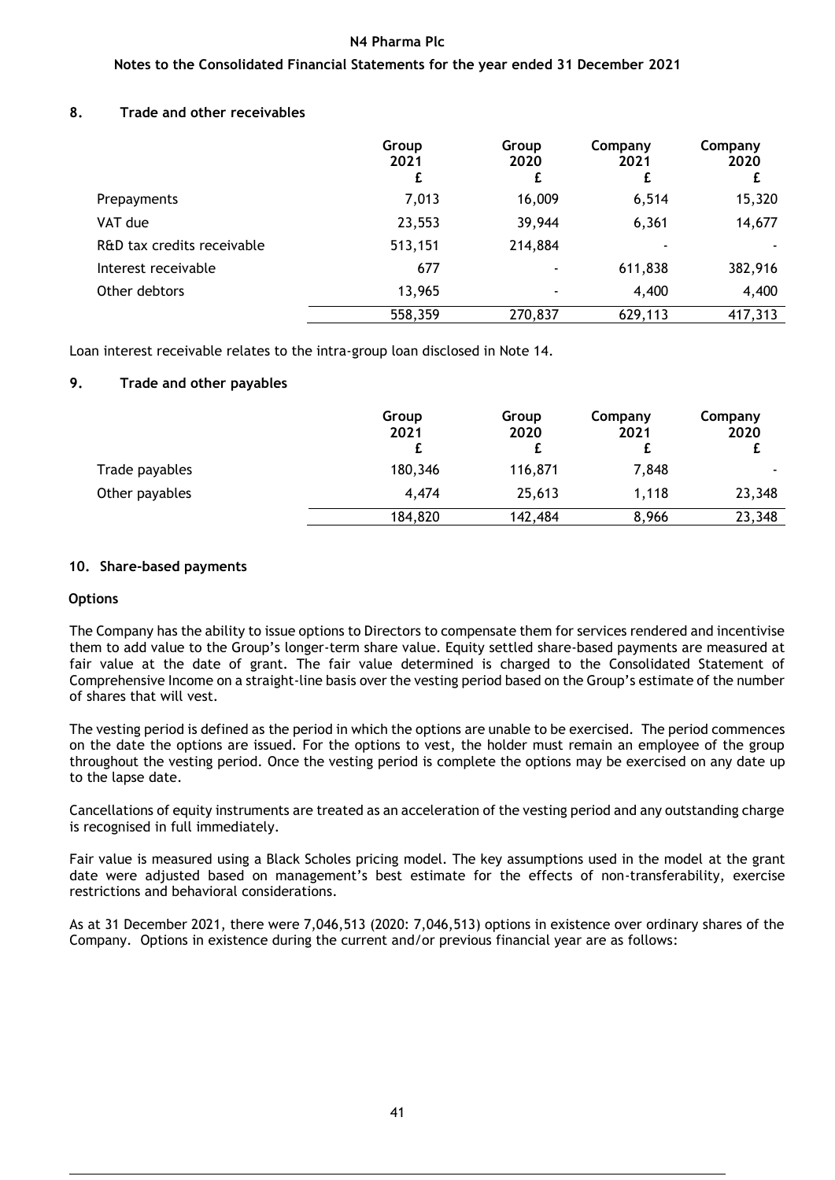## 8. Trade and other receivables

| | Group 2021 £ | Group 2020 £ | Company 2021 £ | Company 2020 £ |
|---|---|---|---|---|
| Prepayments | 7,013 | 16,009 | 6,514 | 15,320 |
| VAT due | 23,553 | 39,944 | 6,361 | 14,677 |
| R&D tax credits receivable | 513,151 | 214,884 | - | - |
| Interest receivable | 677 | - | 611,838 | 382,916 |
| Other debtors | 13,965 | - | 4,400 | 4,400 |
| | 558,359 | 270,837 | 629,113 | 417,313 |

Loan interest receivable relates to the intra-group loan disclosed in Note 14.

## 9. Trade and other payables

| | Group 2021 £ | Group 2020 £ | Company 2021 £ | Company 2020 £ |
|---|---|---|---|---|
| Trade payables | 180,346 | 116,871 | 7,848 | - |
| Other payables | 4,474 | 25,613 | 1,118 | 23,348 |
| | 184,820 | 142,484 | 8,966 | 23,348 |

## 10. Share-based payments

### Options

The Company has the ability to issue options to Directors to compensate them for services rendered and incentivise them to add value to the Group's longer-term share value. Equity settled share-based payments are measured at fair value at the date of grant. The fair value determined is charged to the Consolidated Statement of Comprehensive Income on a straight-line basis over the vesting period based on the Group's estimate of the number of shares that will vest.

The vesting period is defined as the period in which the options are unable to be exercised. The period commences on the date the options are issued. For the options to vest, the holder must remain an employee of the group throughout the vesting period. Once the vesting period is complete the options may be exercised on any date up to the lapse date.

Cancellations of equity instruments are treated as an acceleration of the vesting period and any outstanding charge is recognised in full immediately.

Fair value is measured using a Black Scholes pricing model. The key assumptions used in the model at the grant date were adjusted based on management's best estimate for the effects of non-transferability, exercise restrictions and behavioral considerations.

As at 31 December 2021, there were 7,046,513 (2020: 7,046,513) options in existence over ordinary shares of the Company. Options in existence during the current and/or previous financial year are as follows: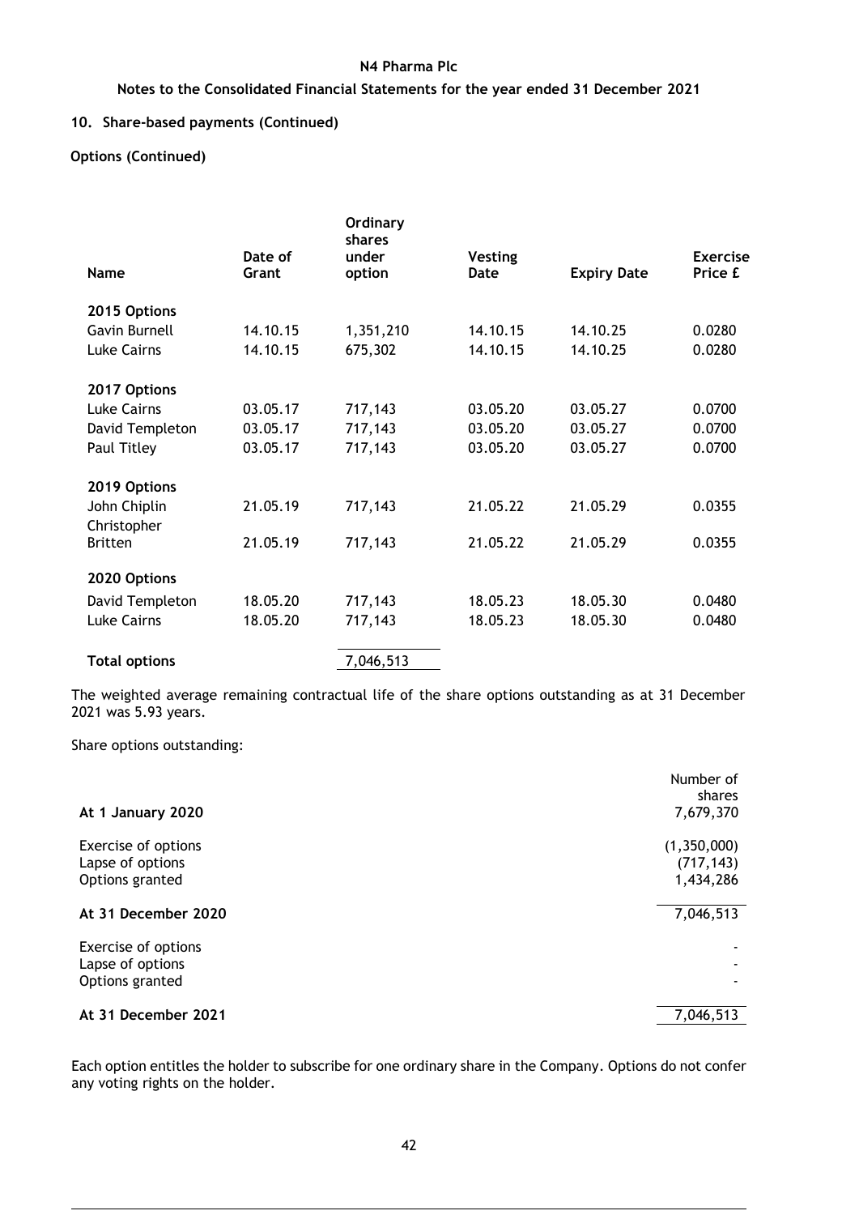N4 Pharma Plc

Notes to the Consolidated Financial Statements for the year ended 31 December 2021

## 10. Share-based payments (Continued)

### Options (Continued)

| Name | Date of Grant | Ordinary shares under option | Vesting Date | Expiry Date | Exercise Price £ |
|---|---|---|---|---|---|
| **2015 Options** | | | | | |
| Gavin Burnell | 14.10.15 | 1,351,210 | 14.10.15 | 14.10.25 | 0.0280 |
| Luke Cairns | 14.10.15 | 675,302 | 14.10.15 | 14.10.25 | 0.0280 |
| **2017 Options** | | | | | |
| Luke Cairns | 03.05.17 | 717,143 | 03.05.20 | 03.05.27 | 0.0700 |
| David Templeton | 03.05.17 | 717,143 | 03.05.20 | 03.05.27 | 0.0700 |
| Paul Titley | 03.05.17 | 717,143 | 03.05.20 | 03.05.27 | 0.0700 |
| **2019 Options** | | | | | |
| John Chiplin | 21.05.19 | 717,143 | 21.05.22 | 21.05.29 | 0.0355 |
| Christopher Britten | 21.05.19 | 717,143 | 21.05.22 | 21.05.29 | 0.0355 |
| **2020 Options** | | | | | |
| David Templeton | 18.05.20 | 717,143 | 18.05.23 | 18.05.30 | 0.0480 |
| Luke Cairns | 18.05.20 | 717,143 | 18.05.23 | 18.05.30 | 0.0480 |
| **Total options** | | 7,046,513 | | | |

The weighted average remaining contractual life of the share options outstanding as at 31 December 2021 was 5.93 years.

Share options outstanding:

| | Number of shares |
|---|---|
| **At 1 January 2020** | 7,679,370 |
| Exercise of options | (1,350,000) |
| Lapse of options | (717,143) |
| Options granted | 1,434,286 |
| **At 31 December 2020** | 7,046,513 |
| Exercise of options | - |
| Lapse of options | - |
| Options granted | - |
| **At 31 December 2021** | 7,046,513 |

Each option entitles the holder to subscribe for one ordinary share in the Company. Options do not confer any voting rights on the holder.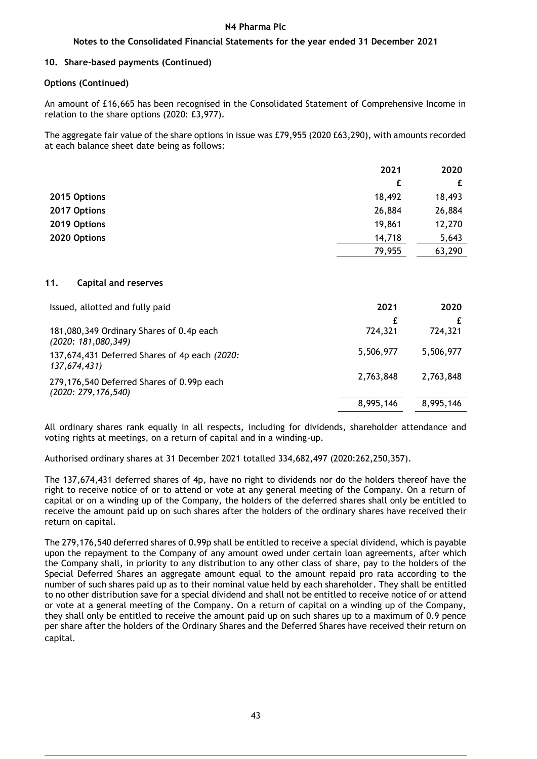## 10. Share-based payments (Continued)

### Options (Continued)

An amount of £16,665 has been recognised in the Consolidated Statement of Comprehensive Income in relation to the share options (2020: £3,977).

The aggregate fair value of the share options in issue was £79,955 (2020 £63,290), with amounts recorded at each balance sheet date being as follows:

| | 2021 | 2020 |
|---|---|---|
| | £ | £ |
| **2015 Options** | 18,492 | 18,493 |
| **2017 Options** | 26,884 | 26,884 |
| **2019 Options** | 19,861 | 12,270 |
| **2020 Options** | 14,718 | 5,643 |
| | 79,955 | 63,290 |

## 11. Capital and reserves

| Issued, allotted and fully paid | 2021 | 2020 |
|---|---|---|
| | £ | £ |
| 181,080,349 Ordinary Shares of 0.4p each *(2020: 181,080,349)* | 724,321 | 724,321 |
| 137,674,431 Deferred Shares of 4p each *(2020: 137,674,431)* | 5,506,977 | 5,506,977 |
| 279,176,540 Deferred Shares of 0.99p each *(2020: 279,176,540)* | 2,763,848 | 2,763,848 |
| | 8,995,146 | 8,995,146 |

All ordinary shares rank equally in all respects, including for dividends, shareholder attendance and voting rights at meetings, on a return of capital and in a winding-up.

Authorised ordinary shares at 31 December 2021 totalled 334,682,497 (2020:262,250,357).

The 137,674,431 deferred shares of 4p, have no right to dividends nor do the holders thereof have the right to receive notice of or to attend or vote at any general meeting of the Company. On a return of capital or on a winding up of the Company, the holders of the deferred shares shall only be entitled to receive the amount paid up on such shares after the holders of the ordinary shares have received their return on capital.

The 279,176,540 deferred shares of 0.99p shall be entitled to receive a special dividend, which is payable upon the repayment to the Company of any amount owed under certain loan agreements, after which the Company shall, in priority to any distribution to any other class of share, pay to the holders of the Special Deferred Shares an aggregate amount equal to the amount repaid pro rata according to the number of such shares paid up as to their nominal value held by each shareholder. They shall be entitled to no other distribution save for a special dividend and shall not be entitled to receive notice of or attend or vote at a general meeting of the Company. On a return of capital on a winding up of the Company, they shall only be entitled to receive the amount paid up on such shares up to a maximum of 0.9 pence per share after the holders of the Ordinary Shares and the Deferred Shares have received their return on capital.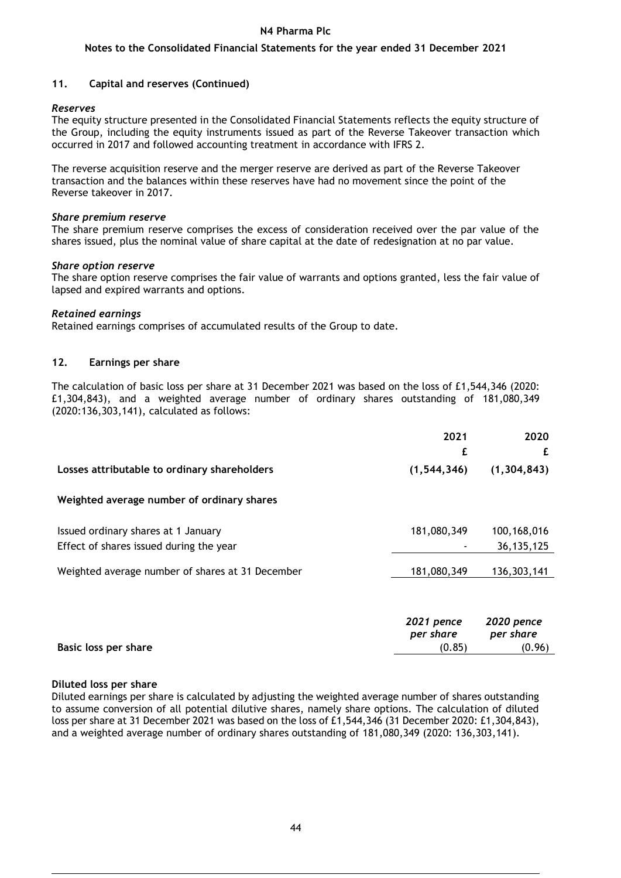## 11. Capital and reserves (Continued)

### *Reserves*

The equity structure presented in the Consolidated Financial Statements reflects the equity structure of the Group, including the equity instruments issued as part of the Reverse Takeover transaction which occurred in 2017 and followed accounting treatment in accordance with IFRS 2.

The reverse acquisition reserve and the merger reserve are derived as part of the Reverse Takeover transaction and the balances within these reserves have had no movement since the point of the Reverse takeover in 2017.

### *Share premium reserve*

The share premium reserve comprises the excess of consideration received over the par value of the shares issued, plus the nominal value of share capital at the date of redesignation at no par value.

### *Share option reserve*

The share option reserve comprises the fair value of warrants and options granted, less the fair value of lapsed and expired warrants and options.

### *Retained earnings*

Retained earnings comprises of accumulated results of the Group to date.

## 12. Earnings per share

The calculation of basic loss per share at 31 December 2021 was based on the loss of £1,544,346 (2020: £1,304,843), and a weighted average number of ordinary shares outstanding of 181,080,349 (2020:136,303,141), calculated as follows:

| | 2021 | 2020 |
|---|---|---|
| | £ | £ |
| **Losses attributable to ordinary shareholders** | **(1,544,346)** | **(1,304,843)** |
| **Weighted average number of ordinary shares** | | |
| Issued ordinary shares at 1 January | 181,080,349 | 100,168,016 |
| Effect of shares issued during the year | - | 36,135,125 |
| Weighted average number of shares at 31 December | 181,080,349 | 136,303,141 |

| | *2021 pence per share* | *2020 pence per share* |
|---|---|---|
| **Basic loss per share** | (0.85) | (0.96) |

### Diluted loss per share

Diluted earnings per share is calculated by adjusting the weighted average number of shares outstanding to assume conversion of all potential dilutive shares, namely share options. The calculation of diluted loss per share at 31 December 2021 was based on the loss of £1,544,346 (31 December 2020: £1,304,843), and a weighted average number of ordinary shares outstanding of 181,080,349 (2020: 136,303,141).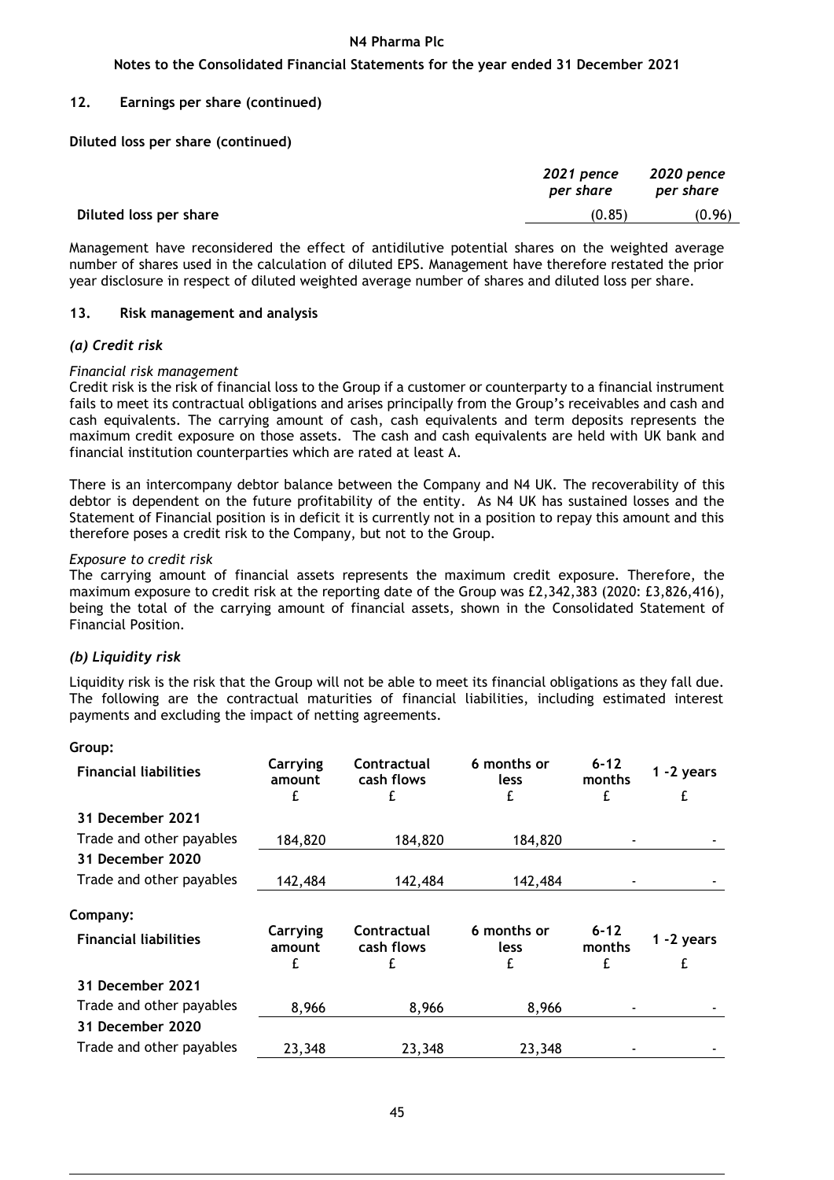## 12. Earnings per share (continued)

**Diluted loss per share (continued)**

| | *2021 pence per share* | *2020 pence per share* |
|---|---|---|
| **Diluted loss per share** | (0.85) | (0.96) |

Management have reconsidered the effect of antidilutive potential shares on the weighted average number of shares used in the calculation of diluted EPS. Management have therefore restated the prior year disclosure in respect of diluted weighted average number of shares and diluted loss per share.

## 13. Risk management and analysis

### *(a) Credit risk*

*Financial risk management*

Credit risk is the risk of financial loss to the Group if a customer or counterparty to a financial instrument fails to meet its contractual obligations and arises principally from the Group's receivables and cash and cash equivalents. The carrying amount of cash, cash equivalents and term deposits represents the maximum credit exposure on those assets. The cash and cash equivalents are held with UK bank and financial institution counterparties which are rated at least A.

There is an intercompany debtor balance between the Company and N4 UK. The recoverability of this debtor is dependent on the future profitability of the entity. As N4 UK has sustained losses and the Statement of Financial position is in deficit it is currently not in a position to repay this amount and this therefore poses a credit risk to the Company, but not to the Group.

*Exposure to credit risk*

The carrying amount of financial assets represents the maximum credit exposure. Therefore, the maximum exposure to credit risk at the reporting date of the Group was £2,342,383 (2020: £3,826,416), being the total of the carrying amount of financial assets, shown in the Consolidated Statement of Financial Position.

### *(b) Liquidity risk*

Liquidity risk is the risk that the Group will not be able to meet its financial obligations as they fall due. The following are the contractual maturities of financial liabilities, including estimated interest payments and excluding the impact of netting agreements.

**Group:**

| **Financial liabilities** | **Carrying amount £** | **Contractual cash flows £** | **6 months or less £** | **6-12 months £** | **1 -2 years £** |
|---|---|---|---|---|---|
| **31 December 2021** | | | | | |
| Trade and other payables | 184,820 | 184,820 | 184,820 | - | - |
| **31 December 2020** | | | | | |
| Trade and other payables | 142,484 | 142,484 | 142,484 | - | - |

**Company:**

| **Financial liabilities** | **Carrying amount £** | **Contractual cash flows £** | **6 months or less £** | **6-12 months £** | **1 -2 years £** |
|---|---|---|---|---|---|
| **31 December 2021** | | | | | |
| Trade and other payables | 8,966 | 8,966 | 8,966 | - | - |
| **31 December 2020** | | | | | |
| Trade and other payables | 23,348 | 23,348 | 23,348 | - | - |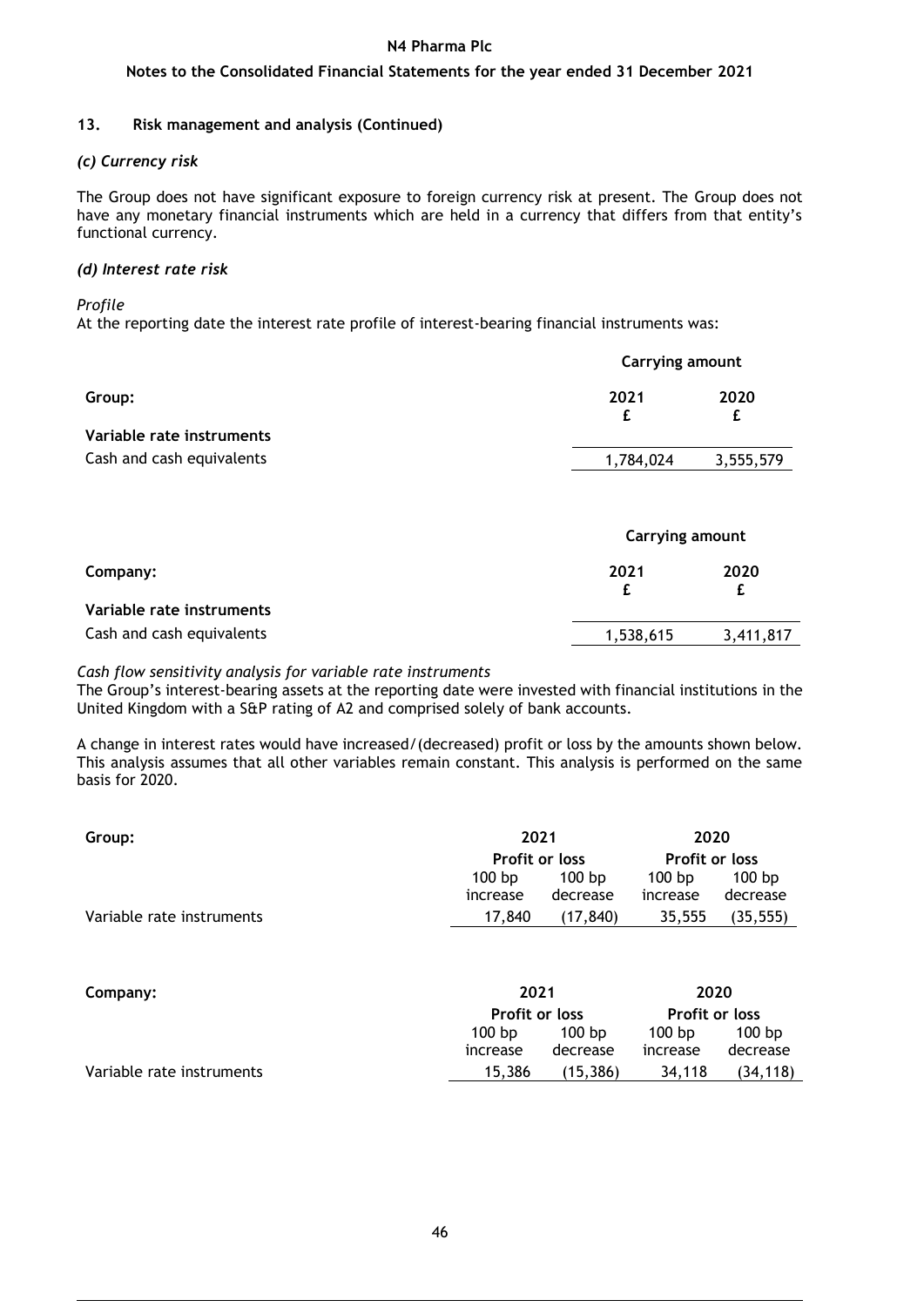### 13. Risk management and analysis (Continued)

*(c) Currency risk*

The Group does not have significant exposure to foreign currency risk at present. The Group does not have any monetary financial instruments which are held in a currency that differs from that entity's functional currency.

*(d) Interest rate risk*

*Profile*

At the reporting date the interest rate profile of interest-bearing financial instruments was:

| | Carrying amount | |
|---|---|---|
| **Group:** | **2021 £** | **2020 £** |
| **Variable rate instruments** | | |
| Cash and cash equivalents | 1,784,024 | 3,555,579 |

| | Carrying amount | |
|---|---|---|
| **Company:** | **2021 £** | **2020 £** |
| **Variable rate instruments** | | |
| Cash and cash equivalents | 1,538,615 | 3,411,817 |

*Cash flow sensitivity analysis for variable rate instruments*

The Group's interest-bearing assets at the reporting date were invested with financial institutions in the United Kingdom with a S&P rating of A2 and comprised solely of bank accounts.

A change in interest rates would have increased/(decreased) profit or loss by the amounts shown below. This analysis assumes that all other variables remain constant. This analysis is performed on the same basis for 2020.

| **Group:** | **2021** | | **2020** | |
|---|---|---|---|---|
| | **Profit or loss** | | **Profit or loss** | |
| | 100 bp increase | 100 bp decrease | 100 bp increase | 100 bp decrease |
| Variable rate instruments | 17,840 | (17,840) | 35,555 | (35,555) |

| **Company:** | **2021** | | **2020** | |
|---|---|---|---|---|
| | **Profit or loss** | | **Profit or loss** | |
| | 100 bp increase | 100 bp decrease | 100 bp increase | 100 bp decrease |
| Variable rate instruments | 15,386 | (15,386) | 34,118 | (34,118) |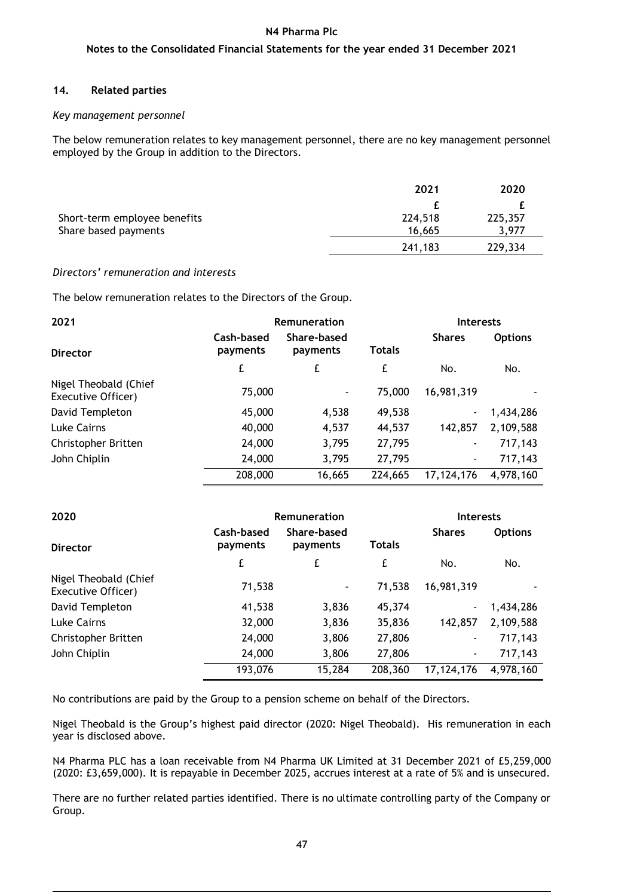## 14. Related parties

*Key management personnel*

The below remuneration relates to key management personnel, there are no key management personnel employed by the Group in addition to the Directors.

| | 2021 | 2020 |
|---|---|---|
| | £ | £ |
| Short-term employee benefits | 224,518 | 225,357 |
| Share based payments | 16,665 | 3,977 |
| | 241,183 | 229,334 |

*Directors' remuneration and interests*

The below remuneration relates to the Directors of the Group.

| 2021 | Remuneration | | | Interests | |
|---|---|---|---|---|---|
| Director | Cash-based payments | Share-based payments | Totals | Shares | Options |
| | £ | £ | £ | No. | No. |
| Nigel Theobald (Chief Executive Officer) | 75,000 | - | 75,000 | 16,981,319 | - |
| David Templeton | 45,000 | 4,538 | 49,538 | - | 1,434,286 |
| Luke Cairns | 40,000 | 4,537 | 44,537 | 142,857 | 2,109,588 |
| Christopher Britten | 24,000 | 3,795 | 27,795 | - | 717,143 |
| John Chiplin | 24,000 | 3,795 | 27,795 | - | 717,143 |
| | 208,000 | 16,665 | 224,665 | 17,124,176 | 4,978,160 |

| 2020 | Remuneration | | | Interests | |
|---|---|---|---|---|---|
| Director | Cash-based payments | Share-based payments | Totals | Shares | Options |
| | £ | £ | £ | No. | No. |
| Nigel Theobald (Chief Executive Officer) | 71,538 | - | 71,538 | 16,981,319 | - |
| David Templeton | 41,538 | 3,836 | 45,374 | - | 1,434,286 |
| Luke Cairns | 32,000 | 3,836 | 35,836 | 142,857 | 2,109,588 |
| Christopher Britten | 24,000 | 3,806 | 27,806 | - | 717,143 |
| John Chiplin | 24,000 | 3,806 | 27,806 | - | 717,143 |
| | 193,076 | 15,284 | 208,360 | 17,124,176 | 4,978,160 |

No contributions are paid by the Group to a pension scheme on behalf of the Directors.

Nigel Theobald is the Group's highest paid director (2020: Nigel Theobald). His remuneration in each year is disclosed above.

N4 Pharma PLC has a loan receivable from N4 Pharma UK Limited at 31 December 2021 of £5,259,000 (2020: £3,659,000). It is repayable in December 2025, accrues interest at a rate of 5% and is unsecured.

There are no further related parties identified. There is no ultimate controlling party of the Company or Group.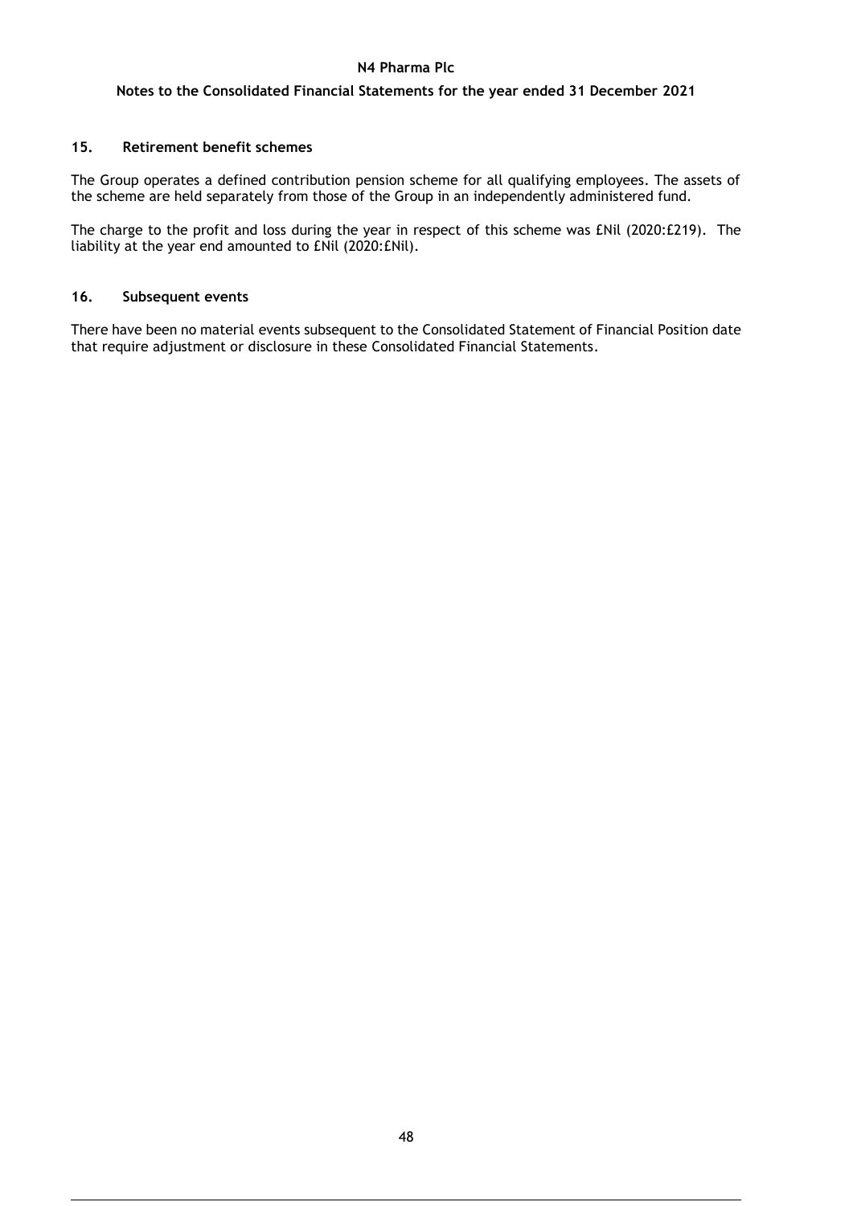### 15. Retirement benefit schemes

The Group operates a defined contribution pension scheme for all qualifying employees. The assets of the scheme are held separately from those of the Group in an independently administered fund.

The charge to the profit and loss during the year in respect of this scheme was £Nil (2020:£219). The liability at the year end amounted to £Nil (2020:£Nil).

### 16. Subsequent events

There have been no material events subsequent to the Consolidated Statement of Financial Position date that require adjustment or disclosure in these Consolidated Financial Statements.